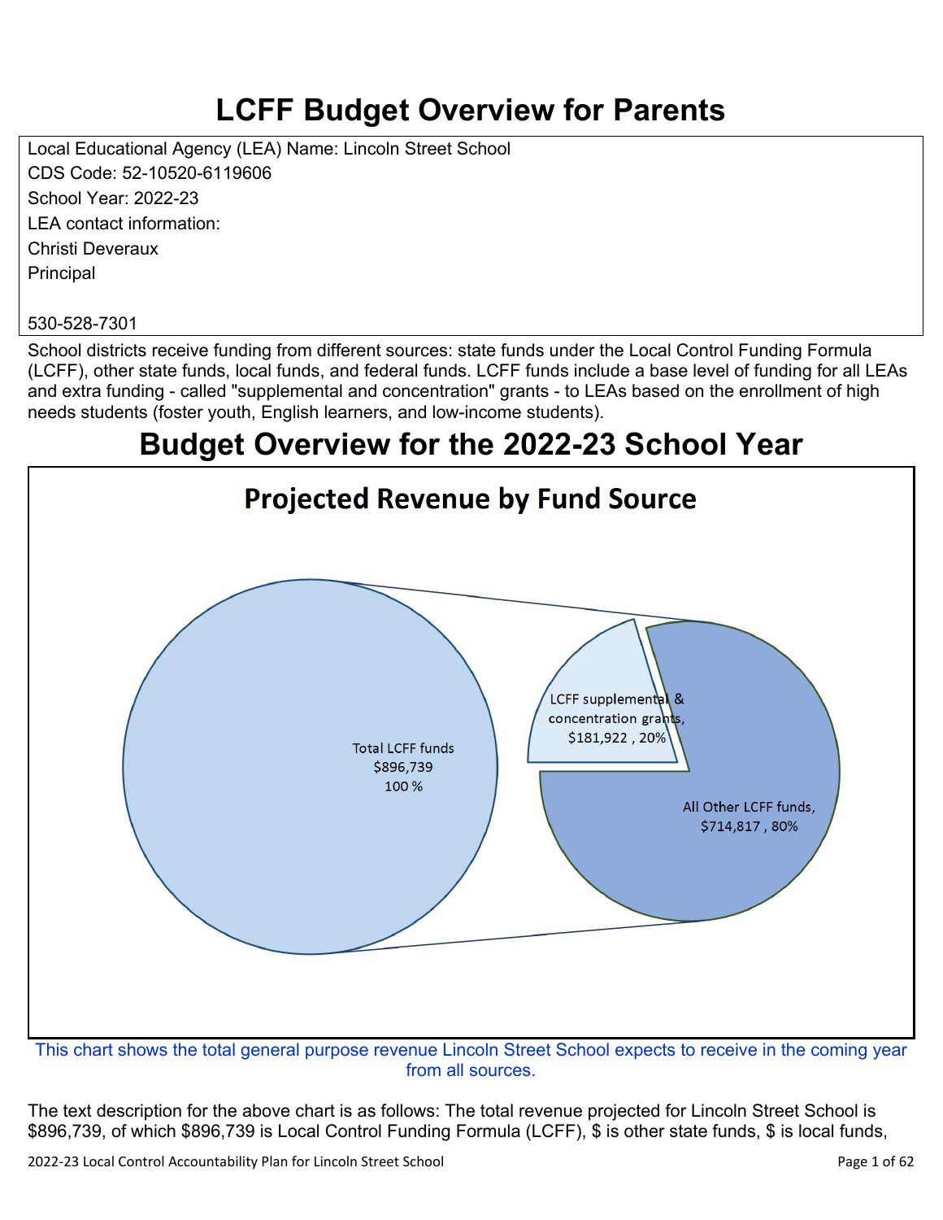# LCFF Budget Overview for Parents

Local Educational Agency (LEA) Name: Lincoln Street School
CDS Code: 52-10520-6119606
School Year: 2022-23
LEA contact information:
Christi Deveraux
Principal

530-528-7301

School districts receive funding from different sources: state funds under the Local Control Funding Formula (LCFF), other state funds, local funds, and federal funds. LCFF funds include a base level of funding for all LEAs and extra funding - called "supplemental and concentration" grants - to LEAs based on the enrollment of high needs students (foster youth, English learners, and low-income students).

# Budget Overview for the 2022-23 School Year

## Projected Revenue by Fund Source

Total LCFF funds
$896,739
100 %

LCFF supplemental & concentration grants, $181,922 , 20%

All Other LCFF funds, $714,817 , 80%

This chart shows the total general purpose revenue Lincoln Street School expects to receive in the coming year from all sources.

The text description for the above chart is as follows: The total revenue projected for Lincoln Street School is $896,739, of which $896,739 is Local Control Funding Formula (LCFF), $ is other state funds, $ is local funds,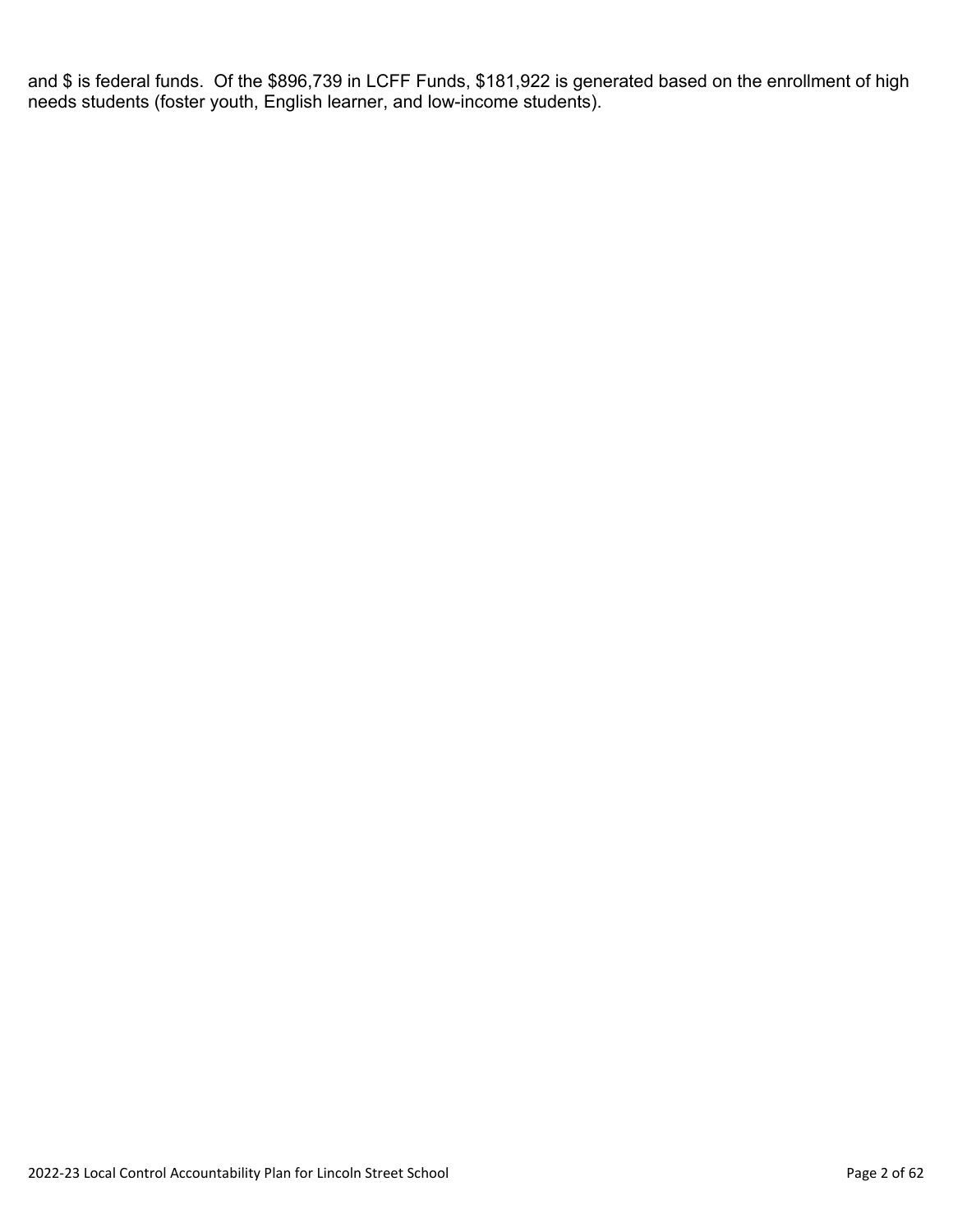and $ is federal funds.  Of the $896,739 in LCFF Funds, $181,922 is generated based on the enrollment of high needs students (foster youth, English learner, and low-income students).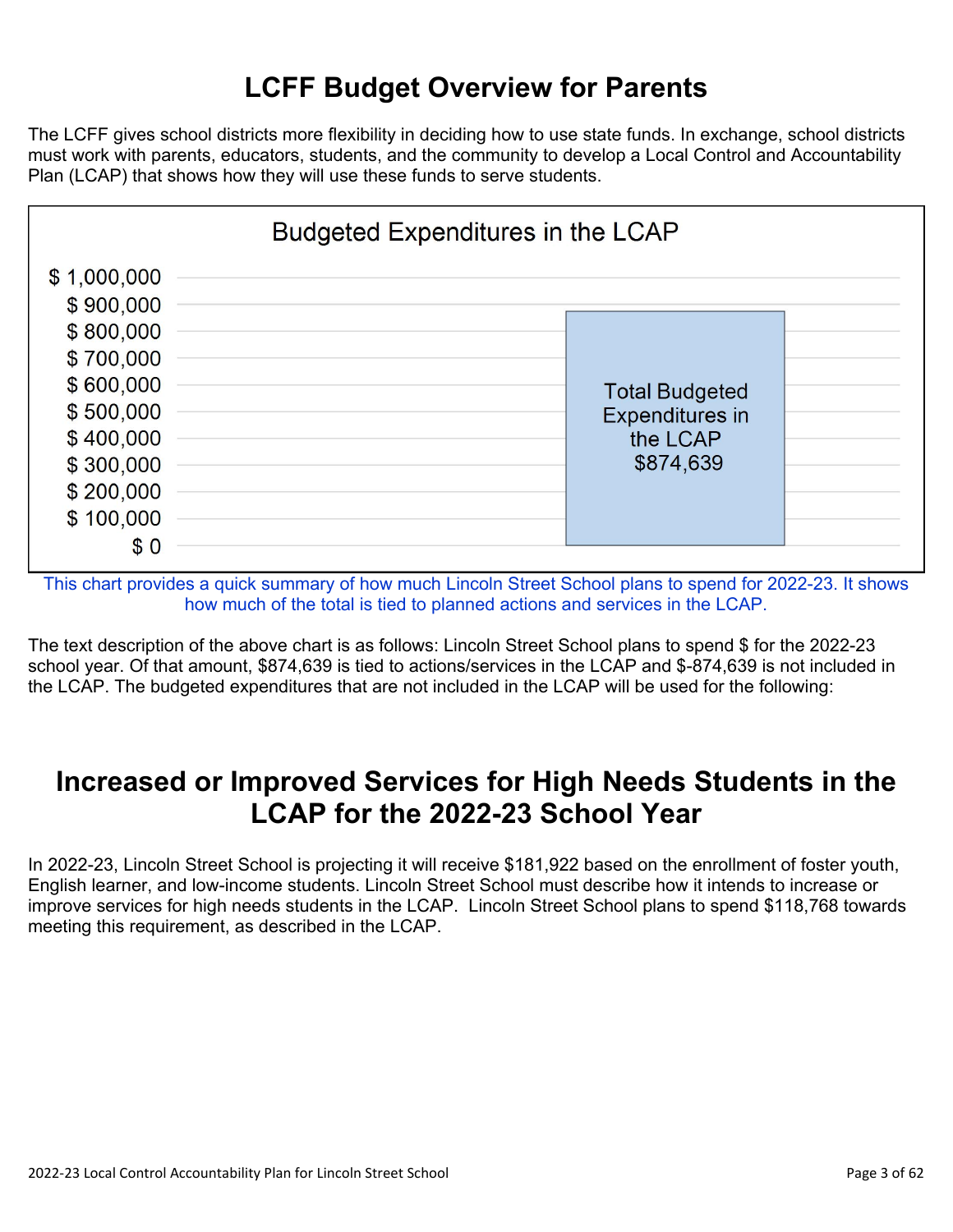# LCFF Budget Overview for Parents

The LCFF gives school districts more flexibility in deciding how to use state funds. In exchange, school districts must work with parents, educators, students, and the community to develop a Local Control and Accountability Plan (LCAP) that shows how they will use these funds to serve students.

**Budgeted Expenditures in the LCAP**

| | Amount |
|---|---|
| Total Budgeted Expenditures in the LCAP | $874,639 |

This chart provides a quick summary of how much Lincoln Street School plans to spend for 2022-23. It shows how much of the total is tied to planned actions and services in the LCAP.

The text description of the above chart is as follows: Lincoln Street School plans to spend $ for the 2022-23 school year. Of that amount, $874,639 is tied to actions/services in the LCAP and $-874,639 is not included in the LCAP. The budgeted expenditures that are not included in the LCAP will be used for the following:

# Increased or Improved Services for High Needs Students in the LCAP for the 2022-23 School Year

In 2022-23, Lincoln Street School is projecting it will receive $181,922 based on the enrollment of foster youth, English learner, and low-income students. Lincoln Street School must describe how it intends to increase or improve services for high needs students in the LCAP. Lincoln Street School plans to spend $118,768 towards meeting this requirement, as described in the LCAP.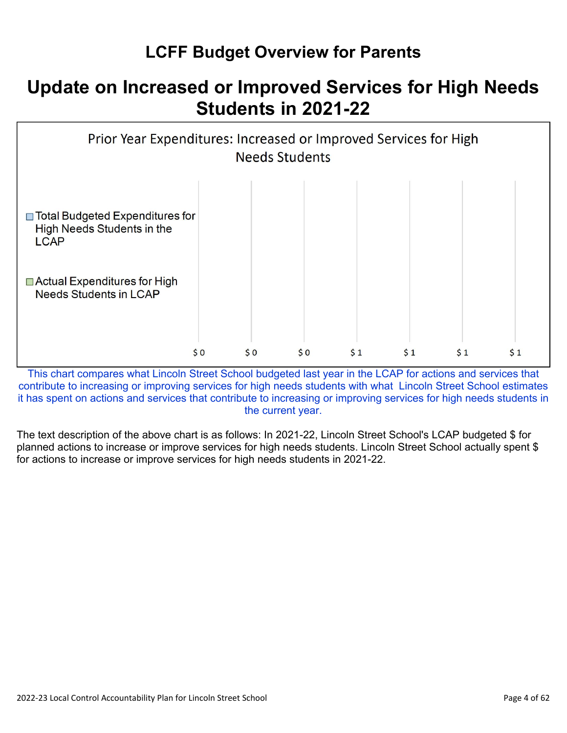# LCFF Budget Overview for Parents

## Update on Increased or Improved Services for High Needs Students in 2021-22

Prior Year Expenditures: Increased or Improved Services for High Needs Students

- Total Budgeted Expenditures for High Needs Students in the LCAP
- Actual Expenditures for High Needs Students in LCAP

$0 $0 $0 $1 $1 $1 $1

This chart compares what Lincoln Street School budgeted last year in the LCAP for actions and services that contribute to increasing or improving services for high needs students with what Lincoln Street School estimates it has spent on actions and services that contribute to increasing or improving services for high needs students in the current year.

The text description of the above chart is as follows: In 2021-22, Lincoln Street School's LCAP budgeted $ for planned actions to increase or improve services for high needs students. Lincoln Street School actually spent $ for actions to increase or improve services for high needs students in 2021-22.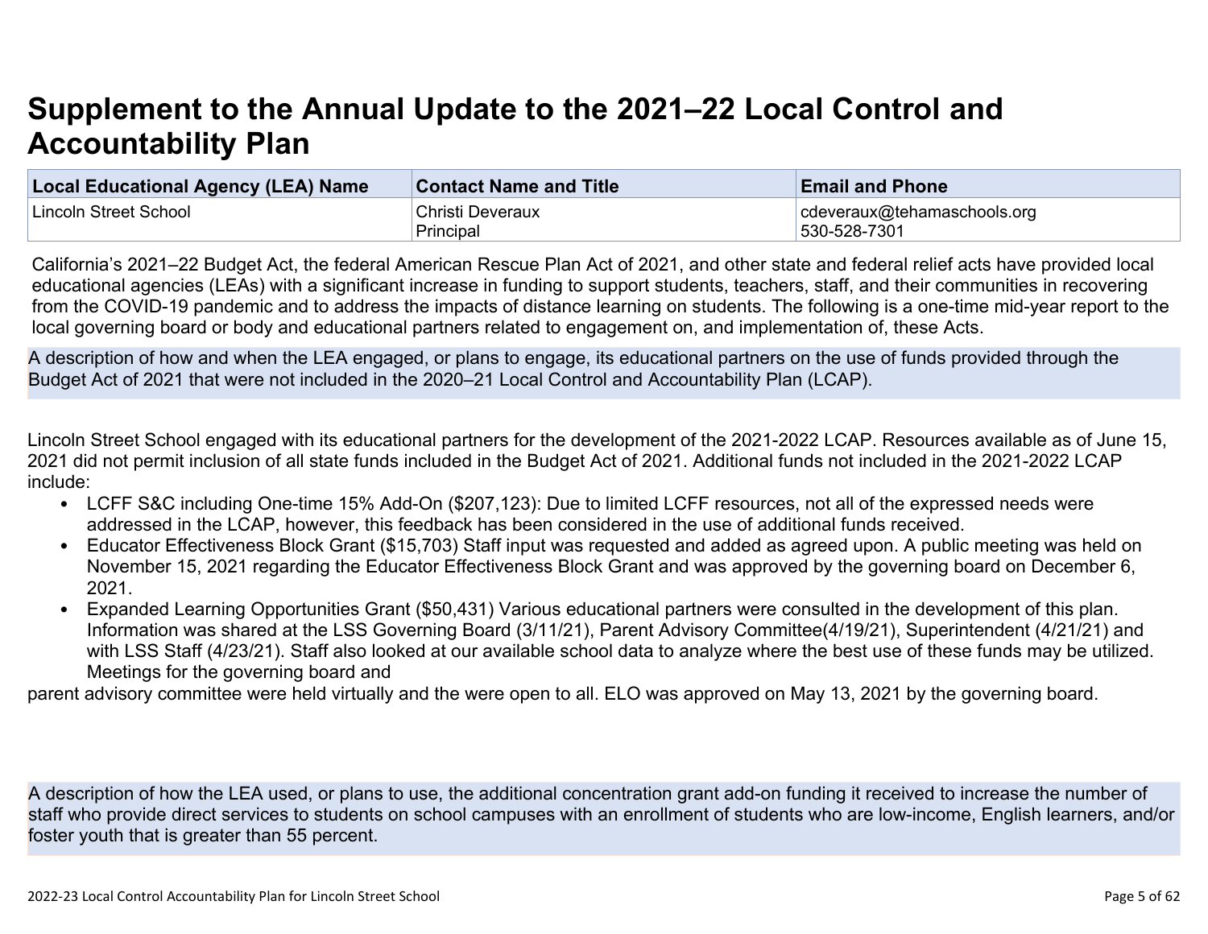# Supplement to the Annual Update to the 2021–22 Local Control and Accountability Plan

| Local Educational Agency (LEA) Name | Contact Name and Title | Email and Phone |
|---|---|---|
| Lincoln Street School | Christi Deveraux<br>Principal | cdeveraux@tehamaschools.org<br>530-528-7301 |

California's 2021–22 Budget Act, the federal American Rescue Plan Act of 2021, and other state and federal relief acts have provided local educational agencies (LEAs) with a significant increase in funding to support students, teachers, staff, and their communities in recovering from the COVID-19 pandemic and to address the impacts of distance learning on students. The following is a one-time mid-year report to the local governing board or body and educational partners related to engagement on, and implementation of, these Acts.

A description of how and when the LEA engaged, or plans to engage, its educational partners on the use of funds provided through the Budget Act of 2021 that were not included in the 2020–21 Local Control and Accountability Plan (LCAP).

Lincoln Street School engaged with its educational partners for the development of the 2021-2022 LCAP. Resources available as of June 15, 2021 did not permit inclusion of all state funds included in the Budget Act of 2021. Additional funds not included in the 2021-2022 LCAP include:

- LCFF S&C including One-time 15% Add-On ($207,123): Due to limited LCFF resources, not all of the expressed needs were addressed in the LCAP, however, this feedback has been considered in the use of additional funds received.
- Educator Effectiveness Block Grant ($15,703) Staff input was requested and added as agreed upon. A public meeting was held on November 15, 2021 regarding the Educator Effectiveness Block Grant and was approved by the governing board on December 6, 2021.
- Expanded Learning Opportunities Grant ($50,431) Various educational partners were consulted in the development of this plan. Information was shared at the LSS Governing Board (3/11/21), Parent Advisory Committee(4/19/21), Superintendent (4/21/21) and with LSS Staff (4/23/21). Staff also looked at our available school data to analyze where the best use of these funds may be utilized. Meetings for the governing board and

parent advisory committee were held virtually and the were open to all. ELO was approved on May 13, 2021 by the governing board.

A description of how the LEA used, or plans to use, the additional concentration grant add-on funding it received to increase the number of staff who provide direct services to students on school campuses with an enrollment of students who are low-income, English learners, and/or foster youth that is greater than 55 percent.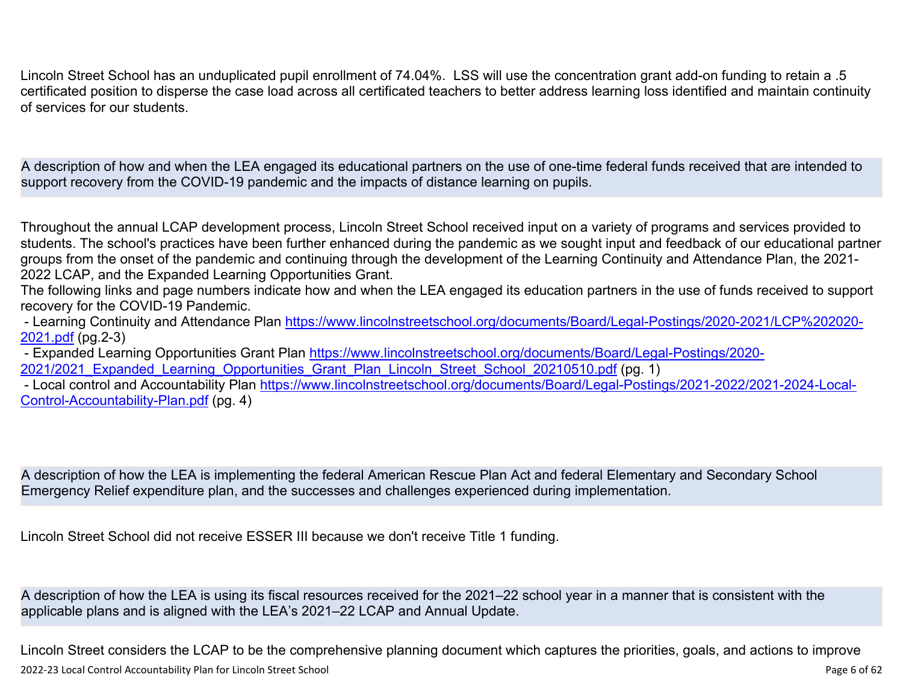Lincoln Street School has an unduplicated pupil enrollment of 74.04%. LSS will use the concentration grant add-on funding to retain a .5 certificated position to disperse the case load across all certificated teachers to better address learning loss identified and maintain continuity of services for our students.

**A description of how and when the LEA engaged its educational partners on the use of one-time federal funds received that are intended to support recovery from the COVID-19 pandemic and the impacts of distance learning on pupils.**

Throughout the annual LCAP development process, Lincoln Street School received input on a variety of programs and services provided to students. The school's practices have been further enhanced during the pandemic as we sought input and feedback of our educational partner groups from the onset of the pandemic and continuing through the development of the Learning Continuity and Attendance Plan, the 2021-2022 LCAP, and the Expanded Learning Opportunities Grant.
The following links and page numbers indicate how and when the LEA engaged its education partners in the use of funds received to support recovery for the COVID-19 Pandemic.
- Learning Continuity and Attendance Plan [https://www.lincolnstreetschool.org/documents/Board/Legal-Postings/2020-2021/LCP%202020-2021.pdf](https://www.lincolnstreetschool.org/documents/Board/Legal-Postings/2020-2021/LCP%202020-2021.pdf) (pg.2-3)
- Expanded Learning Opportunities Grant Plan [https://www.lincolnstreetschool.org/documents/Board/Legal-Postings/2020-2021/2021_Expanded_Learning_Opportunities_Grant_Plan_Lincoln_Street_School_20210510.pdf](https://www.lincolnstreetschool.org/documents/Board/Legal-Postings/2020-2021/2021_Expanded_Learning_Opportunities_Grant_Plan_Lincoln_Street_School_20210510.pdf) (pg. 1)
- Local control and Accountability Plan [https://www.lincolnstreetschool.org/documents/Board/Legal-Postings/2021-2022/2021-2024-Local-Control-Accountability-Plan.pdf](https://www.lincolnstreetschool.org/documents/Board/Legal-Postings/2021-2022/2021-2024-Local-Control-Accountability-Plan.pdf) (pg. 4)

**A description of how the LEA is implementing the federal American Rescue Plan Act and federal Elementary and Secondary School Emergency Relief expenditure plan, and the successes and challenges experienced during implementation.**

Lincoln Street School did not receive ESSER III because we don't receive Title 1 funding.

**A description of how the LEA is using its fiscal resources received for the 2021–22 school year in a manner that is consistent with the applicable plans and is aligned with the LEA's 2021–22 LCAP and Annual Update.**

Lincoln Street considers the LCAP to be the comprehensive planning document which captures the priorities, goals, and actions to improve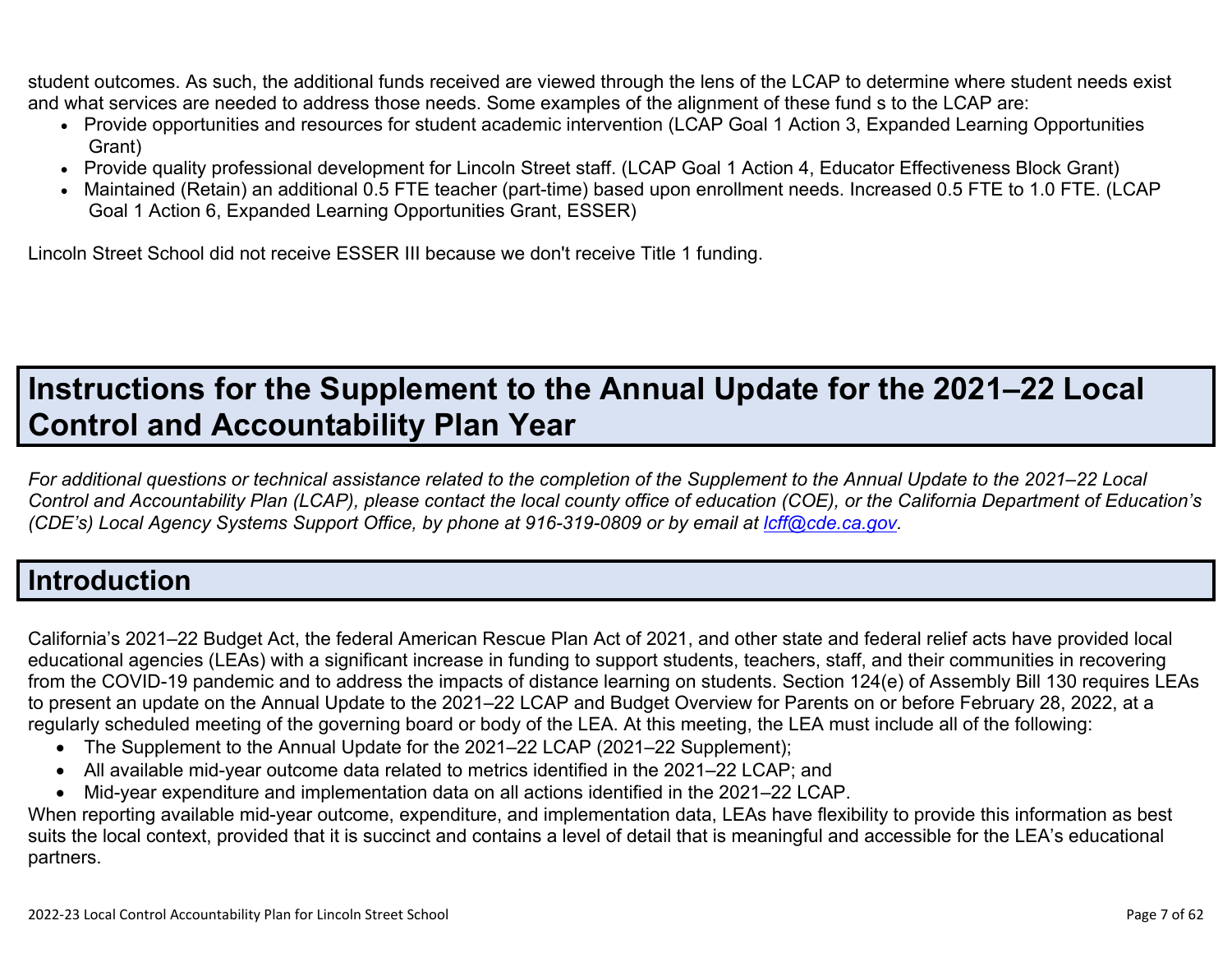student outcomes. As such, the additional funds received are viewed through the lens of the LCAP to determine where student needs exist and what services are needed to address those needs. Some examples of the alignment of these fund s to the LCAP are:

- Provide opportunities and resources for student academic intervention (LCAP Goal 1 Action 3, Expanded Learning Opportunities Grant)
- Provide quality professional development for Lincoln Street staff. (LCAP Goal 1 Action 4, Educator Effectiveness Block Grant)
- Maintained (Retain) an additional 0.5 FTE teacher (part-time) based upon enrollment needs. Increased 0.5 FTE to 1.0 FTE. (LCAP Goal 1 Action 6, Expanded Learning Opportunities Grant, ESSER)

Lincoln Street School did not receive ESSER III because we don't receive Title 1 funding.

# Instructions for the Supplement to the Annual Update for the 2021–22 Local Control and Accountability Plan Year

*For additional questions or technical assistance related to the completion of the Supplement to the Annual Update to the 2021–22 Local Control and Accountability Plan (LCAP), please contact the local county office of education (COE), or the California Department of Education's (CDE's) Local Agency Systems Support Office, by phone at 916-319-0809 or by email at [lcff@cde.ca.gov](mailto:lcff@cde.ca.gov).*

## Introduction

California's 2021–22 Budget Act, the federal American Rescue Plan Act of 2021, and other state and federal relief acts have provided local educational agencies (LEAs) with a significant increase in funding to support students, teachers, staff, and their communities in recovering from the COVID-19 pandemic and to address the impacts of distance learning on students. Section 124(e) of Assembly Bill 130 requires LEAs to present an update on the Annual Update to the 2021–22 LCAP and Budget Overview for Parents on or before February 28, 2022, at a regularly scheduled meeting of the governing board or body of the LEA. At this meeting, the LEA must include all of the following:

- The Supplement to the Annual Update for the 2021–22 LCAP (2021–22 Supplement);
- All available mid-year outcome data related to metrics identified in the 2021–22 LCAP; and
- Mid-year expenditure and implementation data on all actions identified in the 2021–22 LCAP.

When reporting available mid-year outcome, expenditure, and implementation data, LEAs have flexibility to provide this information as best suits the local context, provided that it is succinct and contains a level of detail that is meaningful and accessible for the LEA's educational partners.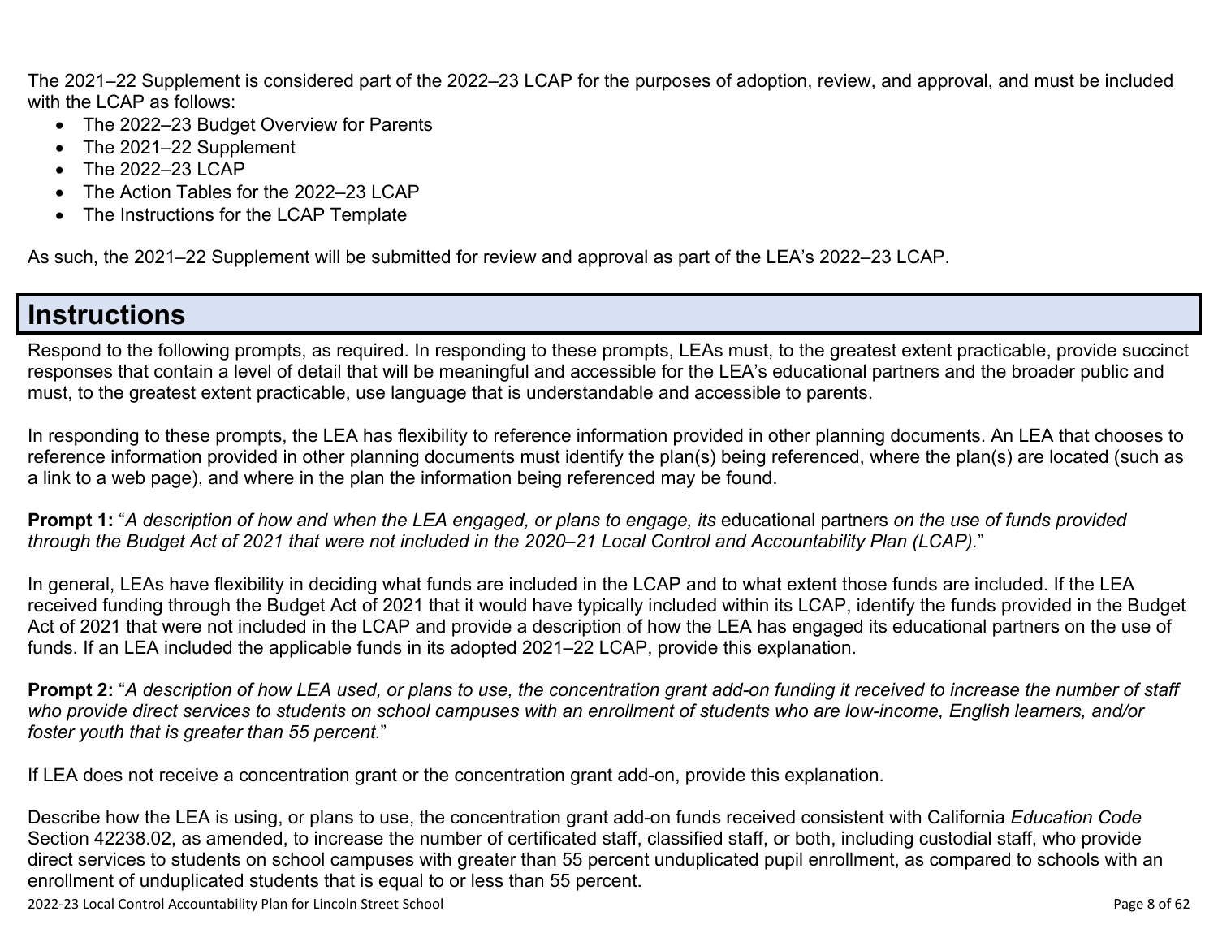The 2021–22 Supplement is considered part of the 2022–23 LCAP for the purposes of adoption, review, and approval, and must be included with the LCAP as follows:

- The 2022–23 Budget Overview for Parents
- The 2021–22 Supplement
- The 2022–23 LCAP
- The Action Tables for the 2022–23 LCAP
- The Instructions for the LCAP Template

As such, the 2021–22 Supplement will be submitted for review and approval as part of the LEA's 2022–23 LCAP.

# Instructions

Respond to the following prompts, as required. In responding to these prompts, LEAs must, to the greatest extent practicable, provide succinct responses that contain a level of detail that will be meaningful and accessible for the LEA's educational partners and the broader public and must, to the greatest extent practicable, use language that is understandable and accessible to parents.

In responding to these prompts, the LEA has flexibility to reference information provided in other planning documents. An LEA that chooses to reference information provided in other planning documents must identify the plan(s) being referenced, where the plan(s) are located (such as a link to a web page), and where in the plan the information being referenced may be found.

**Prompt 1:** "*A description of how and when the LEA engaged, or plans to engage, its* educational partners *on the use of funds provided through the Budget Act of 2021 that were not included in the 2020–21 Local Control and Accountability Plan (LCAP).*"

In general, LEAs have flexibility in deciding what funds are included in the LCAP and to what extent those funds are included. If the LEA received funding through the Budget Act of 2021 that it would have typically included within its LCAP, identify the funds provided in the Budget Act of 2021 that were not included in the LCAP and provide a description of how the LEA has engaged its educational partners on the use of funds. If an LEA included the applicable funds in its adopted 2021–22 LCAP, provide this explanation.

**Prompt 2:** "*A description of how LEA used, or plans to use, the concentration grant add-on funding it received to increase the number of staff who provide direct services to students on school campuses with an enrollment of students who are low-income, English learners, and/or foster youth that is greater than 55 percent.*"

If LEA does not receive a concentration grant or the concentration grant add-on, provide this explanation.

Describe how the LEA is using, or plans to use, the concentration grant add-on funds received consistent with California *Education Code* Section 42238.02, as amended, to increase the number of certificated staff, classified staff, or both, including custodial staff, who provide direct services to students on school campuses with greater than 55 percent unduplicated pupil enrollment, as compared to schools with an enrollment of unduplicated students that is equal to or less than 55 percent.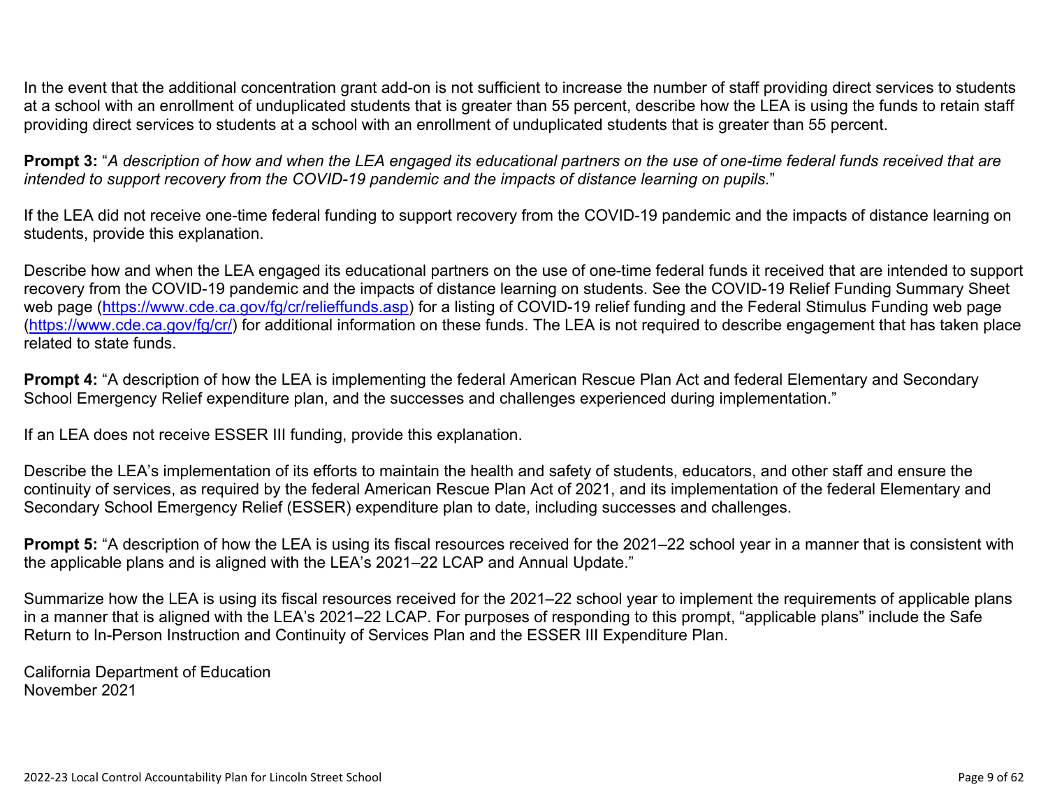In the event that the additional concentration grant add-on is not sufficient to increase the number of staff providing direct services to students at a school with an enrollment of unduplicated students that is greater than 55 percent, describe how the LEA is using the funds to retain staff providing direct services to students at a school with an enrollment of unduplicated students that is greater than 55 percent.

**Prompt 3:** "*A description of how and when the LEA engaged its educational partners on the use of one-time federal funds received that are intended to support recovery from the COVID-19 pandemic and the impacts of distance learning on pupils.*"

If the LEA did not receive one-time federal funding to support recovery from the COVID-19 pandemic and the impacts of distance learning on students, provide this explanation.

Describe how and when the LEA engaged its educational partners on the use of one-time federal funds it received that are intended to support recovery from the COVID-19 pandemic and the impacts of distance learning on students. See the COVID-19 Relief Funding Summary Sheet web page ([https://www.cde.ca.gov/fg/cr/relieffunds.asp](https://www.cde.ca.gov/fg/cr/relieffunds.asp)) for a listing of COVID-19 relief funding and the Federal Stimulus Funding web page ([https://www.cde.ca.gov/fg/cr/](https://www.cde.ca.gov/fg/cr/)) for additional information on these funds. The LEA is not required to describe engagement that has taken place related to state funds.

**Prompt 4:** "A description of how the LEA is implementing the federal American Rescue Plan Act and federal Elementary and Secondary School Emergency Relief expenditure plan, and the successes and challenges experienced during implementation."

If an LEA does not receive ESSER III funding, provide this explanation.

Describe the LEA's implementation of its efforts to maintain the health and safety of students, educators, and other staff and ensure the continuity of services, as required by the federal American Rescue Plan Act of 2021, and its implementation of the federal Elementary and Secondary School Emergency Relief (ESSER) expenditure plan to date, including successes and challenges.

**Prompt 5:** "A description of how the LEA is using its fiscal resources received for the 2021–22 school year in a manner that is consistent with the applicable plans and is aligned with the LEA's 2021–22 LCAP and Annual Update."

Summarize how the LEA is using its fiscal resources received for the 2021–22 school year to implement the requirements of applicable plans in a manner that is aligned with the LEA's 2021–22 LCAP. For purposes of responding to this prompt, "applicable plans" include the Safe Return to In-Person Instruction and Continuity of Services Plan and the ESSER III Expenditure Plan.

California Department of Education
November 2021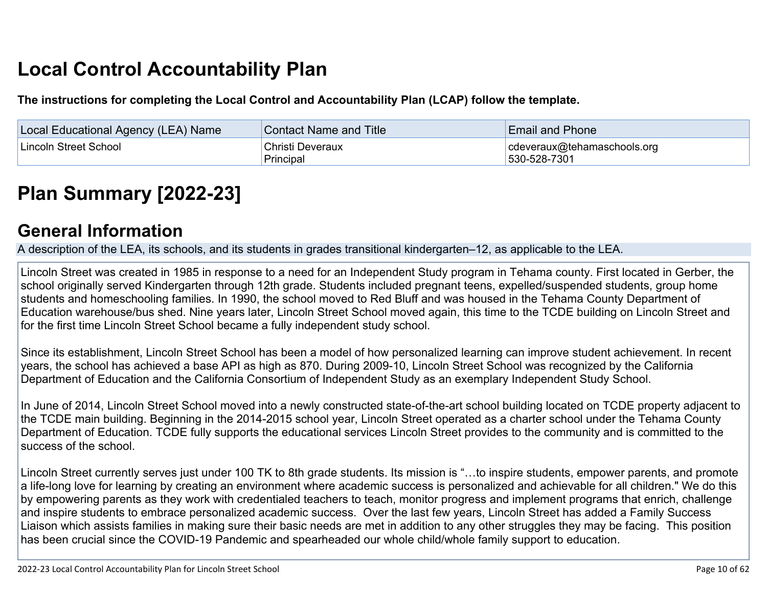# Local Control Accountability Plan

**The instructions for completing the Local Control and Accountability Plan (LCAP) follow the template.**

| Local Educational Agency (LEA) Name | Contact Name and Title | Email and Phone |
|---|---|---|
| Lincoln Street School | Christi Deveraux<br>Principal | cdeveraux@tehamaschools.org<br>530-528-7301 |

# Plan Summary [2022-23]

## General Information

A description of the LEA, its schools, and its students in grades transitional kindergarten–12, as applicable to the LEA.

Lincoln Street was created in 1985 in response to a need for an Independent Study program in Tehama county. First located in Gerber, the school originally served Kindergarten through 12th grade. Students included pregnant teens, expelled/suspended students, group home students and homeschooling families. In 1990, the school moved to Red Bluff and was housed in the Tehama County Department of Education warehouse/bus shed. Nine years later, Lincoln Street School moved again, this time to the TCDE building on Lincoln Street and for the first time Lincoln Street School became a fully independent study school.

Since its establishment, Lincoln Street School has been a model of how personalized learning can improve student achievement. In recent years, the school has achieved a base API as high as 870. During 2009-10, Lincoln Street School was recognized by the California Department of Education and the California Consortium of Independent Study as an exemplary Independent Study School.

In June of 2014, Lincoln Street School moved into a newly constructed state-of-the-art school building located on TCDE property adjacent to the TCDE main building. Beginning in the 2014-2015 school year, Lincoln Street operated as a charter school under the Tehama County Department of Education. TCDE fully supports the educational services Lincoln Street provides to the community and is committed to the success of the school.

Lincoln Street currently serves just under 100 TK to 8th grade students. Its mission is "…to inspire students, empower parents, and promote a life-long love for learning by creating an environment where academic success is personalized and achievable for all children." We do this by empowering parents as they work with credentialed teachers to teach, monitor progress and implement programs that enrich, challenge and inspire students to embrace personalized academic success. Over the last few years, Lincoln Street has added a Family Success Liaison which assists families in making sure their basic needs are met in addition to any other struggles they may be facing. This position has been crucial since the COVID-19 Pandemic and spearheaded our whole child/whole family support to education.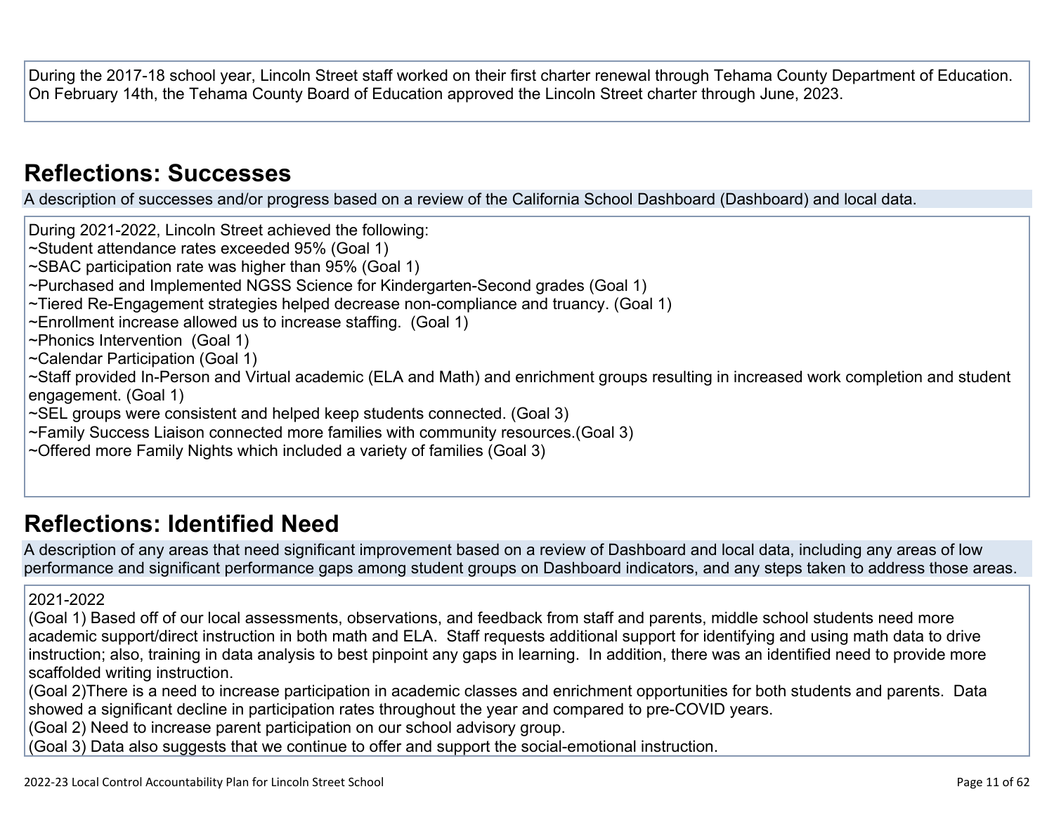During the 2017-18 school year, Lincoln Street staff worked on their first charter renewal through Tehama County Department of Education. On February 14th, the Tehama County Board of Education approved the Lincoln Street charter through June, 2023.

## Reflections: Successes

A description of successes and/or progress based on a review of the California School Dashboard (Dashboard) and local data.

During 2021-2022, Lincoln Street achieved the following:
~Student attendance rates exceeded 95% (Goal 1)
~SBAC participation rate was higher than 95% (Goal 1)
~Purchased and Implemented NGSS Science for Kindergarten-Second grades (Goal 1)
~Tiered Re-Engagement strategies helped decrease non-compliance and truancy. (Goal 1)
~Enrollment increase allowed us to increase staffing. (Goal 1)
~Phonics Intervention (Goal 1)
~Calendar Participation (Goal 1)
~Staff provided In-Person and Virtual academic (ELA and Math) and enrichment groups resulting in increased work completion and student engagement. (Goal 1)
~SEL groups were consistent and helped keep students connected. (Goal 3)
~Family Success Liaison connected more families with community resources.(Goal 3)
~Offered more Family Nights which included a variety of families (Goal 3)

## Reflections: Identified Need

A description of any areas that need significant improvement based on a review of Dashboard and local data, including any areas of low performance and significant performance gaps among student groups on Dashboard indicators, and any steps taken to address those areas.

2021-2022
(Goal 1) Based off of our local assessments, observations, and feedback from staff and parents, middle school students need more academic support/direct instruction in both math and ELA. Staff requests additional support for identifying and using math data to drive instruction; also, training in data analysis to best pinpoint any gaps in learning. In addition, there was an identified need to provide more scaffolded writing instruction.
(Goal 2)There is a need to increase participation in academic classes and enrichment opportunities for both students and parents. Data showed a significant decline in participation rates throughout the year and compared to pre-COVID years.
(Goal 2) Need to increase parent participation on our school advisory group.
(Goal 3) Data also suggests that we continue to offer and support the social-emotional instruction.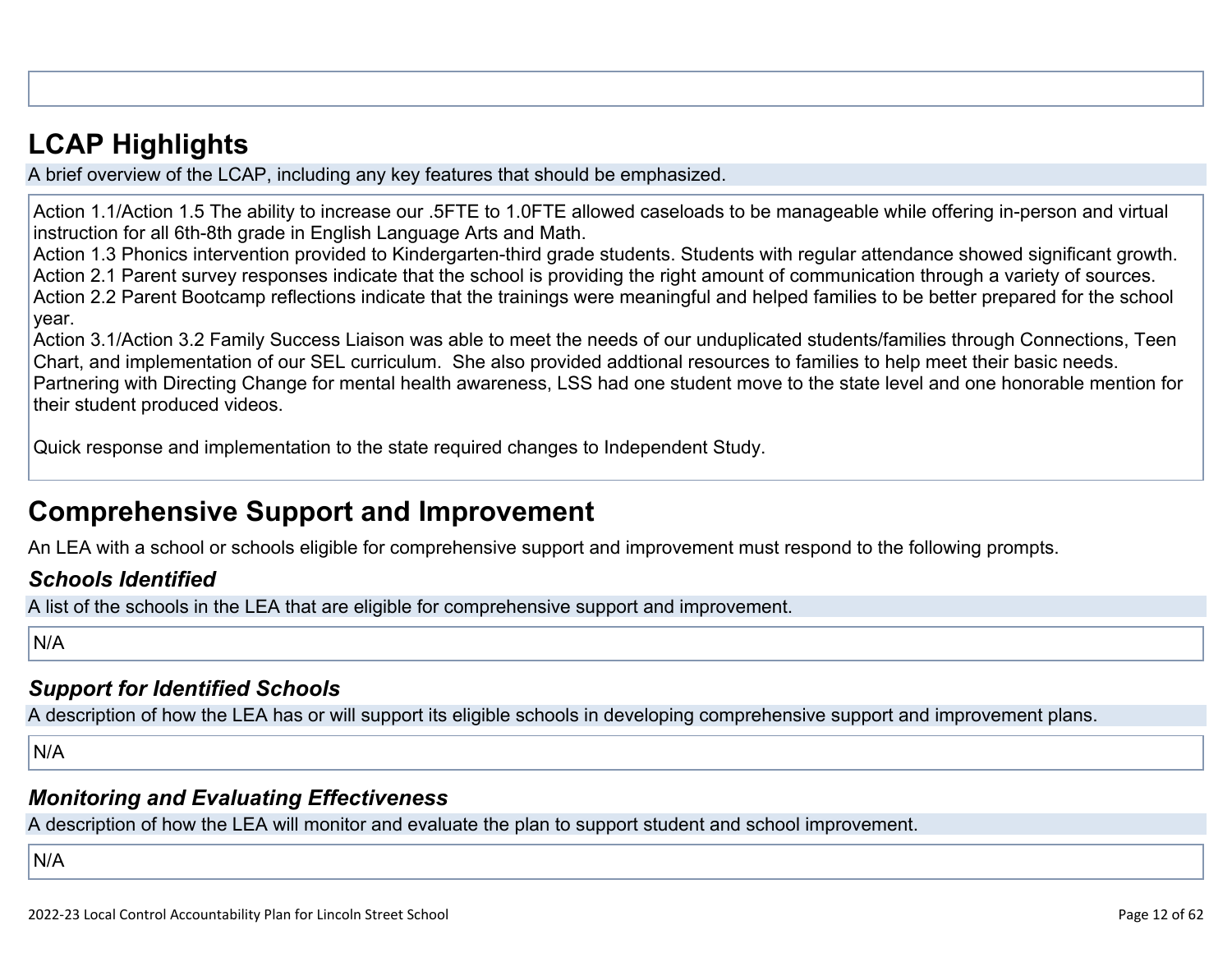## LCAP Highlights

A brief overview of the LCAP, including any key features that should be emphasized.

Action 1.1/Action 1.5 The ability to increase our .5FTE to 1.0FTE allowed caseloads to be manageable while offering in-person and virtual instruction for all 6th-8th grade in English Language Arts and Math.
Action 1.3 Phonics intervention provided to Kindergarten-third grade students. Students with regular attendance showed significant growth.
Action 2.1 Parent survey responses indicate that the school is providing the right amount of communication through a variety of sources.
Action 2.2 Parent Bootcamp reflections indicate that the trainings were meaningful and helped families to be better prepared for the school year.
Action 3.1/Action 3.2 Family Success Liaison was able to meet the needs of our unduplicated students/families through Connections, Teen Chart, and implementation of our SEL curriculum. She also provided addtional resources to families to help meet their basic needs. Partnering with Directing Change for mental health awareness, LSS had one student move to the state level and one honorable mention for their student produced videos.

Quick response and implementation to the state required changes to Independent Study.

## Comprehensive Support and Improvement

An LEA with a school or schools eligible for comprehensive support and improvement must respond to the following prompts.

### *Schools Identified*

A list of the schools in the LEA that are eligible for comprehensive support and improvement.

N/A

### *Support for Identified Schools*

A description of how the LEA has or will support its eligible schools in developing comprehensive support and improvement plans.

N/A

### *Monitoring and Evaluating Effectiveness*

A description of how the LEA will monitor and evaluate the plan to support student and school improvement.

N/A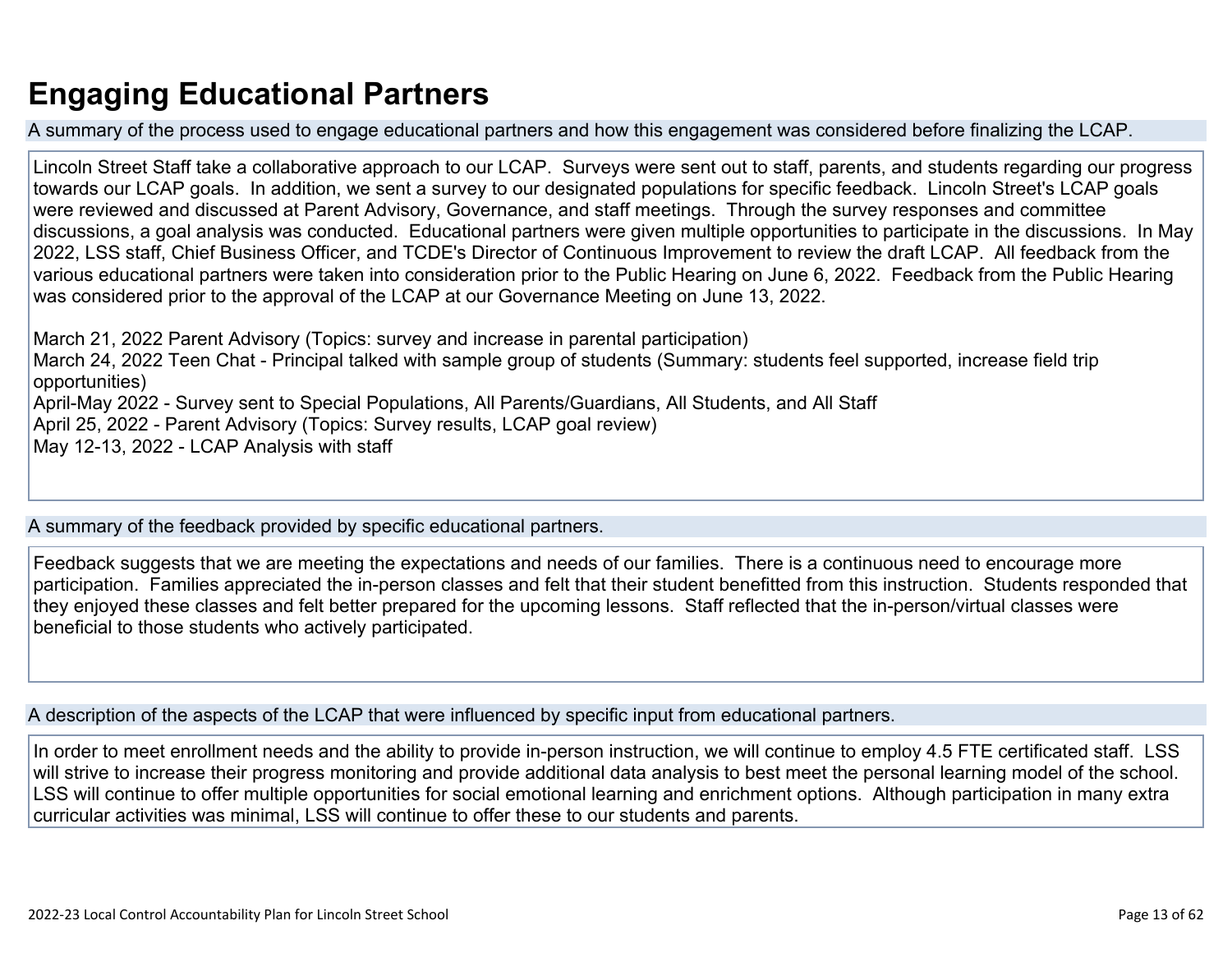# Engaging Educational Partners

A summary of the process used to engage educational partners and how this engagement was considered before finalizing the LCAP.

Lincoln Street Staff take a collaborative approach to our LCAP. Surveys were sent out to staff, parents, and students regarding our progress towards our LCAP goals. In addition, we sent a survey to our designated populations for specific feedback. Lincoln Street's LCAP goals were reviewed and discussed at Parent Advisory, Governance, and staff meetings. Through the survey responses and committee discussions, a goal analysis was conducted. Educational partners were given multiple opportunities to participate in the discussions. In May 2022, LSS staff, Chief Business Officer, and TCDE's Director of Continuous Improvement to review the draft LCAP. All feedback from the various educational partners were taken into consideration prior to the Public Hearing on June 6, 2022. Feedback from the Public Hearing was considered prior to the approval of the LCAP at our Governance Meeting on June 13, 2022.

March 21, 2022 Parent Advisory (Topics: survey and increase in parental participation)
March 24, 2022 Teen Chat - Principal talked with sample group of students (Summary: students feel supported, increase field trip opportunities)
April-May 2022 - Survey sent to Special Populations, All Parents/Guardians, All Students, and All Staff
April 25, 2022 - Parent Advisory (Topics: Survey results, LCAP goal review)
May 12-13, 2022 - LCAP Analysis with staff

A summary of the feedback provided by specific educational partners.

Feedback suggests that we are meeting the expectations and needs of our families. There is a continuous need to encourage more participation. Families appreciated the in-person classes and felt that their student benefitted from this instruction. Students responded that they enjoyed these classes and felt better prepared for the upcoming lessons. Staff reflected that the in-person/virtual classes were beneficial to those students who actively participated.

A description of the aspects of the LCAP that were influenced by specific input from educational partners.

In order to meet enrollment needs and the ability to provide in-person instruction, we will continue to employ 4.5 FTE certificated staff. LSS will strive to increase their progress monitoring and provide additional data analysis to best meet the personal learning model of the school. LSS will continue to offer multiple opportunities for social emotional learning and enrichment options. Although participation in many extra curricular activities was minimal, LSS will continue to offer these to our students and parents.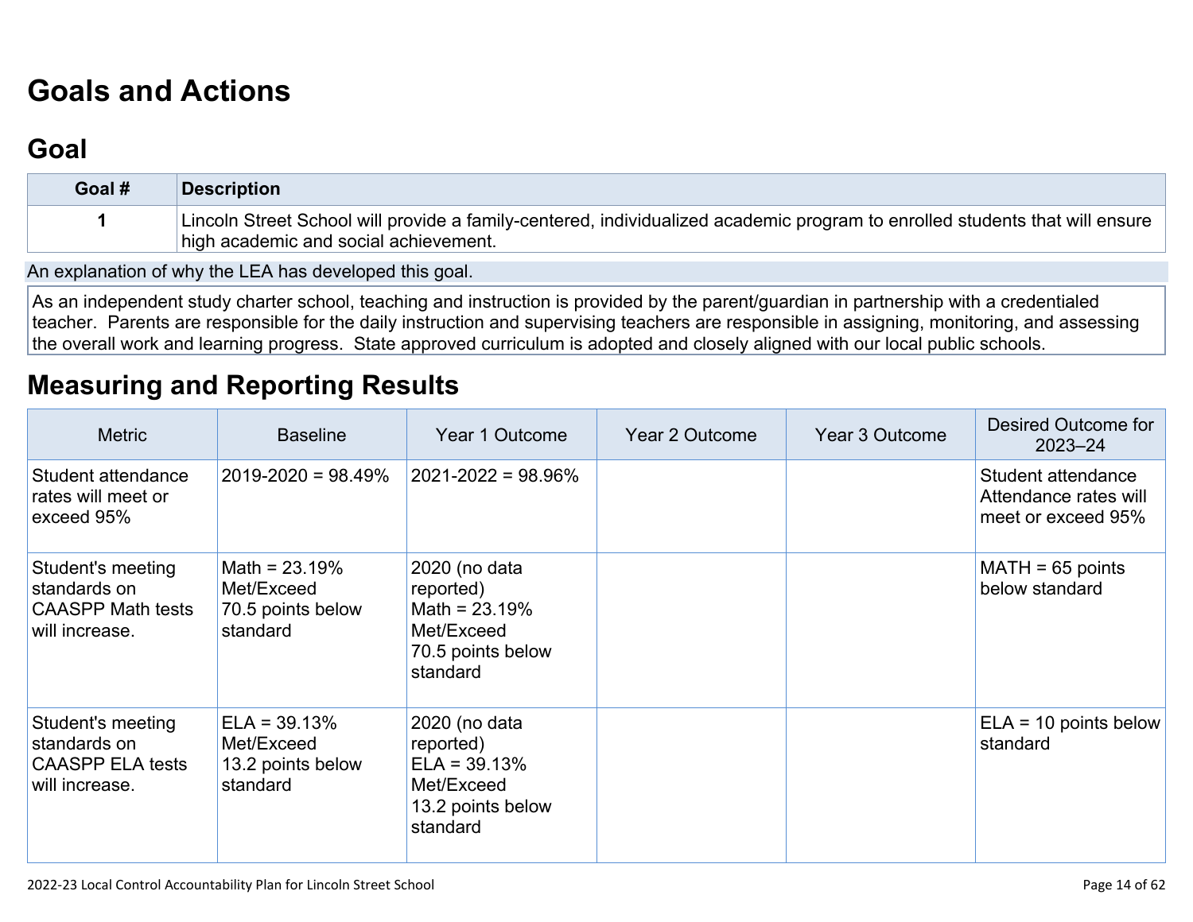# Goals and Actions

## Goal

| Goal # | Description |
|---|---|
| 1 | Lincoln Street School will provide a family-centered, individualized academic program to enrolled students that will ensure high academic and social achievement. |

An explanation of why the LEA has developed this goal.

As an independent study charter school, teaching and instruction is provided by the parent/guardian in partnership with a credentialed teacher. Parents are responsible for the daily instruction and supervising teachers are responsible in assigning, monitoring, and assessing the overall work and learning progress. State approved curriculum is adopted and closely aligned with our local public schools.

# Measuring and Reporting Results

| Metric | Baseline | Year 1 Outcome | Year 2 Outcome | Year 3 Outcome | Desired Outcome for 2023–24 |
|---|---|---|---|---|---|
| Student attendance rates will meet or exceed 95% | 2019-2020 = 98.49% | 2021-2022 = 98.96% | | | Student attendance Attendance rates will meet or exceed 95% |
| Student's meeting standards on CAASPP Math tests will increase. | Math = 23.19% Met/Exceed<br>70.5 points below standard | 2020 (no data reported)<br>Math = 23.19% Met/Exceed<br>70.5 points below standard | | | MATH = 65 points below standard |
| Student's meeting standards on CAASPP ELA tests will increase. | ELA = 39.13% Met/Exceed<br>13.2 points below standard | 2020 (no data reported)<br>ELA = 39.13% Met/Exceed<br>13.2 points below standard | | | ELA = 10 points below standard |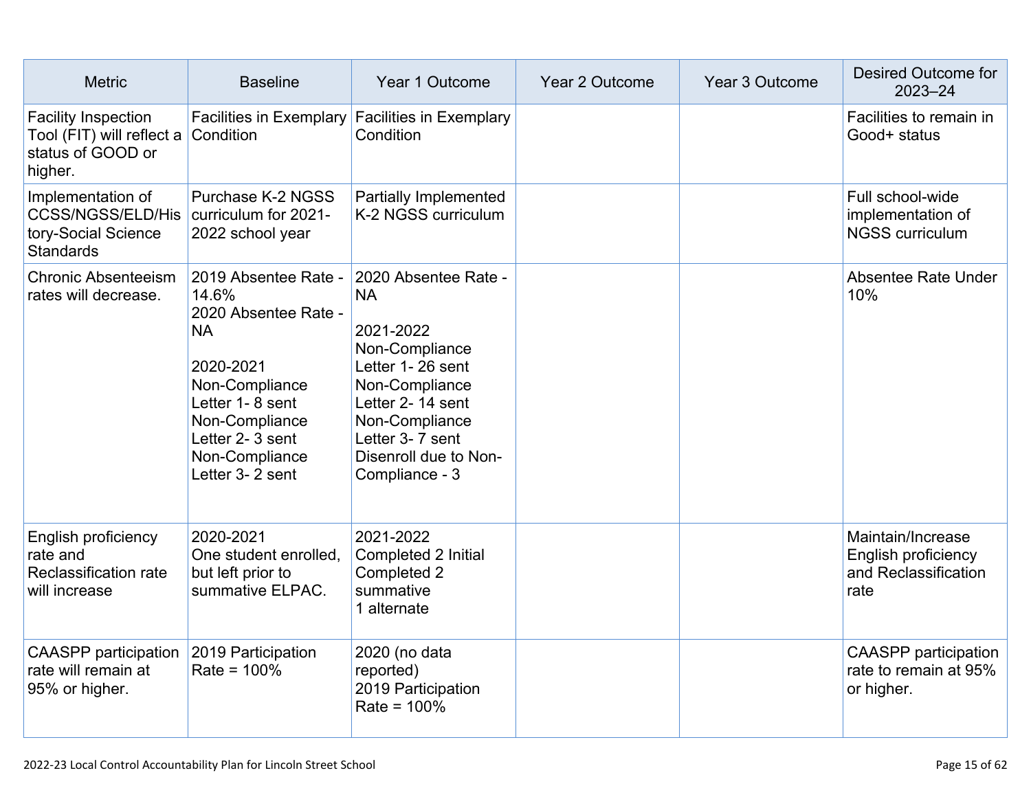| Metric | Baseline | Year 1 Outcome | Year 2 Outcome | Year 3 Outcome | Desired Outcome for 2023–24 |
|---|---|---|---|---|---|
| Facility Inspection Tool (FIT) will reflect a status of GOOD or higher. | Facilities in Exemplary Condition | Facilities in Exemplary Condition | | | Facilities to remain in Good+ status |
| Implementation of CCSS/NGSS/ELD/History-Social Science Standards | Purchase K-2 NGSS curriculum for 2021-2022 school year | Partially Implemented K-2 NGSS curriculum | | | Full school-wide implementation of NGSS curriculum |
| Chronic Absenteeism rates will decrease. | 2019 Absentee Rate - 14.6%<br>2020 Absentee Rate - NA<br><br>2020-2021<br>Non-Compliance Letter 1- 8 sent<br>Non-Compliance Letter 2- 3 sent<br>Non-Compliance Letter 3- 2 sent | 2020 Absentee Rate - NA<br><br>2021-2022<br>Non-Compliance Letter 1- 26 sent<br>Non-Compliance Letter 2- 14 sent<br>Non-Compliance Letter 3- 7 sent<br>Disenroll due to Non-Compliance - 3 | | | Absentee Rate Under 10% |
| English proficiency rate and Reclassification rate will increase | 2020-2021<br>One student enrolled, but left prior to summative ELPAC. | 2021-2022<br>Completed 2 Initial<br>Completed 2 summative<br>1 alternate | | | Maintain/Increase English proficiency and Reclassification rate |
| CAASPP participation rate will remain at 95% or higher. | 2019 Participation Rate = 100% | 2020 (no data reported)<br>2019 Participation Rate = 100% | | | CAASPP participation rate to remain at 95% or higher. |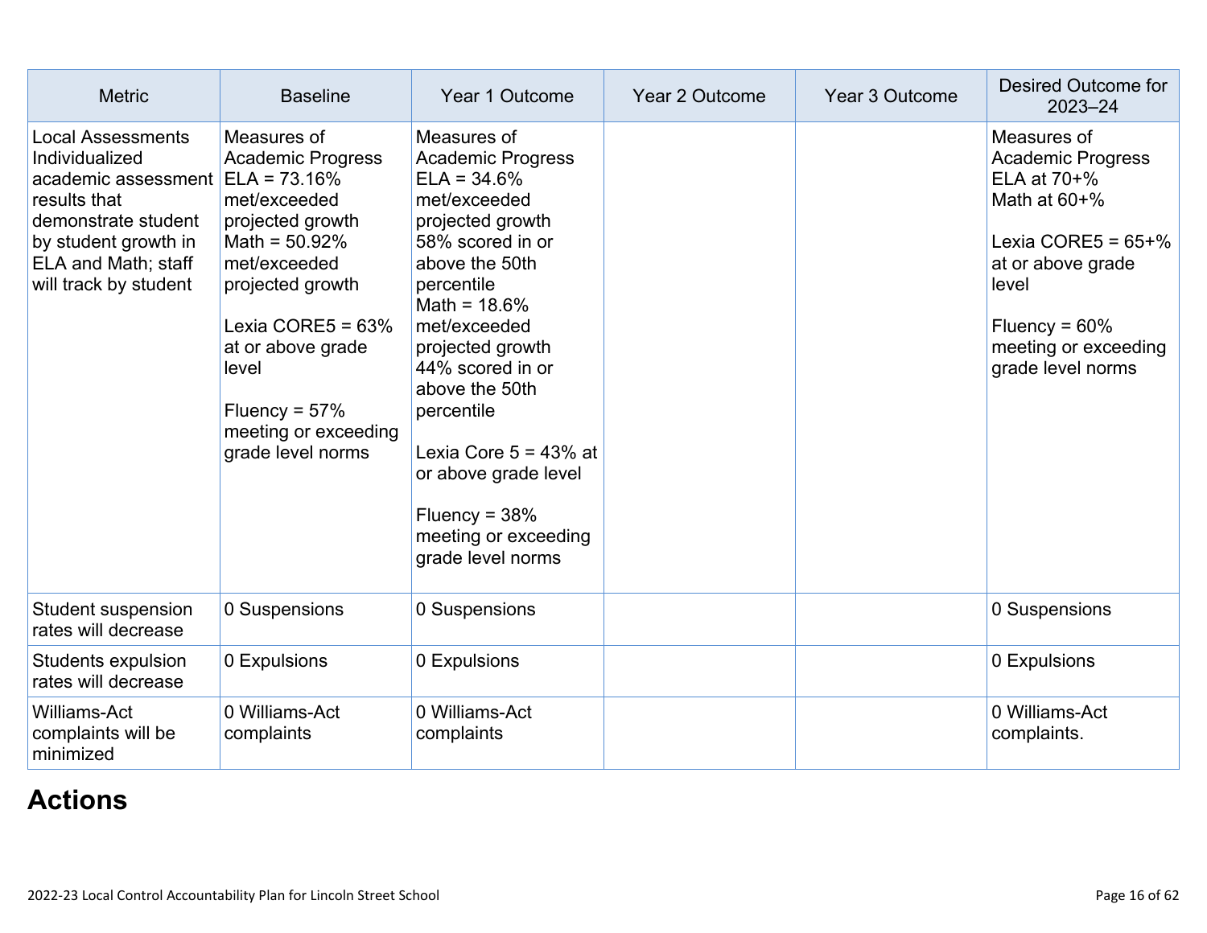| Metric | Baseline | Year 1 Outcome | Year 2 Outcome | Year 3 Outcome | Desired Outcome for 2023–24 |
|---|---|---|---|---|---|
| Local Assessments Individualized academic assessment results that demonstrate student by student growth in ELA and Math; staff will track by student | Measures of Academic Progress<br>ELA = 73.16% met/exceeded projected growth<br>Math = 50.92% met/exceeded projected growth<br><br>Lexia CORE5 = 63% at or above grade level<br><br>Fluency = 57% meeting or exceeding grade level norms | Measures of Academic Progress<br>ELA = 34.6% met/exceeded projected growth<br>58% scored in or above the 50th percentile<br>Math = 18.6% met/exceeded projected growth<br>44% scored in or above the 50th percentile<br><br>Lexia Core 5 = 43% at or above grade level<br><br>Fluency = 38% meeting or exceeding grade level norms | | | Measures of Academic Progress<br>ELA at 70+%<br>Math at 60+%<br><br>Lexia CORE5 = 65+% at or above grade level<br><br>Fluency = 60% meeting or exceeding grade level norms |
| Student suspension rates will decrease | 0 Suspensions | 0 Suspensions | | | 0 Suspensions |
| Students expulsion rates will decrease | 0 Expulsions | 0 Expulsions | | | 0 Expulsions |
| Williams-Act complaints will be minimized | 0 Williams-Act complaints | 0 Williams-Act complaints | | | 0 Williams-Act complaints. |

# Actions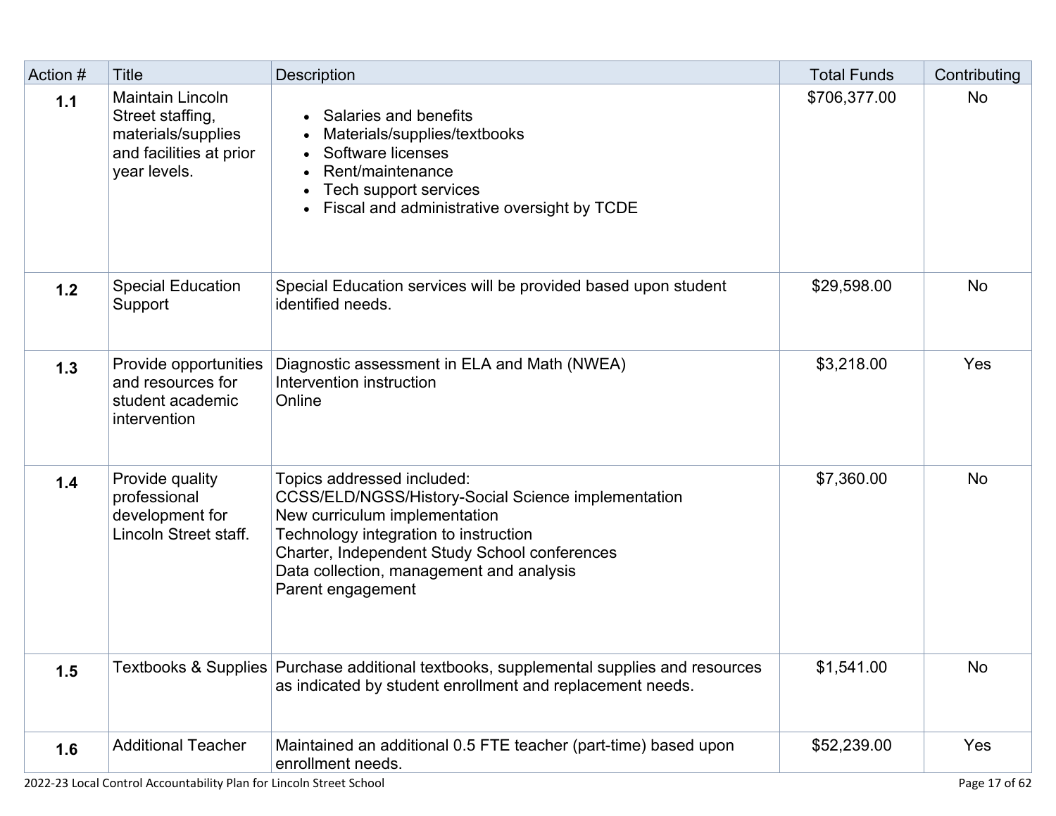| Action # | Title | Description | Total Funds | Contributing |
|---|---|---|---|---|
| **1.1** | Maintain Lincoln Street staffing, materials/supplies and facilities at prior year levels. | • Salaries and benefits<br>• Materials/supplies/textbooks<br>• Software licenses<br>• Rent/maintenance<br>• Tech support services<br>• Fiscal and administrative oversight by TCDE | $706,377.00 | No |
| **1.2** | Special Education Support | Special Education services will be provided based upon student identified needs. | $29,598.00 | No |
| **1.3** | Provide opportunities and resources for student academic intervention | Diagnostic assessment in ELA and Math (NWEA)<br>Intervention instruction<br>Online | $3,218.00 | Yes |
| **1.4** | Provide quality professional development for Lincoln Street staff. | Topics addressed included:<br>CCSS/ELD/NGSS/History-Social Science implementation<br>New curriculum implementation<br>Technology integration to instruction<br>Charter, Independent Study School conferences<br>Data collection, management and analysis<br>Parent engagement | $7,360.00 | No |
| **1.5** | Textbooks & Supplies | Purchase additional textbooks, supplemental supplies and resources as indicated by student enrollment and replacement needs. | $1,541.00 | No |
| **1.6** | Additional Teacher | Maintained an additional 0.5 FTE teacher (part-time) based upon enrollment needs. | $52,239.00 | Yes |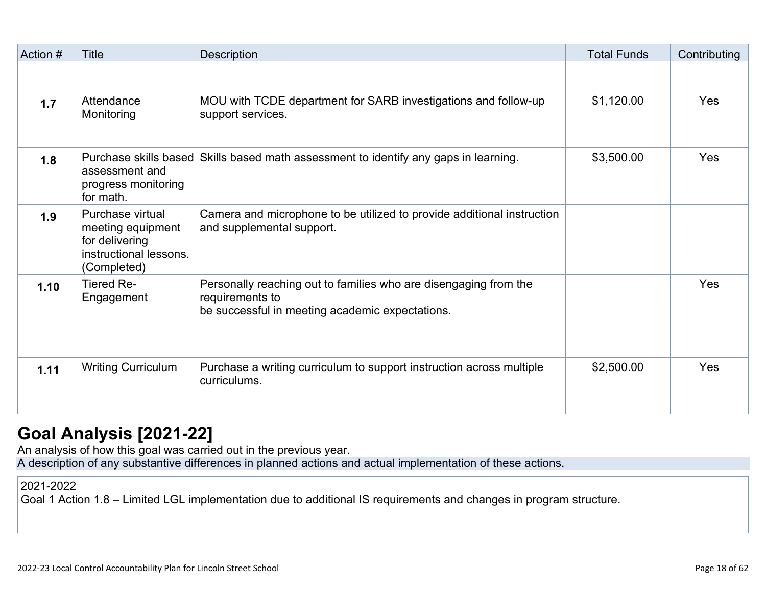| Action # | Title | Description | Total Funds | Contributing |
|---|---|---|---|---|
| | | | | |
| **1.7** | Attendance Monitoring | MOU with TCDE department for SARB investigations and follow-up support services. | $1,120.00 | Yes |
| **1.8** | Purchase skills based assessment and progress monitoring for math. | Skills based math assessment to identify any gaps in learning. | $3,500.00 | Yes |
| **1.9** | Purchase virtual meeting equipment for delivering instructional lessons. (Completed) | Camera and microphone to be utilized to provide additional instruction and supplemental support. | | |
| **1.10** | Tiered Re-Engagement | Personally reaching out to families who are disengaging from the requirements to be successful in meeting academic expectations. | | Yes |
| **1.11** | Writing Curriculum | Purchase a writing curriculum to support instruction across multiple curriculums. | $2,500.00 | Yes |

## Goal Analysis [2021-22]

An analysis of how this goal was carried out in the previous year.

A description of any substantive differences in planned actions and actual implementation of these actions.

2021-2022
Goal 1 Action 1.8 – Limited LGL implementation due to additional IS requirements and changes in program structure.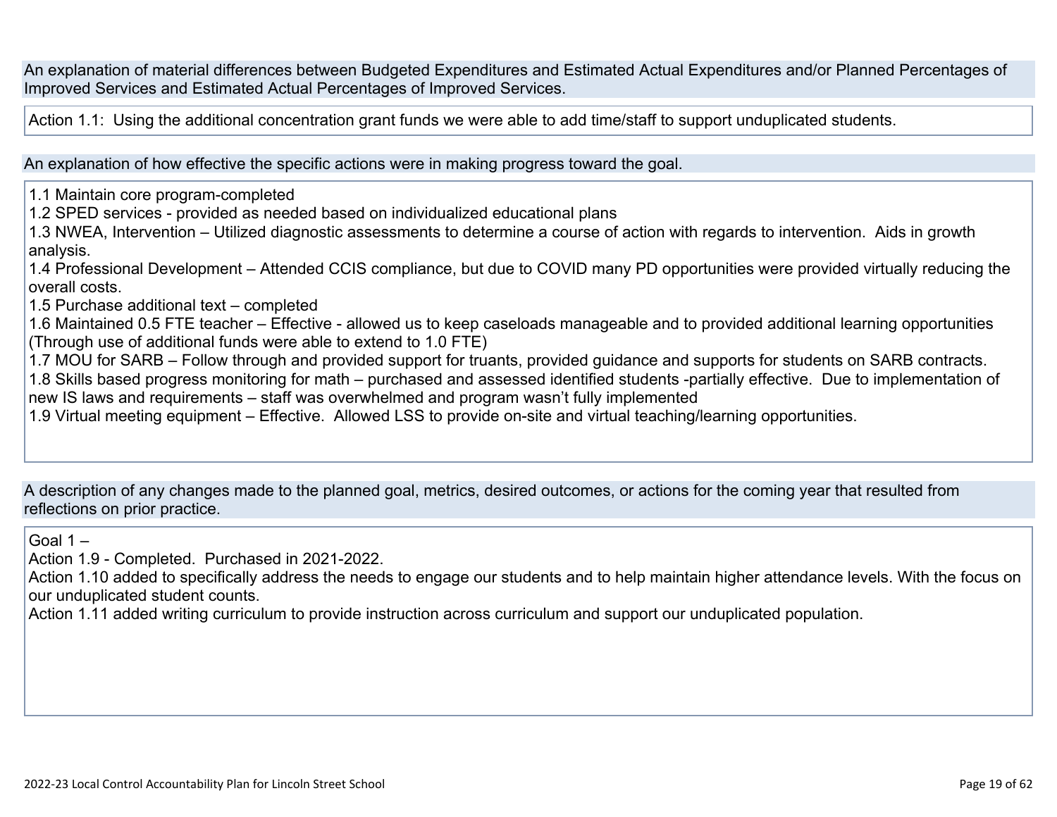An explanation of material differences between Budgeted Expenditures and Estimated Actual Expenditures and/or Planned Percentages of Improved Services and Estimated Actual Percentages of Improved Services.

Action 1.1: Using the additional concentration grant funds we were able to add time/staff to support unduplicated students.

An explanation of how effective the specific actions were in making progress toward the goal.

1.1 Maintain core program-completed
1.2 SPED services - provided as needed based on individualized educational plans
1.3 NWEA, Intervention – Utilized diagnostic assessments to determine a course of action with regards to intervention. Aids in growth analysis.
1.4 Professional Development – Attended CCIS compliance, but due to COVID many PD opportunities were provided virtually reducing the overall costs.
1.5 Purchase additional text – completed
1.6 Maintained 0.5 FTE teacher – Effective - allowed us to keep caseloads manageable and to provided additional learning opportunities (Through use of additional funds were able to extend to 1.0 FTE)
1.7 MOU for SARB – Follow through and provided support for truants, provided guidance and supports for students on SARB contracts.
1.8 Skills based progress monitoring for math – purchased and assessed identified students -partially effective. Due to implementation of new IS laws and requirements – staff was overwhelmed and program wasn't fully implemented
1.9 Virtual meeting equipment – Effective. Allowed LSS to provide on-site and virtual teaching/learning opportunities.

A description of any changes made to the planned goal, metrics, desired outcomes, or actions for the coming year that resulted from reflections on prior practice.

Goal 1 –
Action 1.9 - Completed. Purchased in 2021-2022.
Action 1.10 added to specifically address the needs to engage our students and to help maintain higher attendance levels. With the focus on our unduplicated student counts.
Action 1.11 added writing curriculum to provide instruction across curriculum and support our unduplicated population.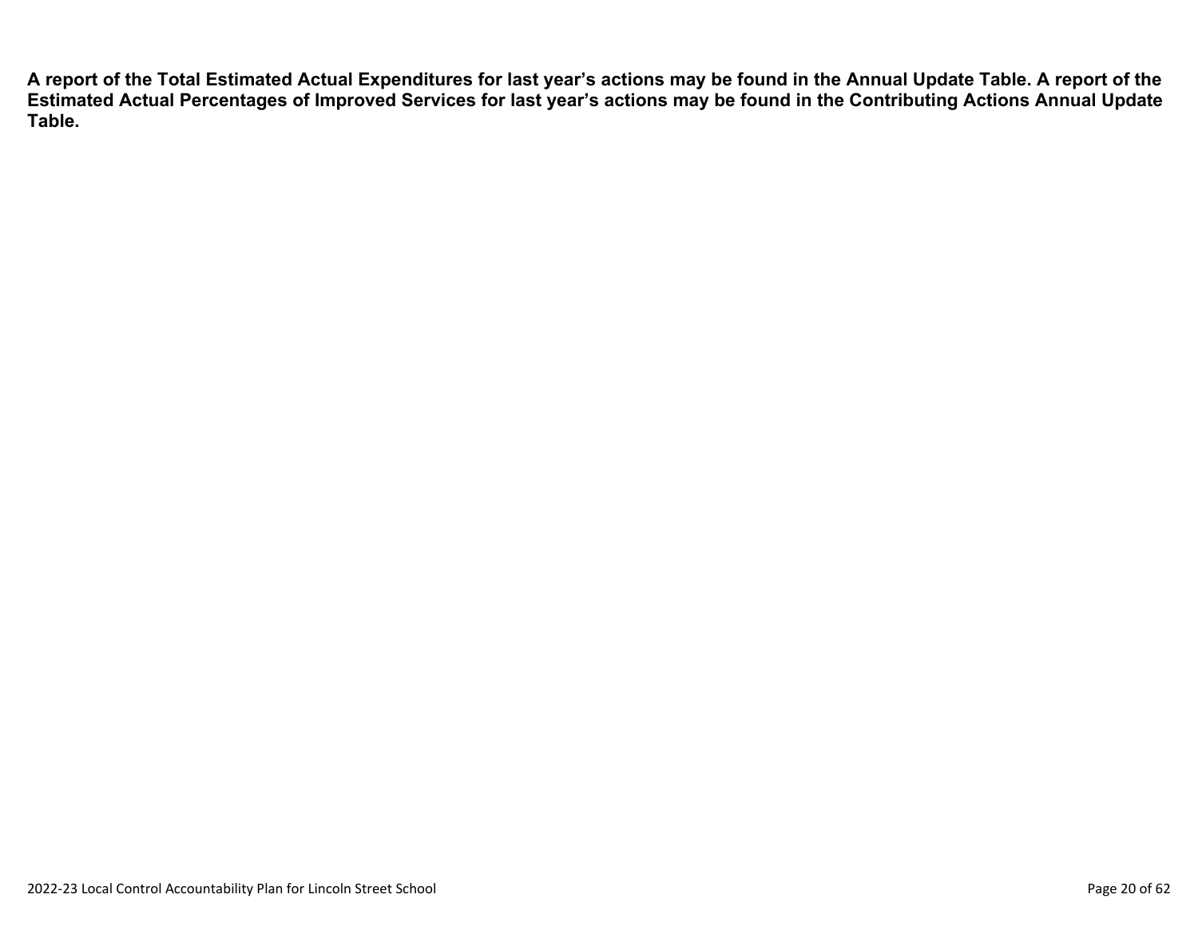**A report of the Total Estimated Actual Expenditures for last year's actions may be found in the Annual Update Table. A report of the Estimated Actual Percentages of Improved Services for last year's actions may be found in the Contributing Actions Annual Update Table.**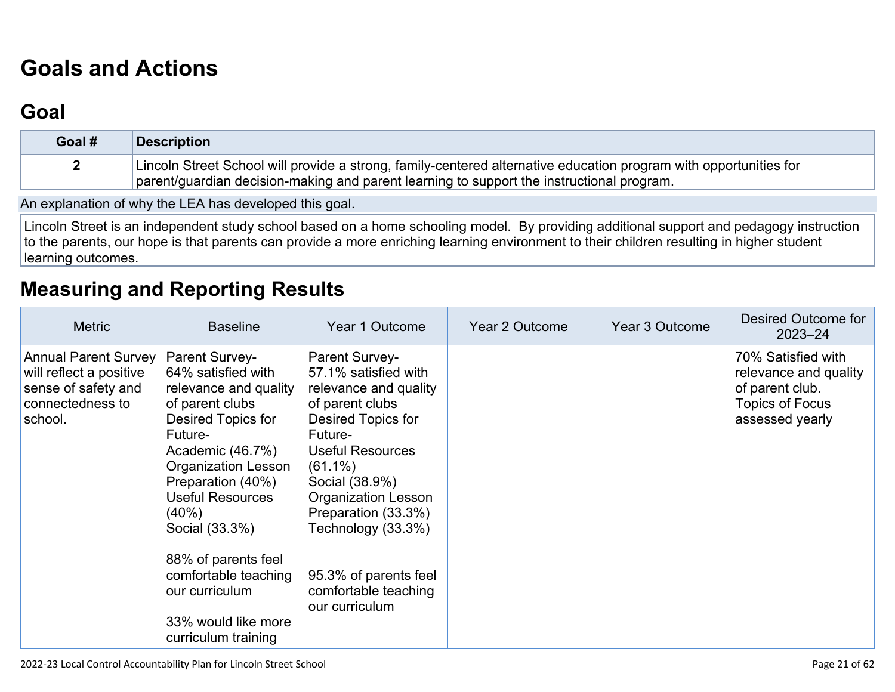# Goals and Actions

## Goal

| Goal # | Description |
|---|---|
| 2 | Lincoln Street School will provide a strong, family-centered alternative education program with opportunities for parent/guardian decision-making and parent learning to support the instructional program. |

An explanation of why the LEA has developed this goal.

Lincoln Street is an independent study school based on a home schooling model. By providing additional support and pedagogy instruction to the parents, our hope is that parents can provide a more enriching learning environment to their children resulting in higher student learning outcomes.

# Measuring and Reporting Results

| Metric | Baseline | Year 1 Outcome | Year 2 Outcome | Year 3 Outcome | Desired Outcome for 2023–24 |
|---|---|---|---|---|---|
| Annual Parent Survey will reflect a positive sense of safety and connectedness to school. | Parent Survey-<br>64% satisfied with relevance and quality of parent clubs<br>Desired Topics for Future-<br>Academic (46.7%)<br>Organization Lesson Preparation (40%)<br>Useful Resources (40%)<br>Social (33.3%)<br><br>88% of parents feel comfortable teaching our curriculum<br><br>33% would like more curriculum training | Parent Survey-<br>57.1% satisfied with relevance and quality of parent clubs<br>Desired Topics for Future-<br>Useful Resources (61.1%)<br>Social (38.9%)<br>Organization Lesson Preparation (33.3%)<br>Technology (33.3%)<br><br>95.3% of parents feel comfortable teaching our curriculum | | | 70% Satisfied with relevance and quality of parent club.<br>Topics of Focus assessed yearly |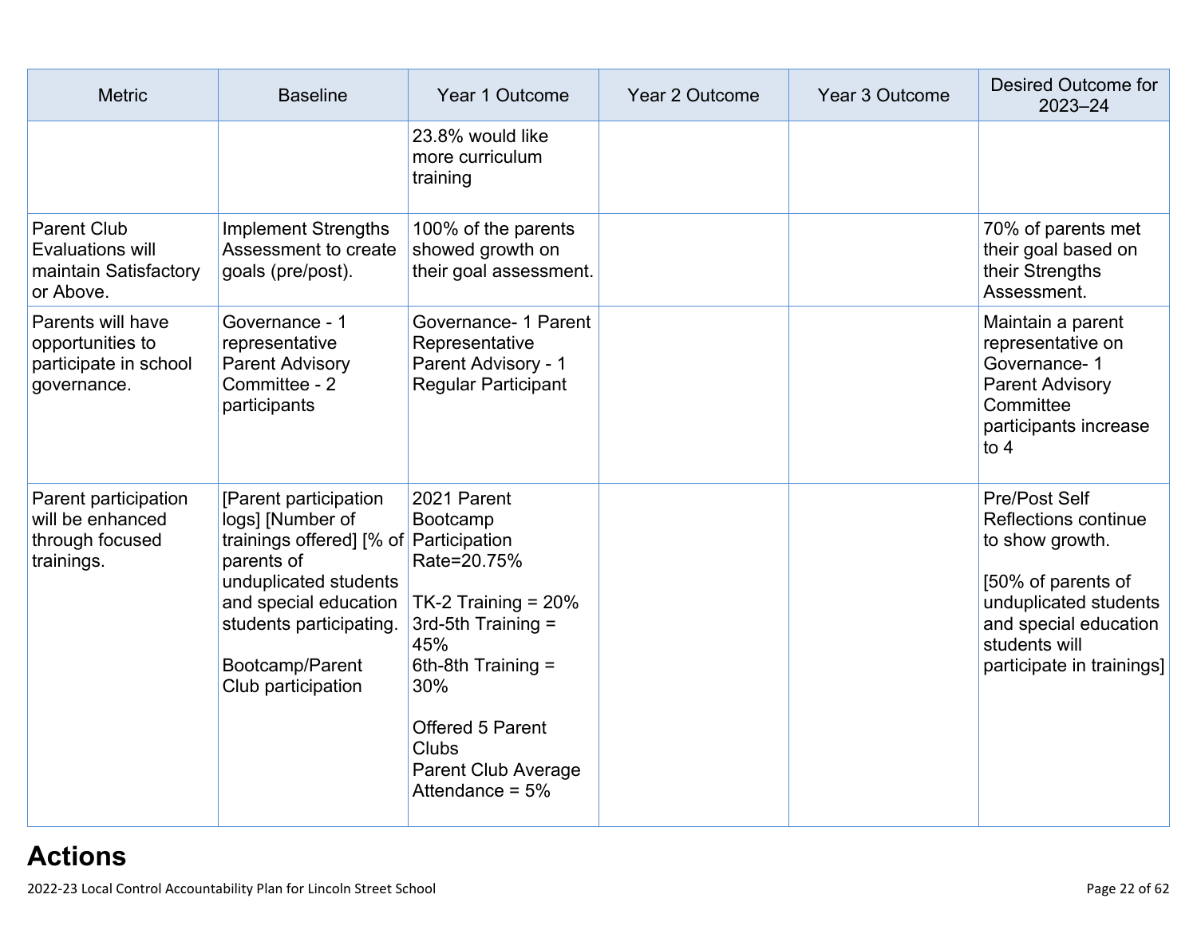| Metric | Baseline | Year 1 Outcome | Year 2 Outcome | Year 3 Outcome | Desired Outcome for 2023–24 |
| --- | --- | --- | --- | --- | --- |
| | | 23.8% would like more curriculum training | | | |
| Parent Club Evaluations will maintain Satisfactory or Above. | Implement Strengths Assessment to create goals (pre/post). | 100% of the parents showed growth on their goal assessment. | | | 70% of parents met their goal based on their Strengths Assessment. |
| Parents will have opportunities to participate in school governance. | Governance - 1 representative<br>Parent Advisory Committee - 2 participants | Governance- 1 Parent Representative<br>Parent Advisory - 1 Regular Participant | | | Maintain a parent representative on Governance- 1<br>Parent Advisory Committee participants increase to 4 |
| Parent participation will be enhanced through focused trainings. | [Parent participation logs] [Number of trainings offered] [% of parents of unduplicated students and special education students participating.<br><br>Bootcamp/Parent Club participation | 2021 Parent Bootcamp Participation Rate=20.75%<br><br>TK-2 Training = 20%<br>3rd-5th Training = 45%<br>6th-8th Training = 30%<br><br>Offered 5 Parent Clubs<br>Parent Club Average Attendance = 5% | | | Pre/Post Self Reflections continue to show growth.<br><br>[50% of parents of unduplicated students and special education students will participate in trainings] |

## Actions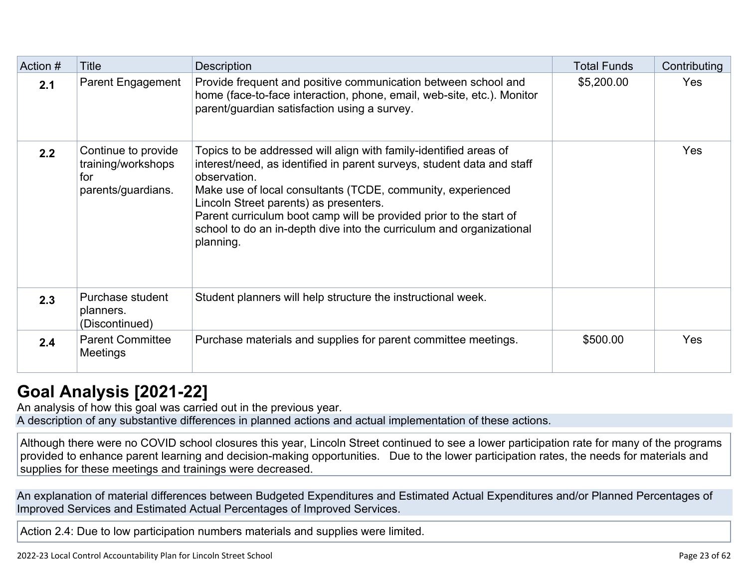| Action # | Title | Description | Total Funds | Contributing |
|---|---|---|---|---|
| **2.1** | Parent Engagement | Provide frequent and positive communication between school and home (face-to-face interaction, phone, email, web-site, etc.). Monitor parent/guardian satisfaction using a survey. | $5,200.00 | Yes |
| **2.2** | Continue to provide training/workshops for parents/guardians. | Topics to be addressed will align with family-identified areas of interest/need, as identified in parent surveys, student data and staff observation.<br>Make use of local consultants (TCDE, community, experienced Lincoln Street parents) as presenters.<br>Parent curriculum boot camp will be provided prior to the start of school to do an in-depth dive into the curriculum and organizational planning. | | Yes |
| **2.3** | Purchase student planners. (Discontinued) | Student planners will help structure the instructional week. | | |
| **2.4** | Parent Committee Meetings | Purchase materials and supplies for parent committee meetings. | $500.00 | Yes |

# Goal Analysis [2021-22]

An analysis of how this goal was carried out in the previous year.

A description of any substantive differences in planned actions and actual implementation of these actions.

Although there were no COVID school closures this year, Lincoln Street continued to see a lower participation rate for many of the programs provided to enhance parent learning and decision-making opportunities. Due to the lower participation rates, the needs for materials and supplies for these meetings and trainings were decreased.

An explanation of material differences between Budgeted Expenditures and Estimated Actual Expenditures and/or Planned Percentages of Improved Services and Estimated Actual Percentages of Improved Services.

Action 2.4: Due to low participation numbers materials and supplies were limited.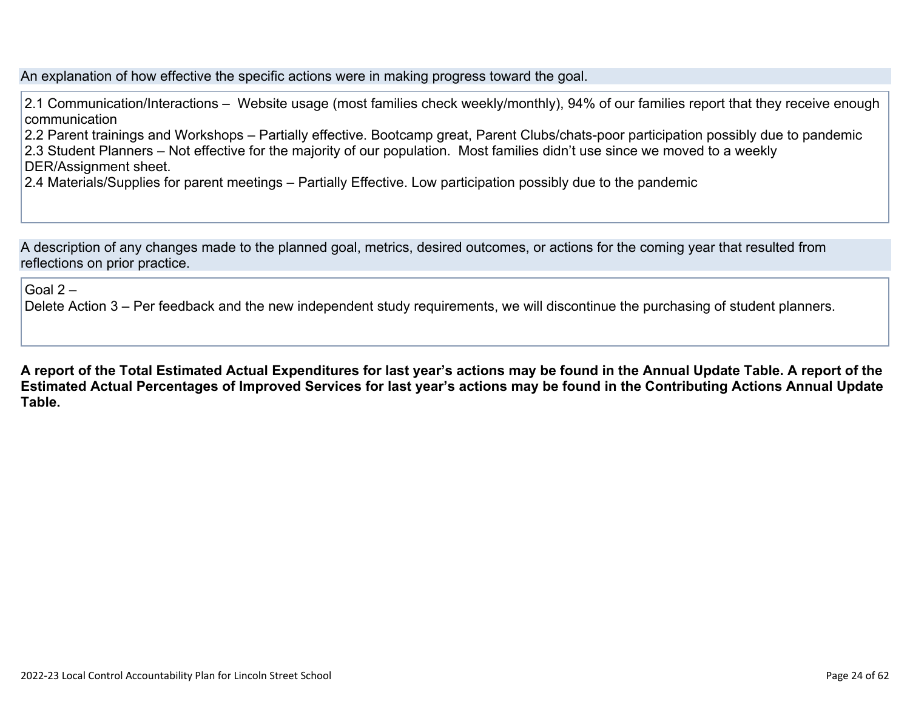An explanation of how effective the specific actions were in making progress toward the goal.

2.1 Communication/Interactions – Website usage (most families check weekly/monthly), 94% of our families report that they receive enough communication
2.2 Parent trainings and Workshops – Partially effective. Bootcamp great, Parent Clubs/chats-poor participation possibly due to pandemic
2.3 Student Planners – Not effective for the majority of our population. Most families didn't use since we moved to a weekly DER/Assignment sheet.
2.4 Materials/Supplies for parent meetings – Partially Effective. Low participation possibly due to the pandemic

A description of any changes made to the planned goal, metrics, desired outcomes, or actions for the coming year that resulted from reflections on prior practice.

Goal 2 –
Delete Action 3 – Per feedback and the new independent study requirements, we will discontinue the purchasing of student planners.

**A report of the Total Estimated Actual Expenditures for last year's actions may be found in the Annual Update Table. A report of the Estimated Actual Percentages of Improved Services for last year's actions may be found in the Contributing Actions Annual Update Table.**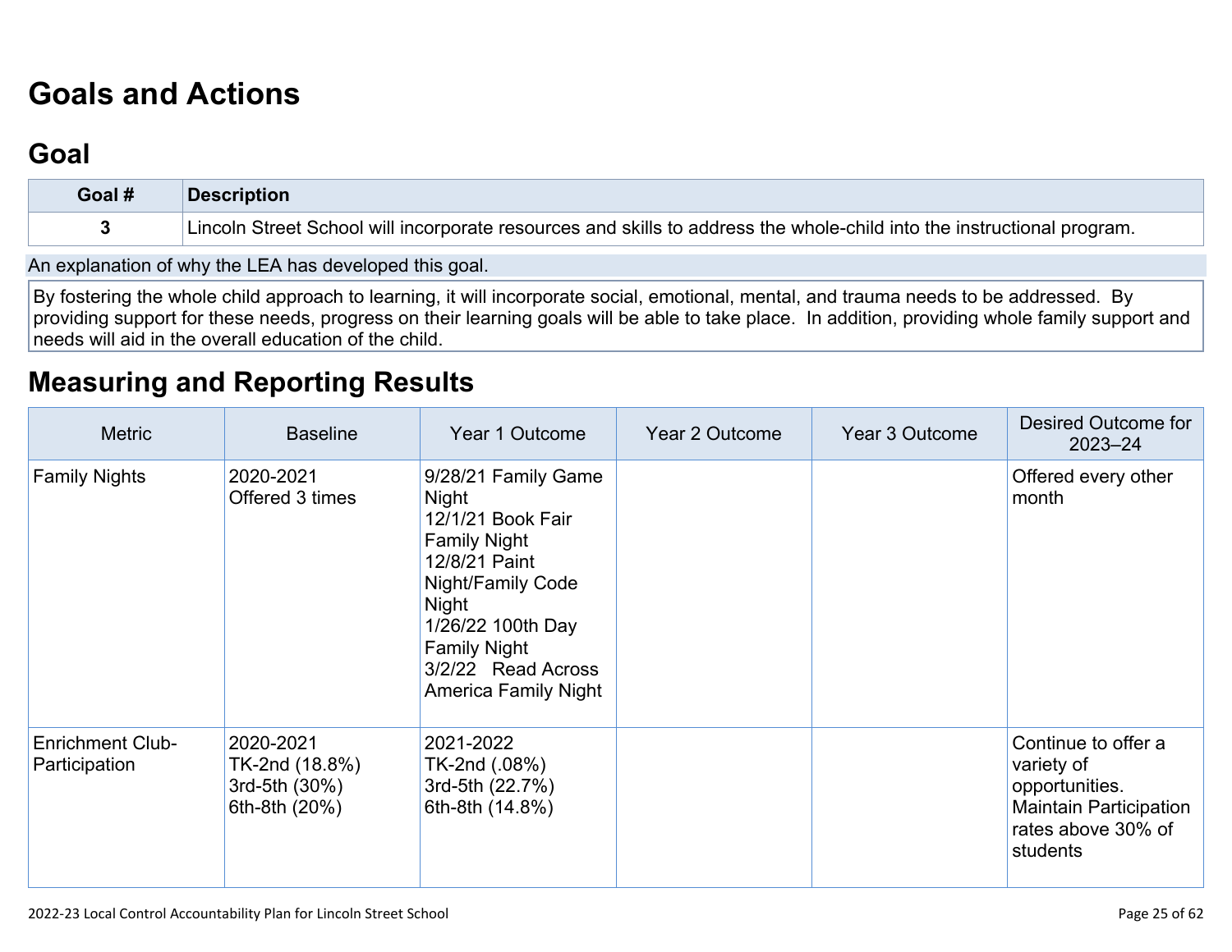# Goals and Actions

## Goal

| Goal # | Description |
|---|---|
| 3 | Lincoln Street School will incorporate resources and skills to address the whole-child into the instructional program. |

An explanation of why the LEA has developed this goal.

By fostering the whole child approach to learning, it will incorporate social, emotional, mental, and trauma needs to be addressed. By providing support for these needs, progress on their learning goals will be able to take place. In addition, providing whole family support and needs will aid in the overall education of the child.

## Measuring and Reporting Results

| Metric | Baseline | Year 1 Outcome | Year 2 Outcome | Year 3 Outcome | Desired Outcome for 2023–24 |
|---|---|---|---|---|---|
| Family Nights | 2020-2021<br>Offered 3 times | 9/28/21 Family Game Night<br>12/1/21 Book Fair Family Night<br>12/8/21 Paint Night/Family Code Night<br>1/26/22 100th Day Family Night<br>3/2/22 Read Across America Family Night | | | Offered every other month |
| Enrichment Club-Participation | 2020-2021<br>TK-2nd (18.8%)<br>3rd-5th (30%)<br>6th-8th (20%) | 2021-2022<br>TK-2nd (.08%)<br>3rd-5th (22.7%)<br>6th-8th (14.8%) | | | Continue to offer a variety of opportunities. Maintain Participation rates above 30% of students |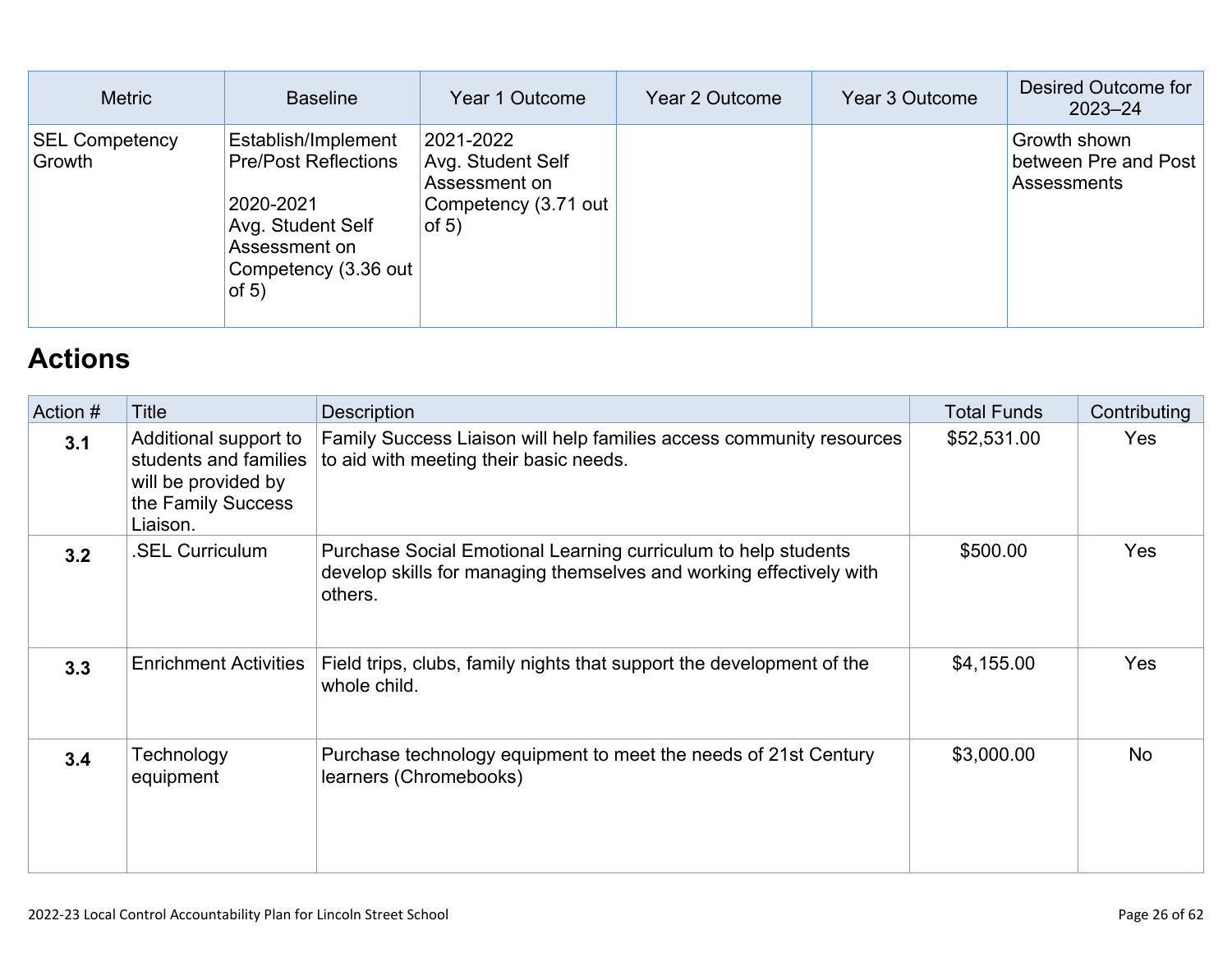| Metric | Baseline | Year 1 Outcome | Year 2 Outcome | Year 3 Outcome | Desired Outcome for 2023–24 |
| --- | --- | --- | --- | --- | --- |
| SEL Competency Growth | Establish/Implement Pre/Post Reflections<br><br>2020-2021<br>Avg. Student Self Assessment on Competency (3.36 out of 5) | 2021-2022<br>Avg. Student Self Assessment on Competency (3.71 out of 5) | | | Growth shown between Pre and Post Assessments |

## Actions

| Action # | Title | Description | Total Funds | Contributing |
| --- | --- | --- | --- | --- |
| 3.1 | Additional support to students and families will be provided by the Family Success Liaison. | Family Success Liaison will help families access community resources to aid with meeting their basic needs. | $52,531.00 | Yes |
| 3.2 | .SEL Curriculum | Purchase Social Emotional Learning curriculum to help students develop skills for managing themselves and working effectively with others. | $500.00 | Yes |
| 3.3 | Enrichment Activities | Field trips, clubs, family nights that support the development of the whole child. | $4,155.00 | Yes |
| 3.4 | Technology equipment | Purchase technology equipment to meet the needs of 21st Century learners (Chromebooks) | $3,000.00 | No |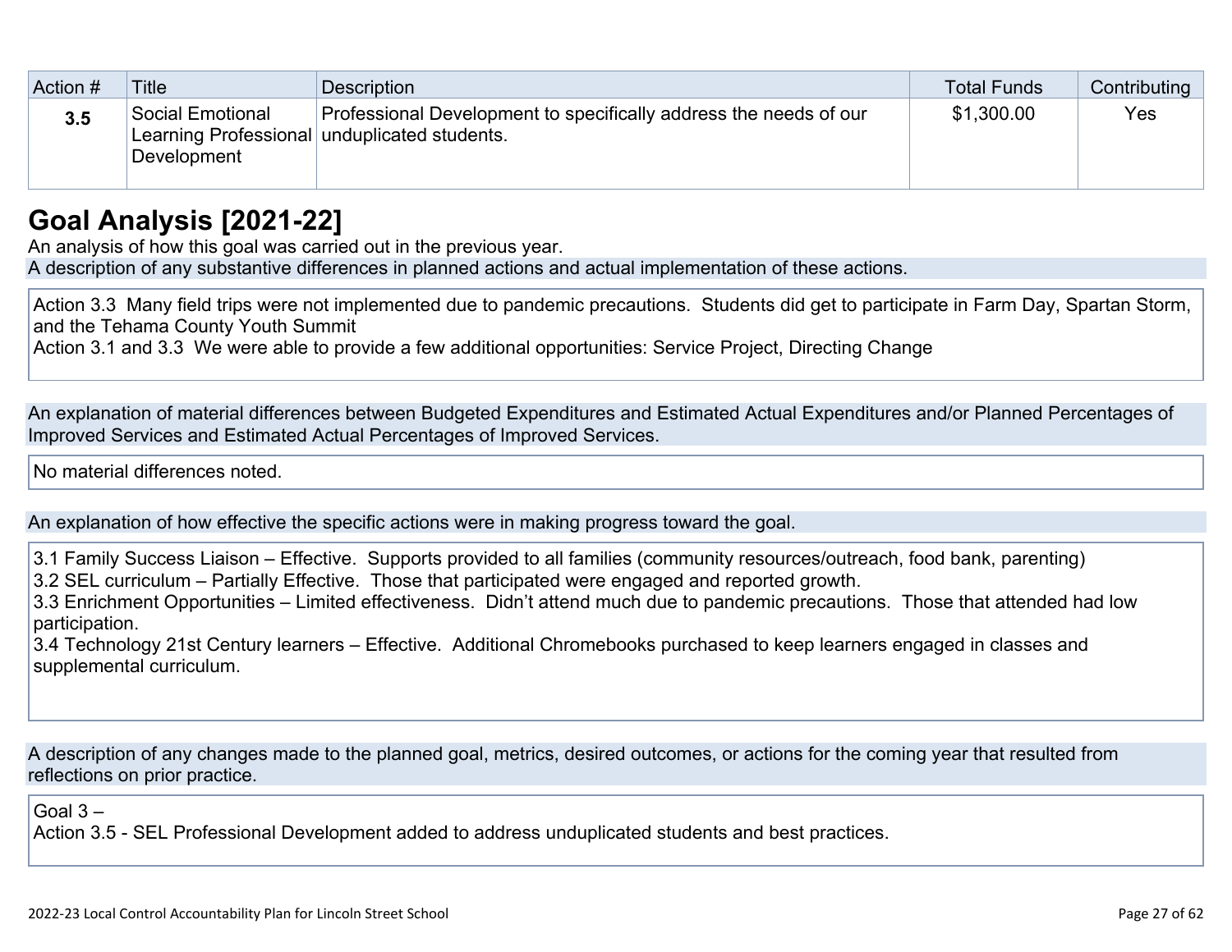| Action # | Title | Description | Total Funds | Contributing |
|---|---|---|---|---|
| **3.5** | Social Emotional Learning Professional Development | Professional Development to specifically address the needs of our unduplicated students. | $1,300.00 | Yes |

## Goal Analysis [2021-22]

An analysis of how this goal was carried out in the previous year.

A description of any substantive differences in planned actions and actual implementation of these actions.

Action 3.3 Many field trips were not implemented due to pandemic precautions. Students did get to participate in Farm Day, Spartan Storm, and the Tehama County Youth Summit
Action 3.1 and 3.3 We were able to provide a few additional opportunities: Service Project, Directing Change

An explanation of material differences between Budgeted Expenditures and Estimated Actual Expenditures and/or Planned Percentages of Improved Services and Estimated Actual Percentages of Improved Services.

No material differences noted.

An explanation of how effective the specific actions were in making progress toward the goal.

3.1 Family Success Liaison – Effective. Supports provided to all families (community resources/outreach, food bank, parenting)
3.2 SEL curriculum – Partially Effective. Those that participated were engaged and reported growth.
3.3 Enrichment Opportunities – Limited effectiveness. Didn't attend much due to pandemic precautions. Those that attended had low participation.
3.4 Technology 21st Century learners – Effective. Additional Chromebooks purchased to keep learners engaged in classes and supplemental curriculum.

A description of any changes made to the planned goal, metrics, desired outcomes, or actions for the coming year that resulted from reflections on prior practice.

Goal 3 –
Action 3.5 - SEL Professional Development added to address unduplicated students and best practices.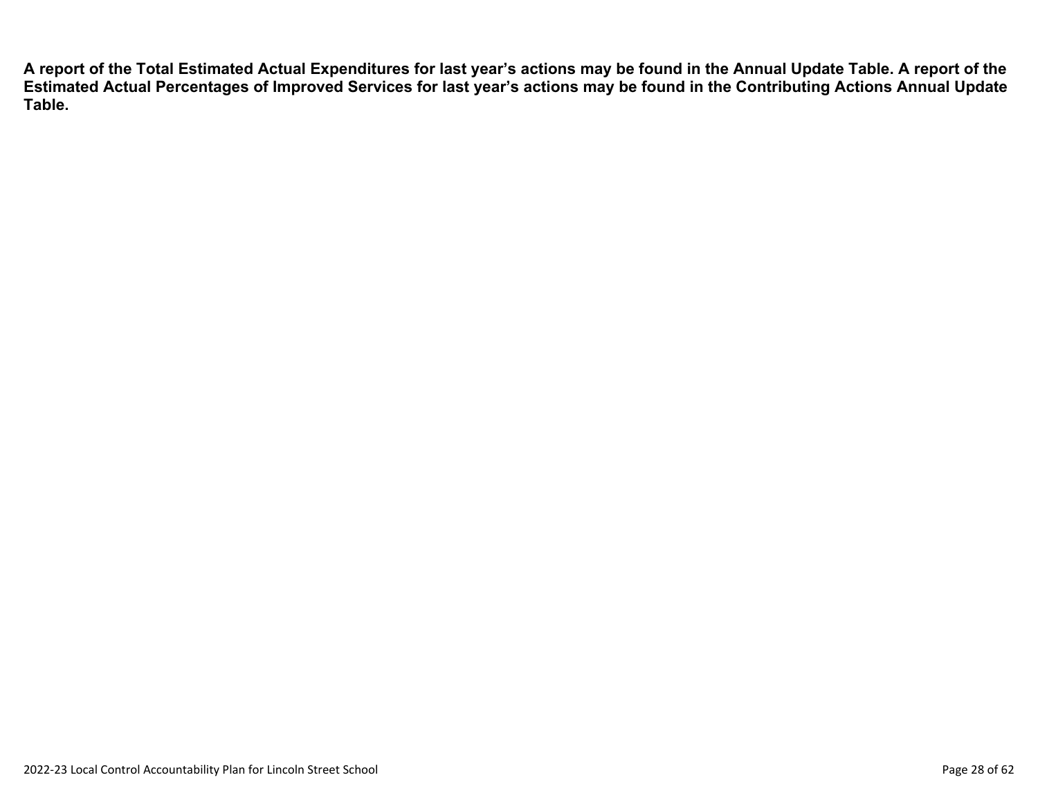**A report of the Total Estimated Actual Expenditures for last year's actions may be found in the Annual Update Table. A report of the Estimated Actual Percentages of Improved Services for last year's actions may be found in the Contributing Actions Annual Update Table.**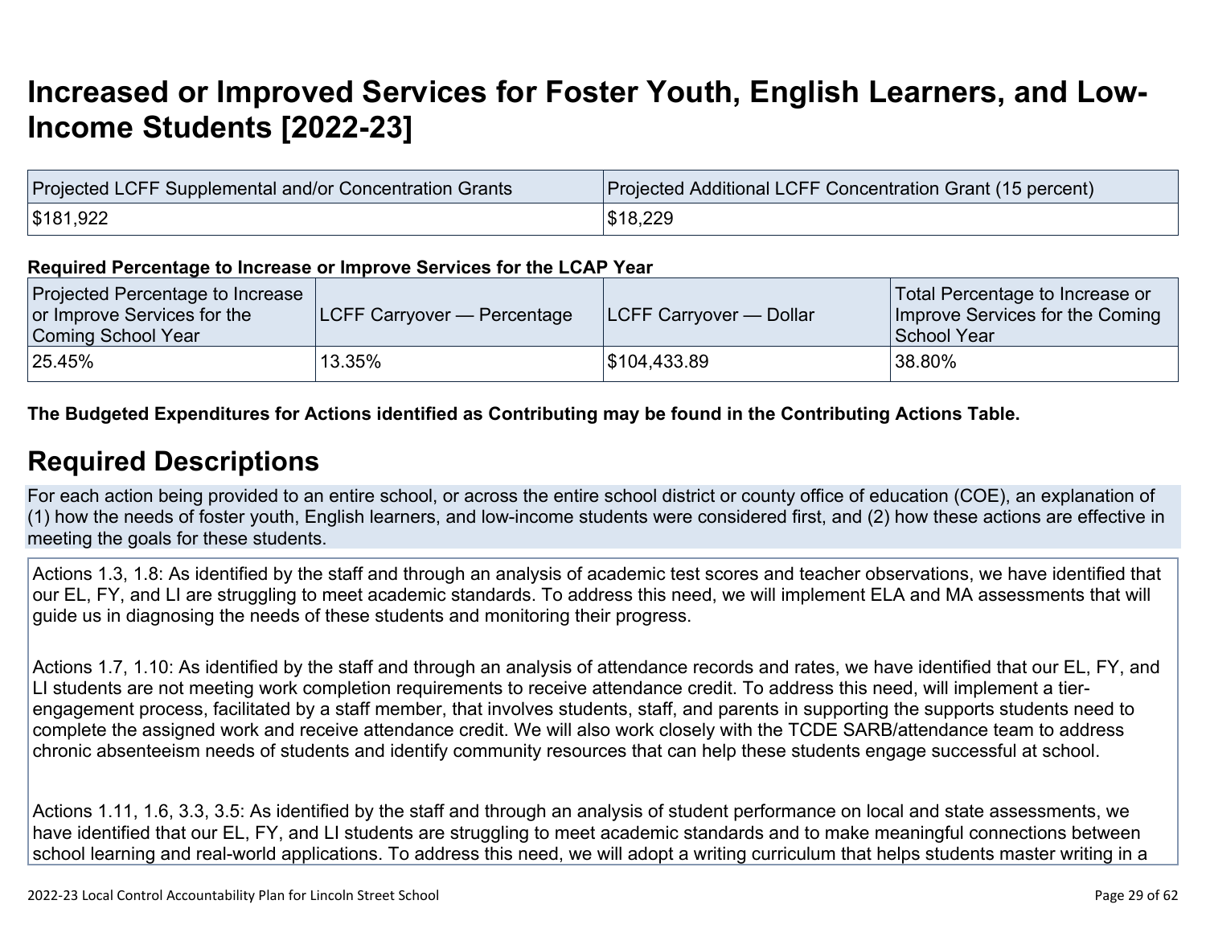# Increased or Improved Services for Foster Youth, English Learners, and Low-Income Students [2022-23]

| Projected LCFF Supplemental and/or Concentration Grants | Projected Additional LCFF Concentration Grant (15 percent) |
|---|---|
| $181,922 | $18,229 |

**Required Percentage to Increase or Improve Services for the LCAP Year**

| Projected Percentage to Increase or Improve Services for the Coming School Year | LCFF Carryover — Percentage | LCFF Carryover — Dollar | Total Percentage to Increase or Improve Services for the Coming School Year |
|---|---|---|---|
| 25.45% | 13.35% | $104,433.89 | 38.80% |

**The Budgeted Expenditures for Actions identified as Contributing may be found in the Contributing Actions Table.**

## Required Descriptions

For each action being provided to an entire school, or across the entire school district or county office of education (COE), an explanation of (1) how the needs of foster youth, English learners, and low-income students were considered first, and (2) how these actions are effective in meeting the goals for these students.

Actions 1.3, 1.8: As identified by the staff and through an analysis of academic test scores and teacher observations, we have identified that our EL, FY, and LI are struggling to meet academic standards. To address this need, we will implement ELA and MA assessments that will guide us in diagnosing the needs of these students and monitoring their progress.

Actions 1.7, 1.10: As identified by the staff and through an analysis of attendance records and rates, we have identified that our EL, FY, and LI students are not meeting work completion requirements to receive attendance credit. To address this need, will implement a tier-engagement process, facilitated by a staff member, that involves students, staff, and parents in supporting the supports students need to complete the assigned work and receive attendance credit. We will also work closely with the TCDE SARB/attendance team to address chronic absenteeism needs of students and identify community resources that can help these students engage successful at school.

Actions 1.11, 1.6, 3.3, 3.5: As identified by the staff and through an analysis of student performance on local and state assessments, we have identified that our EL, FY, and LI students are struggling to meet academic standards and to make meaningful connections between school learning and real-world applications. To address this need, we will adopt a writing curriculum that helps students master writing in a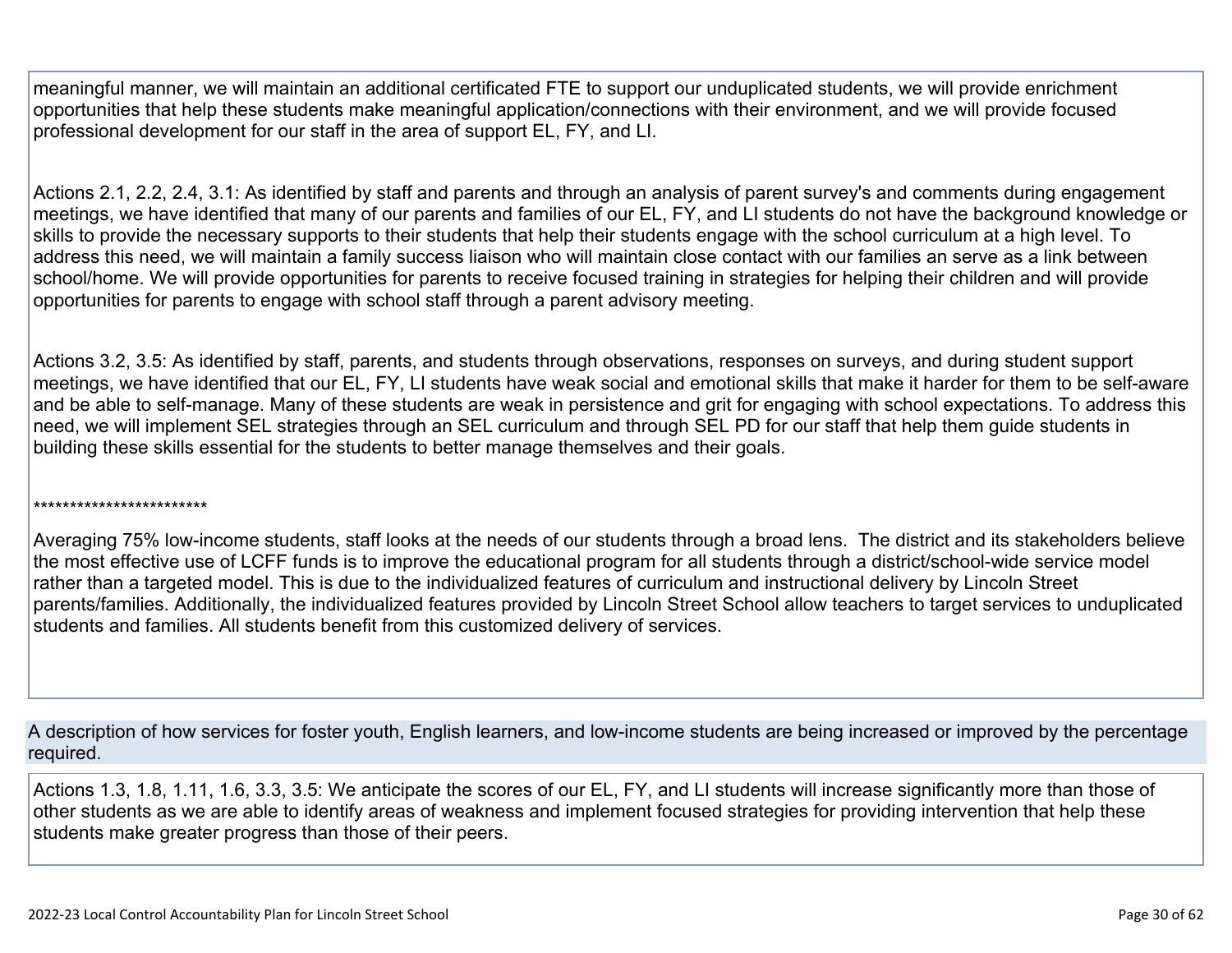meaningful manner, we will maintain an additional certificated FTE to support our unduplicated students, we will provide enrichment opportunities that help these students make meaningful application/connections with their environment, and we will provide focused professional development for our staff in the area of support EL, FY, and LI.

Actions 2.1, 2.2, 2.4, 3.1: As identified by staff and parents and through an analysis of parent survey's and comments during engagement meetings, we have identified that many of our parents and families of our EL, FY, and LI students do not have the background knowledge or skills to provide the necessary supports to their students that help their students engage with the school curriculum at a high level. To address this need, we will maintain a family success liaison who will maintain close contact with our families an serve as a link between school/home. We will provide opportunities for parents to receive focused training in strategies for helping their children and will provide opportunities for parents to engage with school staff through a parent advisory meeting.

Actions 3.2, 3.5: As identified by staff, parents, and students through observations, responses on surveys, and during student support meetings, we have identified that our EL, FY, LI students have weak social and emotional skills that make it harder for them to be self-aware and be able to self-manage. Many of these students are weak in persistence and grit for engaging with school expectations. To address this need, we will implement SEL strategies through an SEL curriculum and through SEL PD for our staff that help them guide students in building these skills essential for the students to better manage themselves and their goals.

************************

Averaging 75% low-income students, staff looks at the needs of our students through a broad lens. The district and its stakeholders believe the most effective use of LCFF funds is to improve the educational program for all students through a district/school-wide service model rather than a targeted model. This is due to the individualized features of curriculum and instructional delivery by Lincoln Street parents/families. Additionally, the individualized features provided by Lincoln Street School allow teachers to target services to unduplicated students and families. All students benefit from this customized delivery of services.

A description of how services for foster youth, English learners, and low-income students are being increased or improved by the percentage required.

Actions 1.3, 1.8, 1.11, 1.6, 3.3, 3.5: We anticipate the scores of our EL, FY, and LI students will increase significantly more than those of other students as we are able to identify areas of weakness and implement focused strategies for providing intervention that help these students make greater progress than those of their peers.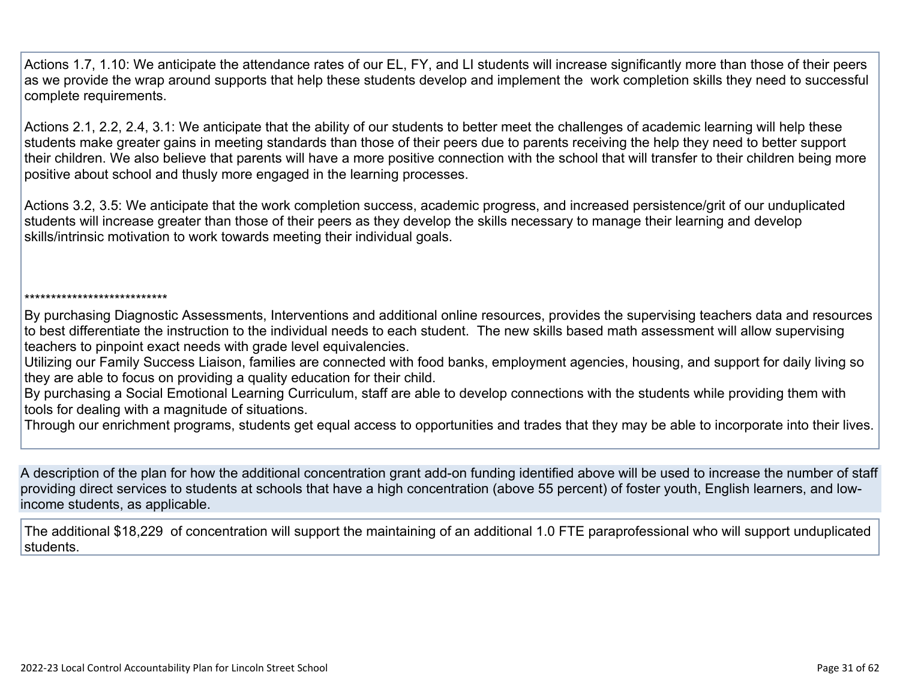Actions 1.7, 1.10: We anticipate the attendance rates of our EL, FY, and LI students will increase significantly more than those of their peers as we provide the wrap around supports that help these students develop and implement the  work completion skills they need to successful complete requirements.

Actions 2.1, 2.2, 2.4, 3.1: We anticipate that the ability of our students to better meet the challenges of academic learning will help these students make greater gains in meeting standards than those of their peers due to parents receiving the help they need to better support their children. We also believe that parents will have a more positive connection with the school that will transfer to their children being more positive about school and thusly more engaged in the learning processes.

Actions 3.2, 3.5: We anticipate that the work completion success, academic progress, and increased persistence/grit of our unduplicated students will increase greater than those of their peers as they develop the skills necessary to manage their learning and develop skills/intrinsic motivation to work towards meeting their individual goals.

****************************

By purchasing Diagnostic Assessments, Interventions and additional online resources, provides the supervising teachers data and resources to best differentiate the instruction to the individual needs to each student.  The new skills based math assessment will allow supervising teachers to pinpoint exact needs with grade level equivalencies.
Utilizing our Family Success Liaison, families are connected with food banks, employment agencies, housing, and support for daily living so they are able to focus on providing a quality education for their child.
By purchasing a Social Emotional Learning Curriculum, staff are able to develop connections with the students while providing them with tools for dealing with a magnitude of situations.
Through our enrichment programs, students get equal access to opportunities and trades that they may be able to incorporate into their lives.

A description of the plan for how the additional concentration grant add-on funding identified above will be used to increase the number of staff providing direct services to students at schools that have a high concentration (above 55 percent) of foster youth, English learners, and low-income students, as applicable.

The additional $18,229  of concentration will support the maintaining of an additional 1.0 FTE paraprofessional who will support unduplicated students.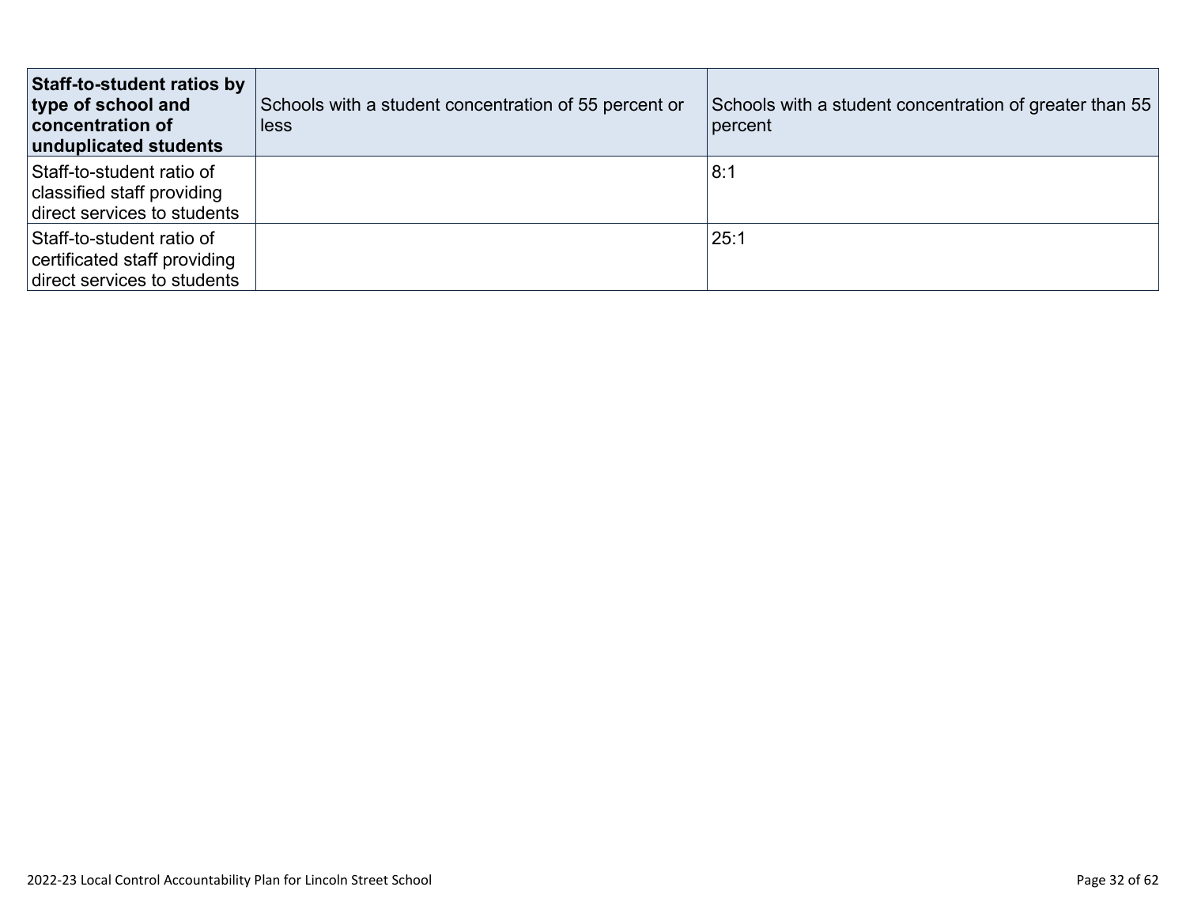| **Staff-to-student ratios by type of school and concentration of unduplicated students** | Schools with a student concentration of 55 percent or less | Schools with a student concentration of greater than 55 percent |
|---|---|---|
| Staff-to-student ratio of classified staff providing direct services to students | | 8:1 |
| Staff-to-student ratio of certificated staff providing direct services to students | | 25:1 |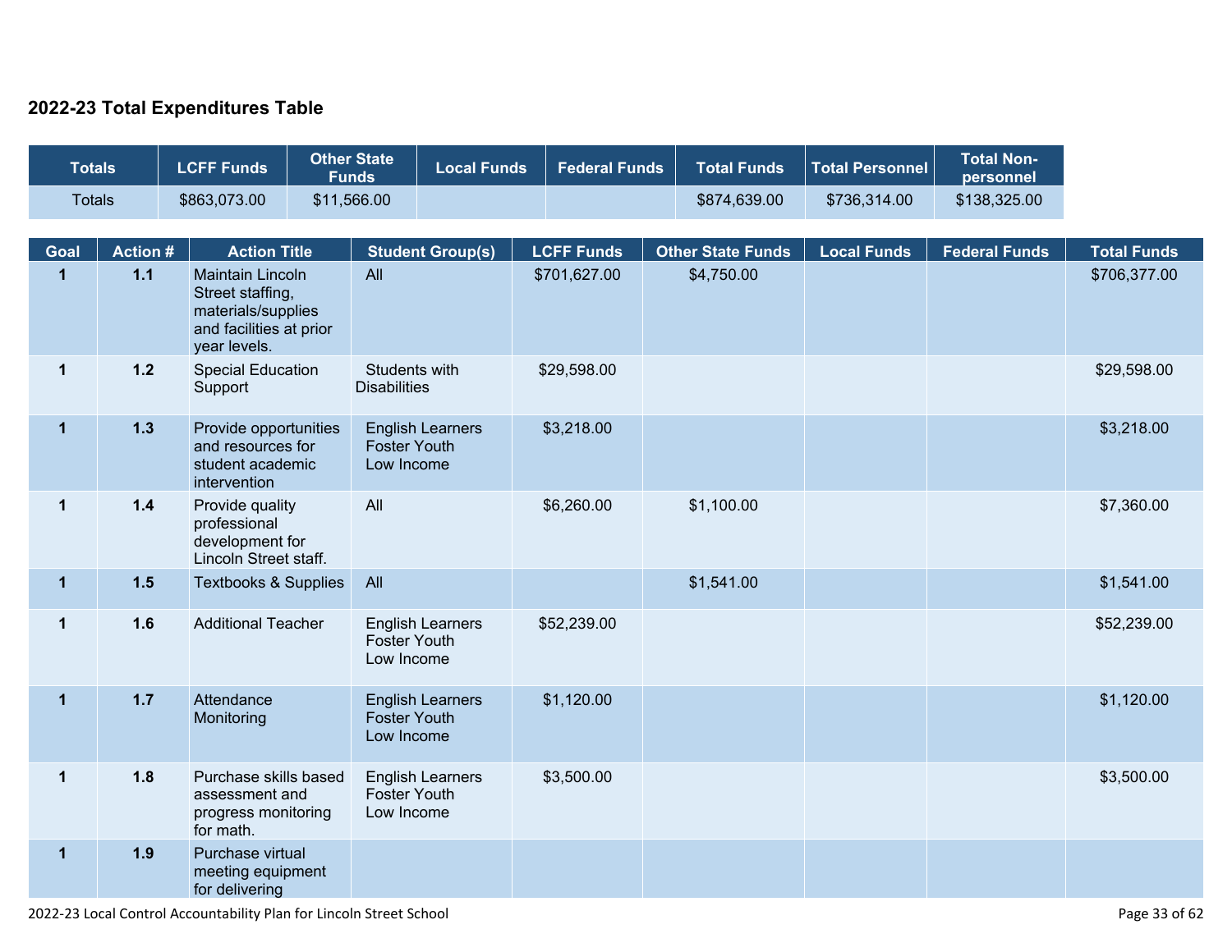## 2022-23 Total Expenditures Table

| Totals | LCFF Funds | Other State Funds | Local Funds | Federal Funds | Total Funds | Total Personnel | Total Non-personnel |
|---|---|---|---|---|---|---|---|
| Totals | $863,073.00 | $11,566.00 | | | $874,639.00 | $736,314.00 | $138,325.00 |

| Goal | Action # | Action Title | Student Group(s) | LCFF Funds | Other State Funds | Local Funds | Federal Funds | Total Funds |
|---|---|---|---|---|---|---|---|---|
| 1 | 1.1 | Maintain Lincoln Street staffing, materials/supplies and facilities at prior year levels. | All | $701,627.00 | $4,750.00 | | | $706,377.00 |
| 1 | 1.2 | Special Education Support | Students with Disabilities | $29,598.00 | | | | $29,598.00 |
| 1 | 1.3 | Provide opportunities and resources for student academic intervention | English Learners Foster Youth Low Income | $3,218.00 | | | | $3,218.00 |
| 1 | 1.4 | Provide quality professional development for Lincoln Street staff. | All | $6,260.00 | $1,100.00 | | | $7,360.00 |
| 1 | 1.5 | Textbooks & Supplies | All | | $1,541.00 | | | $1,541.00 |
| 1 | 1.6 | Additional Teacher | English Learners Foster Youth Low Income | $52,239.00 | | | | $52,239.00 |
| 1 | 1.7 | Attendance Monitoring | English Learners Foster Youth Low Income | $1,120.00 | | | | $1,120.00 |
| 1 | 1.8 | Purchase skills based assessment and progress monitoring for math. | English Learners Foster Youth Low Income | $3,500.00 | | | | $3,500.00 |
| 1 | 1.9 | Purchase virtual meeting equipment for delivering | | | | | | |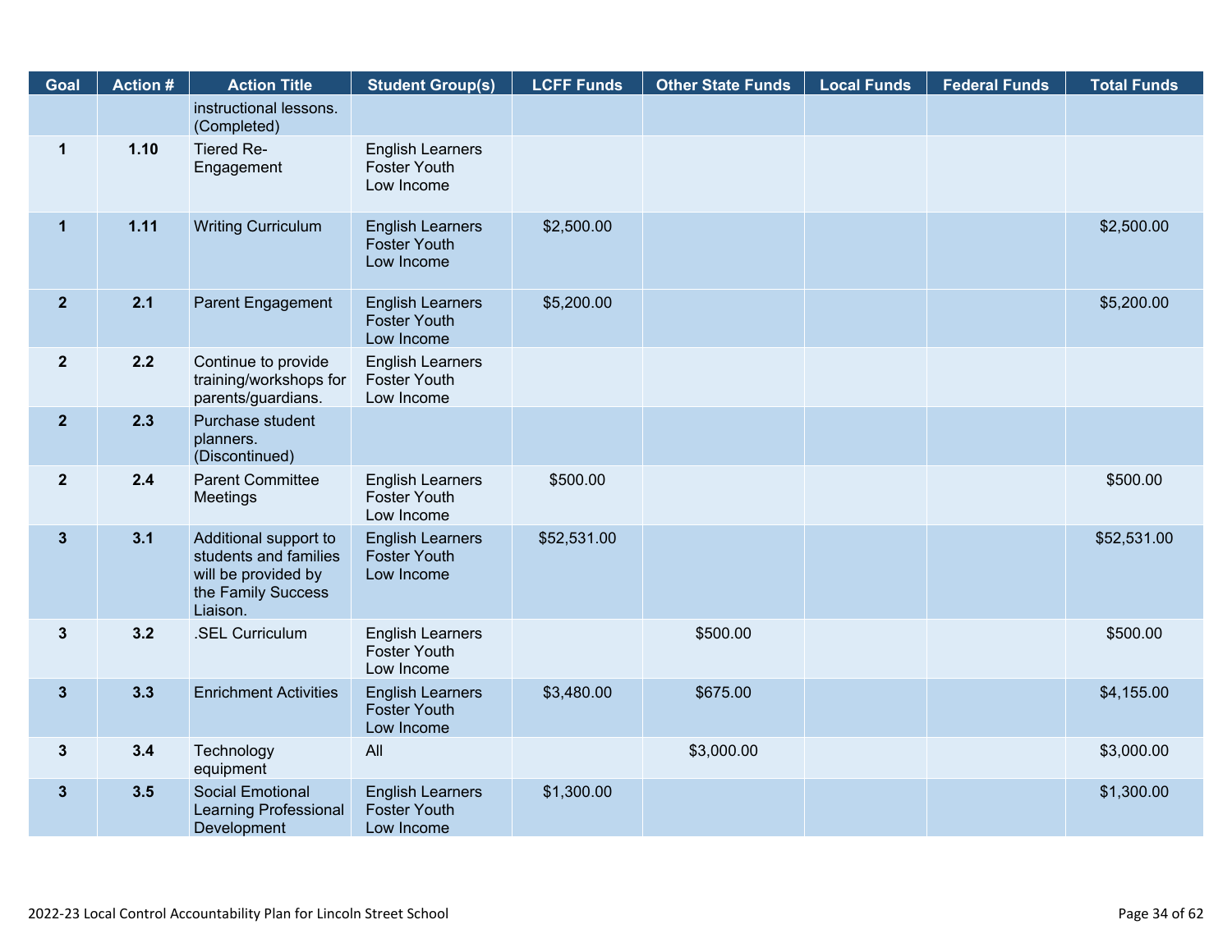| Goal | Action # | Action Title | Student Group(s) | LCFF Funds | Other State Funds | Local Funds | Federal Funds | Total Funds |
|---|---|---|---|---|---|---|---|---|
| | | instructional lessons. (Completed) | | | | | | |
| 1 | 1.10 | Tiered Re-Engagement | English Learners Foster Youth Low Income | | | | | |
| 1 | 1.11 | Writing Curriculum | English Learners Foster Youth Low Income | $2,500.00 | | | | $2,500.00 |
| 2 | 2.1 | Parent Engagement | English Learners Foster Youth Low Income | $5,200.00 | | | | $5,200.00 |
| 2 | 2.2 | Continue to provide training/workshops for parents/guardians. | English Learners Foster Youth Low Income | | | | | |
| 2 | 2.3 | Purchase student planners. (Discontinued) | | | | | | |
| 2 | 2.4 | Parent Committee Meetings | English Learners Foster Youth Low Income | $500.00 | | | | $500.00 |
| 3 | 3.1 | Additional support to students and families will be provided by the Family Success Liaison. | English Learners Foster Youth Low Income | $52,531.00 | | | | $52,531.00 |
| 3 | 3.2 | .SEL Curriculum | English Learners Foster Youth Low Income | | $500.00 | | | $500.00 |
| 3 | 3.3 | Enrichment Activities | English Learners Foster Youth Low Income | $3,480.00 | $675.00 | | | $4,155.00 |
| 3 | 3.4 | Technology equipment | All | | $3,000.00 | | | $3,000.00 |
| 3 | 3.5 | Social Emotional Learning Professional Development | English Learners Foster Youth Low Income | $1,300.00 | | | | $1,300.00 |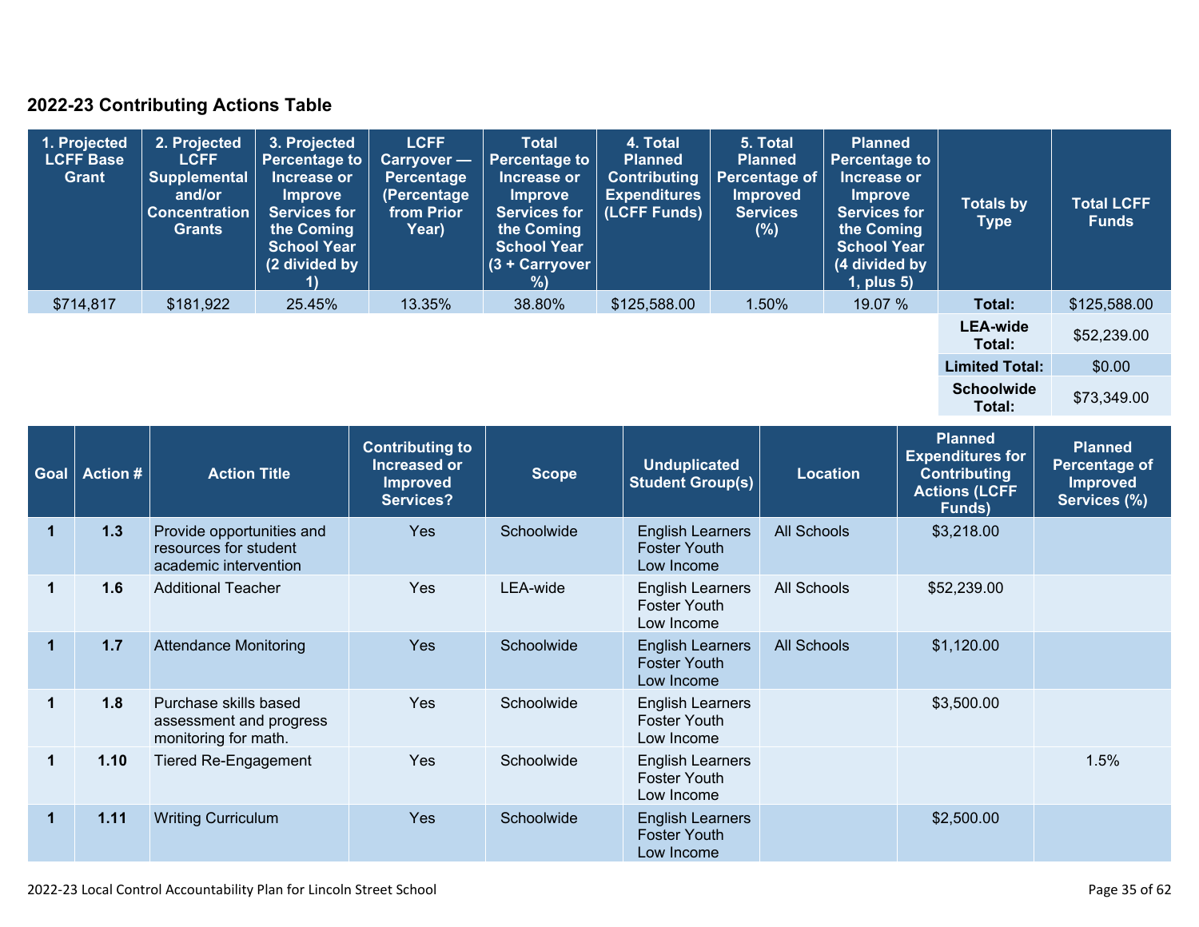## 2022-23 Contributing Actions Table

| 1. Projected LCFF Base Grant | 2. Projected LCFF Supplemental and/or Concentration Grants | 3. Projected Percentage to Increase or Improve Services for the Coming School Year (2 divided by 1) | LCFF Carryover — Percentage (Percentage from Prior Year) | Total Percentage to Increase or Improve Services for the Coming School Year (3 + Carryover %) | 4. Total Planned Contributing Expenditures (LCFF Funds) | 5. Total Planned Percentage of Improved Services (%) | Planned Percentage to Increase or Improve Services for the Coming School Year (4 divided by 1, plus 5) | Totals by Type | Total LCFF Funds |
|---|---|---|---|---|---|---|---|---|---|
| $714,817 | $181,922 | 25.45% | 13.35% | 38.80% | $125,588.00 | 1.50% | 19.07 % | **Total:** | $125,588.00 |
| | | | | | | | | **LEA-wide Total:** | $52,239.00 |
| | | | | | | | | **Limited Total:** | $0.00 |
| | | | | | | | | **Schoolwide Total:** | $73,349.00 |

| Goal | Action # | Action Title | Contributing to Increased or Improved Services? | Scope | Unduplicated Student Group(s) | Location | Planned Expenditures for Contributing Actions (LCFF Funds) | Planned Percentage of Improved Services (%) |
|---|---|---|---|---|---|---|---|---|
| 1 | 1.3 | Provide opportunities and resources for student academic intervention | Yes | Schoolwide | English Learners<br>Foster Youth<br>Low Income | All Schools | $3,218.00 | |
| 1 | 1.6 | Additional Teacher | Yes | LEA-wide | English Learners<br>Foster Youth<br>Low Income | All Schools | $52,239.00 | |
| 1 | 1.7 | Attendance Monitoring | Yes | Schoolwide | English Learners<br>Foster Youth<br>Low Income | All Schools | $1,120.00 | |
| 1 | 1.8 | Purchase skills based assessment and progress monitoring for math. | Yes | Schoolwide | English Learners<br>Foster Youth<br>Low Income | | $3,500.00 | |
| 1 | 1.10 | Tiered Re-Engagement | Yes | Schoolwide | English Learners<br>Foster Youth<br>Low Income | | | 1.5% |
| 1 | 1.11 | Writing Curriculum | Yes | Schoolwide | English Learners<br>Foster Youth<br>Low Income | | $2,500.00 | |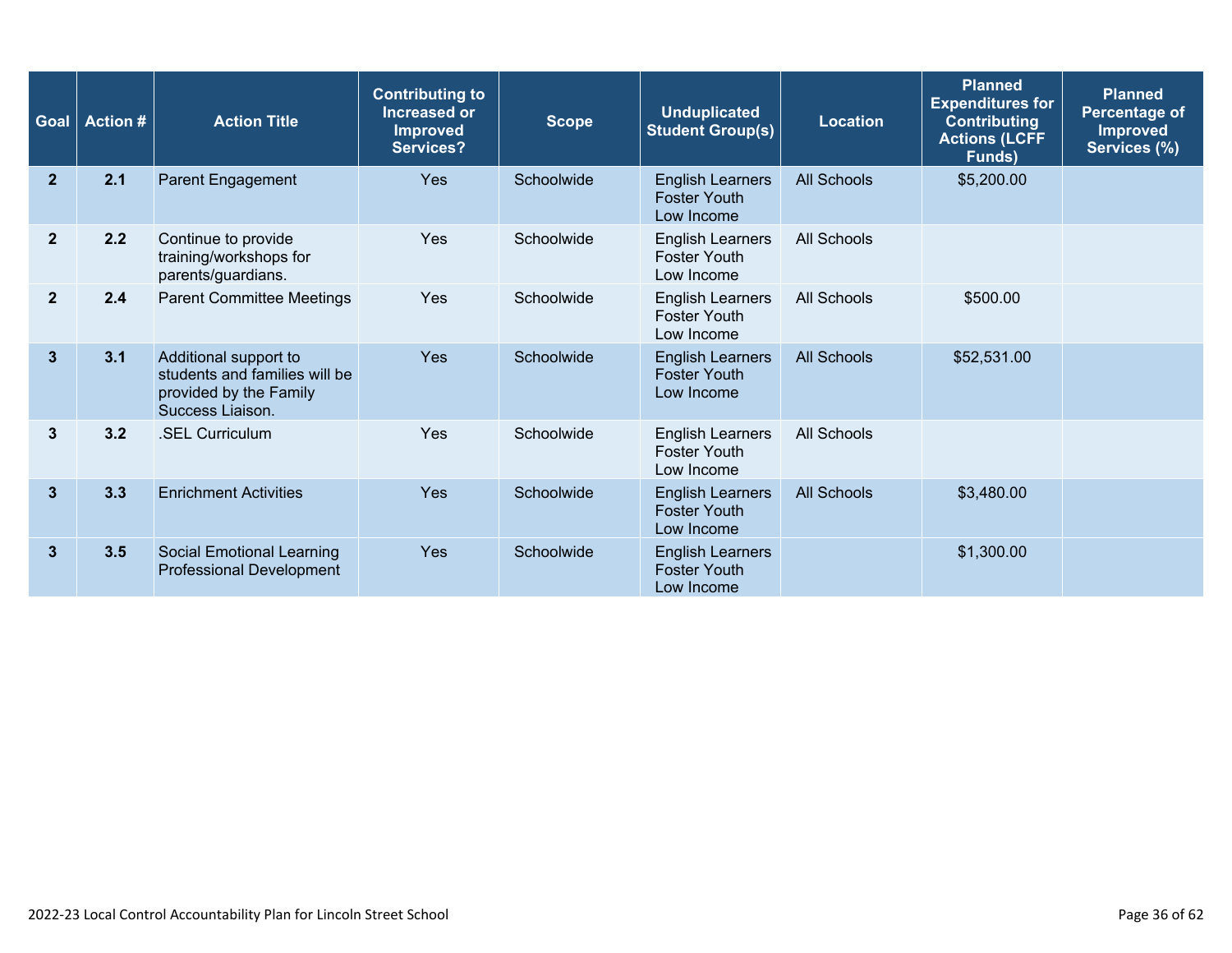| Goal | Action # | Action Title | Contributing to Increased or Improved Services? | Scope | Unduplicated Student Group(s) | Location | Planned Expenditures for Contributing Actions (LCFF Funds) | Planned Percentage of Improved Services (%) |
|---|---|---|---|---|---|---|---|---|
| 2 | 2.1 | Parent Engagement | Yes | Schoolwide | English Learners Foster Youth Low Income | All Schools | $5,200.00 | |
| 2 | 2.2 | Continue to provide training/workshops for parents/guardians. | Yes | Schoolwide | English Learners Foster Youth Low Income | All Schools | | |
| 2 | 2.4 | Parent Committee Meetings | Yes | Schoolwide | English Learners Foster Youth Low Income | All Schools | $500.00 | |
| 3 | 3.1 | Additional support to students and families will be provided by the Family Success Liaison. | Yes | Schoolwide | English Learners Foster Youth Low Income | All Schools | $52,531.00 | |
| 3 | 3.2 | .SEL Curriculum | Yes | Schoolwide | English Learners Foster Youth Low Income | All Schools | | |
| 3 | 3.3 | Enrichment Activities | Yes | Schoolwide | English Learners Foster Youth Low Income | All Schools | $3,480.00 | |
| 3 | 3.5 | Social Emotional Learning Professional Development | Yes | Schoolwide | English Learners Foster Youth Low Income | | $1,300.00 | |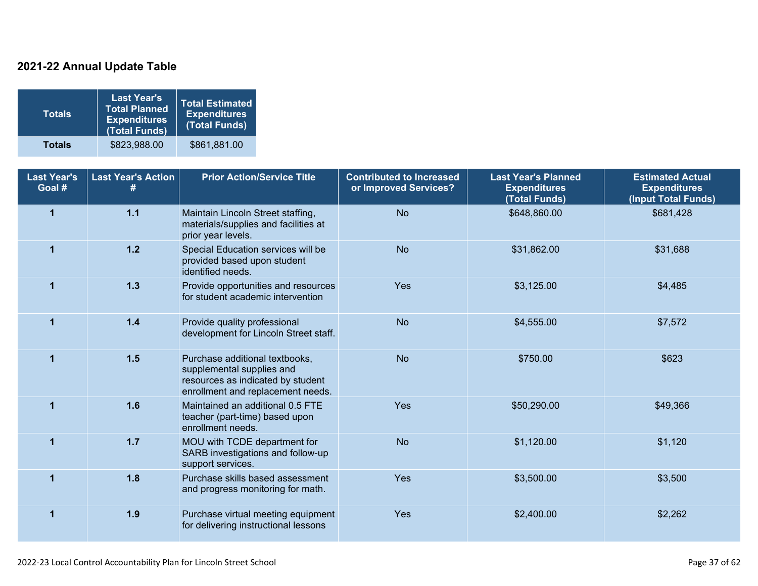## 2021-22 Annual Update Table

| Totals | Last Year's Total Planned Expenditures (Total Funds) | Total Estimated Expenditures (Total Funds) |
|---|---|---|
| **Totals** | $823,988.00 | $861,881.00 |

| Last Year's Goal # | Last Year's Action # | Prior Action/Service Title | Contributed to Increased or Improved Services? | Last Year's Planned Expenditures (Total Funds) | Estimated Actual Expenditures (Input Total Funds) |
|---|---|---|---|---|---|
| 1 | 1.1 | Maintain Lincoln Street staffing, materials/supplies and facilities at prior year levels. | No | $648,860.00 | $681,428 |
| 1 | 1.2 | Special Education services will be provided based upon student identified needs. | No | $31,862.00 | $31,688 |
| 1 | 1.3 | Provide opportunities and resources for student academic intervention | Yes | $3,125.00 | $4,485 |
| 1 | 1.4 | Provide quality professional development for Lincoln Street staff. | No | $4,555.00 | $7,572 |
| 1 | 1.5 | Purchase additional textbooks, supplemental supplies and resources as indicated by student enrollment and replacement needs. | No | $750.00 | $623 |
| 1 | 1.6 | Maintained an additional 0.5 FTE teacher (part-time) based upon enrollment needs. | Yes | $50,290.00 | $49,366 |
| 1 | 1.7 | MOU with TCDE department for SARB investigations and follow-up support services. | No | $1,120.00 | $1,120 |
| 1 | 1.8 | Purchase skills based assessment and progress monitoring for math. | Yes | $3,500.00 | $3,500 |
| 1 | 1.9 | Purchase virtual meeting equipment for delivering instructional lessons | Yes | $2,400.00 | $2,262 |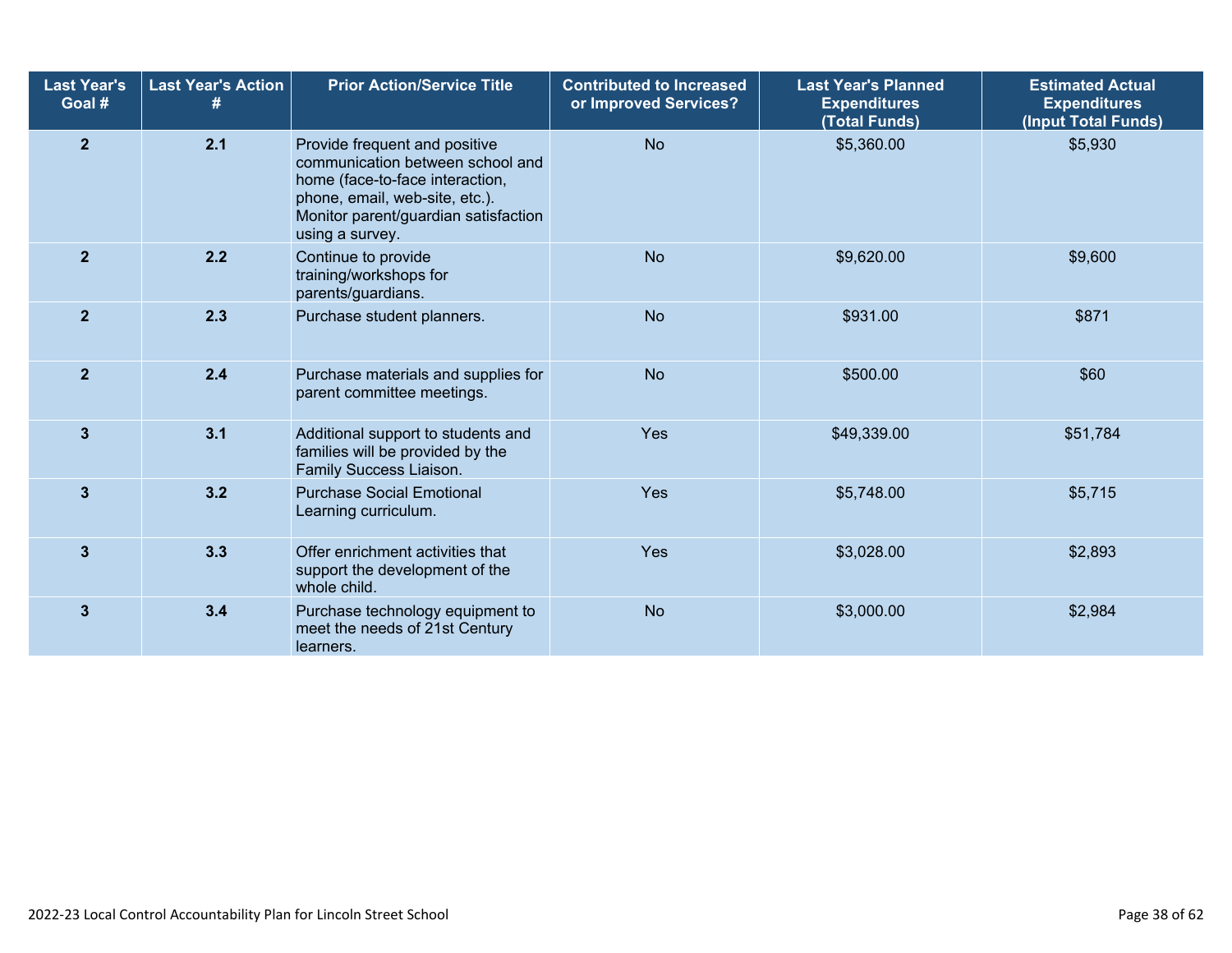| Last Year's Goal # | Last Year's Action # | Prior Action/Service Title | Contributed to Increased or Improved Services? | Last Year's Planned Expenditures (Total Funds) | Estimated Actual Expenditures (Input Total Funds) |
|---|---|---|---|---|---|
| 2 | 2.1 | Provide frequent and positive communication between school and home (face-to-face interaction, phone, email, web-site, etc.). Monitor parent/guardian satisfaction using a survey. | No | $5,360.00 | $5,930 |
| 2 | 2.2 | Continue to provide training/workshops for parents/guardians. | No | $9,620.00 | $9,600 |
| 2 | 2.3 | Purchase student planners. | No | $931.00 | $871 |
| 2 | 2.4 | Purchase materials and supplies for parent committee meetings. | No | $500.00 | $60 |
| 3 | 3.1 | Additional support to students and families will be provided by the Family Success Liaison. | Yes | $49,339.00 | $51,784 |
| 3 | 3.2 | Purchase Social Emotional Learning curriculum. | Yes | $5,748.00 | $5,715 |
| 3 | 3.3 | Offer enrichment activities that support the development of the whole child. | Yes | $3,028.00 | $2,893 |
| 3 | 3.4 | Purchase technology equipment to meet the needs of 21st Century learners. | No | $3,000.00 | $2,984 |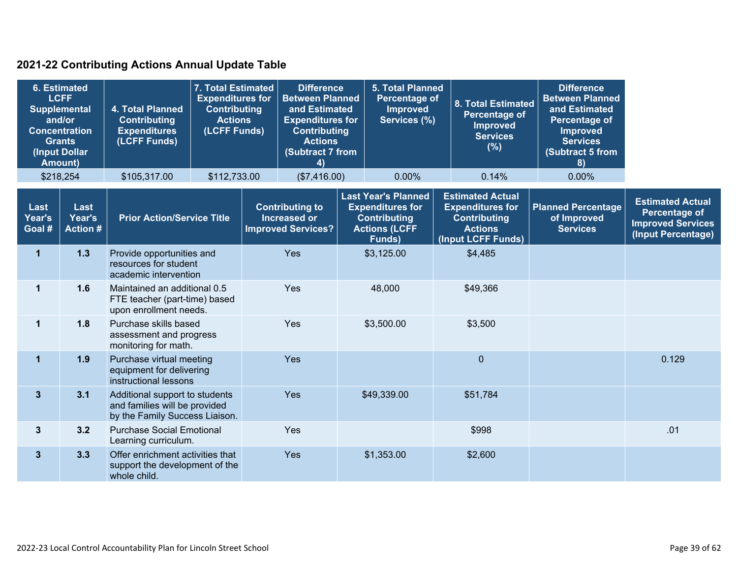## 2021-22 Contributing Actions Annual Update Table

| 6. Estimated LCFF Supplemental and/or Concentration Grants (Input Dollar Amount) | 4. Total Planned Contributing Expenditures (LCFF Funds) | 7. Total Estimated Expenditures for Contributing Actions (LCFF Funds) | Difference Between Planned and Estimated Expenditures for Contributing Actions (Subtract 7 from 4) | 5. Total Planned Percentage of Improved Services (%) | 8. Total Estimated Percentage of Improved Services (%) | Difference Between Planned and Estimated Percentage of Improved Services (Subtract 5 from 8) |
|---|---|---|---|---|---|---|
| $218,254 | $105,317.00 | $112,733.00 | ($7,416.00) | 0.00% | 0.14% | 0.00% |

| Last Year's Goal # | Last Year's Action # | Prior Action/Service Title | Contributing to Increased or Improved Services? | Last Year's Planned Expenditures for Contributing Actions (LCFF Funds) | Estimated Actual Expenditures for Contributing Actions (Input LCFF Funds) | Planned Percentage of Improved Services | Estimated Actual Percentage of Improved Services (Input Percentage) |
|---|---|---|---|---|---|---|---|
| 1 | 1.3 | Provide opportunities and resources for student academic intervention | Yes | $3,125.00 | $4,485 | | |
| 1 | 1.6 | Maintained an additional 0.5 FTE teacher (part-time) based upon enrollment needs. | Yes | 48,000 | $49,366 | | |
| 1 | 1.8 | Purchase skills based assessment and progress monitoring for math. | Yes | $3,500.00 | $3,500 | | |
| 1 | 1.9 | Purchase virtual meeting equipment for delivering instructional lessons | Yes | | 0 | | 0.129 |
| 3 | 3.1 | Additional support to students and families will be provided by the Family Success Liaison. | Yes | $49,339.00 | $51,784 | | |
| 3 | 3.2 | Purchase Social Emotional Learning curriculum. | Yes | | $998 | | .01 |
| 3 | 3.3 | Offer enrichment activities that support the development of the whole child. | Yes | $1,353.00 | $2,600 | | |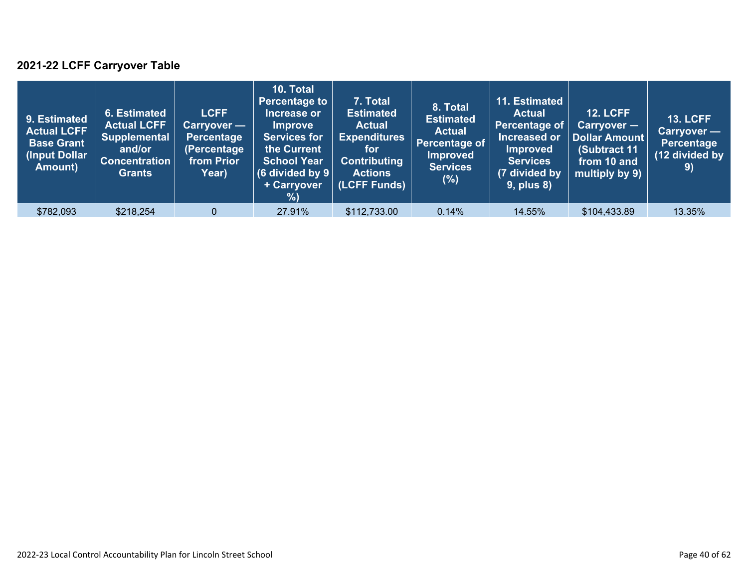### 2021-22 LCFF Carryover Table

| 9. Estimated Actual LCFF Base Grant (Input Dollar Amount) | 6. Estimated Actual LCFF Supplemental and/or Concentration Grants | LCFF Carryover — Percentage (Percentage from Prior Year) | 10. Total Percentage to Increase or Improve Services for the Current School Year (6 divided by 9 + Carryover %) | 7. Total Estimated Actual Expenditures for Contributing Actions (LCFF Funds) | 8. Total Estimated Actual Percentage of Improved Services (%) | 11. Estimated Actual Percentage of Increased or Improved Services (7 divided by 9, plus 8) | 12. LCFF Carryover — Dollar Amount (Subtract 11 from 10 and multiply by 9) | 13. LCFF Carryover — Percentage (12 divided by 9) |
|---|---|---|---|---|---|---|---|---|
| $782,093 | $218,254 | 0 | 27.91% | $112,733.00 | 0.14% | 14.55% | $104,433.89 | 13.35% |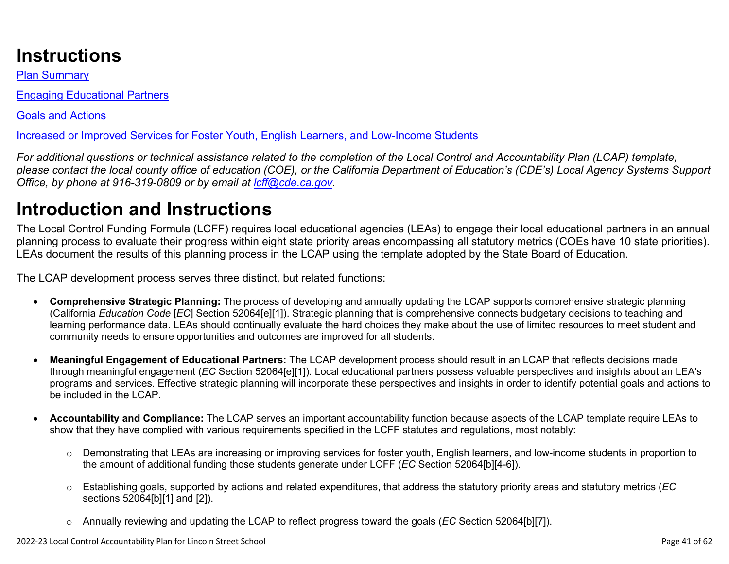# Instructions

[Plan Summary](#)

[Engaging Educational Partners](#)

[Goals and Actions](#)

[Increased or Improved Services for Foster Youth, English Learners, and Low-Income Students](#)

*For additional questions or technical assistance related to the completion of the Local Control and Accountability Plan (LCAP) template, please contact the local county office of education (COE), or the California Department of Education's (CDE's) Local Agency Systems Support Office, by phone at 916-319-0809 or by email at [lcff@cde.ca.gov](mailto:lcff@cde.ca.gov).*

# Introduction and Instructions

The Local Control Funding Formula (LCFF) requires local educational agencies (LEAs) to engage their local educational partners in an annual planning process to evaluate their progress within eight state priority areas encompassing all statutory metrics (COEs have 10 state priorities). LEAs document the results of this planning process in the LCAP using the template adopted by the State Board of Education.

The LCAP development process serves three distinct, but related functions:

- **Comprehensive Strategic Planning:** The process of developing and annually updating the LCAP supports comprehensive strategic planning (California *Education Code* [*EC*] Section 52064[e][1]). Strategic planning that is comprehensive connects budgetary decisions to teaching and learning performance data. LEAs should continually evaluate the hard choices they make about the use of limited resources to meet student and community needs to ensure opportunities and outcomes are improved for all students.

- **Meaningful Engagement of Educational Partners:** The LCAP development process should result in an LCAP that reflects decisions made through meaningful engagement (*EC* Section 52064[e][1]). Local educational partners possess valuable perspectives and insights about an LEA's programs and services. Effective strategic planning will incorporate these perspectives and insights in order to identify potential goals and actions to be included in the LCAP.

- **Accountability and Compliance:** The LCAP serves an important accountability function because aspects of the LCAP template require LEAs to show that they have complied with various requirements specified in the LCFF statutes and regulations, most notably:

  - Demonstrating that LEAs are increasing or improving services for foster youth, English learners, and low-income students in proportion to the amount of additional funding those students generate under LCFF (*EC* Section 52064[b][4-6]).

  - Establishing goals, supported by actions and related expenditures, that address the statutory priority areas and statutory metrics (*EC* sections 52064[b][1] and [2]).

  - Annually reviewing and updating the LCAP to reflect progress toward the goals (*EC* Section 52064[b][7]).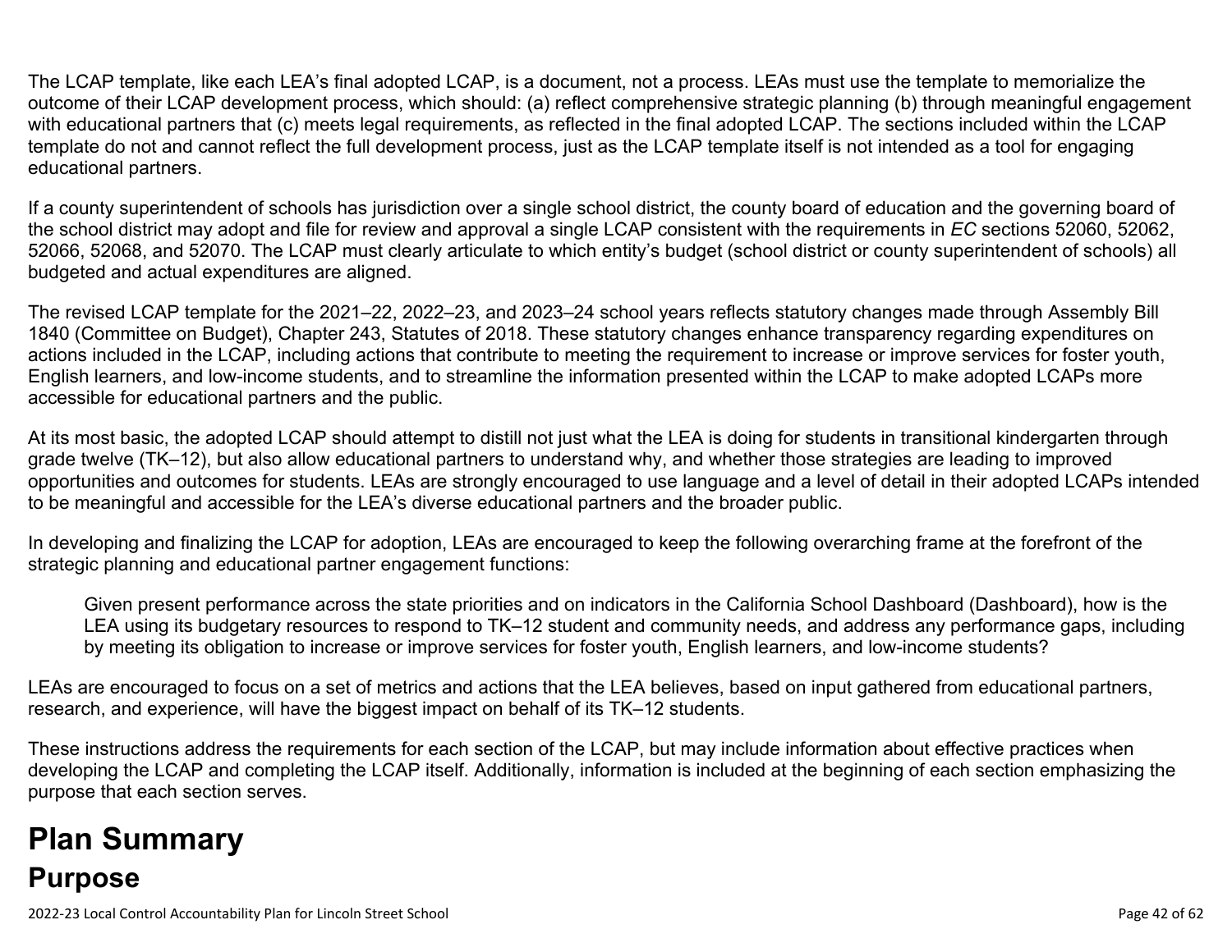The LCAP template, like each LEA's final adopted LCAP, is a document, not a process. LEAs must use the template to memorialize the outcome of their LCAP development process, which should: (a) reflect comprehensive strategic planning (b) through meaningful engagement with educational partners that (c) meets legal requirements, as reflected in the final adopted LCAP. The sections included within the LCAP template do not and cannot reflect the full development process, just as the LCAP template itself is not intended as a tool for engaging educational partners.

If a county superintendent of schools has jurisdiction over a single school district, the county board of education and the governing board of the school district may adopt and file for review and approval a single LCAP consistent with the requirements in *EC* sections 52060, 52062, 52066, 52068, and 52070. The LCAP must clearly articulate to which entity's budget (school district or county superintendent of schools) all budgeted and actual expenditures are aligned.

The revised LCAP template for the 2021–22, 2022–23, and 2023–24 school years reflects statutory changes made through Assembly Bill 1840 (Committee on Budget), Chapter 243, Statutes of 2018. These statutory changes enhance transparency regarding expenditures on actions included in the LCAP, including actions that contribute to meeting the requirement to increase or improve services for foster youth, English learners, and low-income students, and to streamline the information presented within the LCAP to make adopted LCAPs more accessible for educational partners and the public.

At its most basic, the adopted LCAP should attempt to distill not just what the LEA is doing for students in transitional kindergarten through grade twelve (TK–12), but also allow educational partners to understand why, and whether those strategies are leading to improved opportunities and outcomes for students. LEAs are strongly encouraged to use language and a level of detail in their adopted LCAPs intended to be meaningful and accessible for the LEA's diverse educational partners and the broader public.

In developing and finalizing the LCAP for adoption, LEAs are encouraged to keep the following overarching frame at the forefront of the strategic planning and educational partner engagement functions:

> Given present performance across the state priorities and on indicators in the California School Dashboard (Dashboard), how is the LEA using its budgetary resources to respond to TK–12 student and community needs, and address any performance gaps, including by meeting its obligation to increase or improve services for foster youth, English learners, and low-income students?

LEAs are encouraged to focus on a set of metrics and actions that the LEA believes, based on input gathered from educational partners, research, and experience, will have the biggest impact on behalf of its TK–12 students.

These instructions address the requirements for each section of the LCAP, but may include information about effective practices when developing the LCAP and completing the LCAP itself. Additionally, information is included at the beginning of each section emphasizing the purpose that each section serves.

# Plan Summary

## Purpose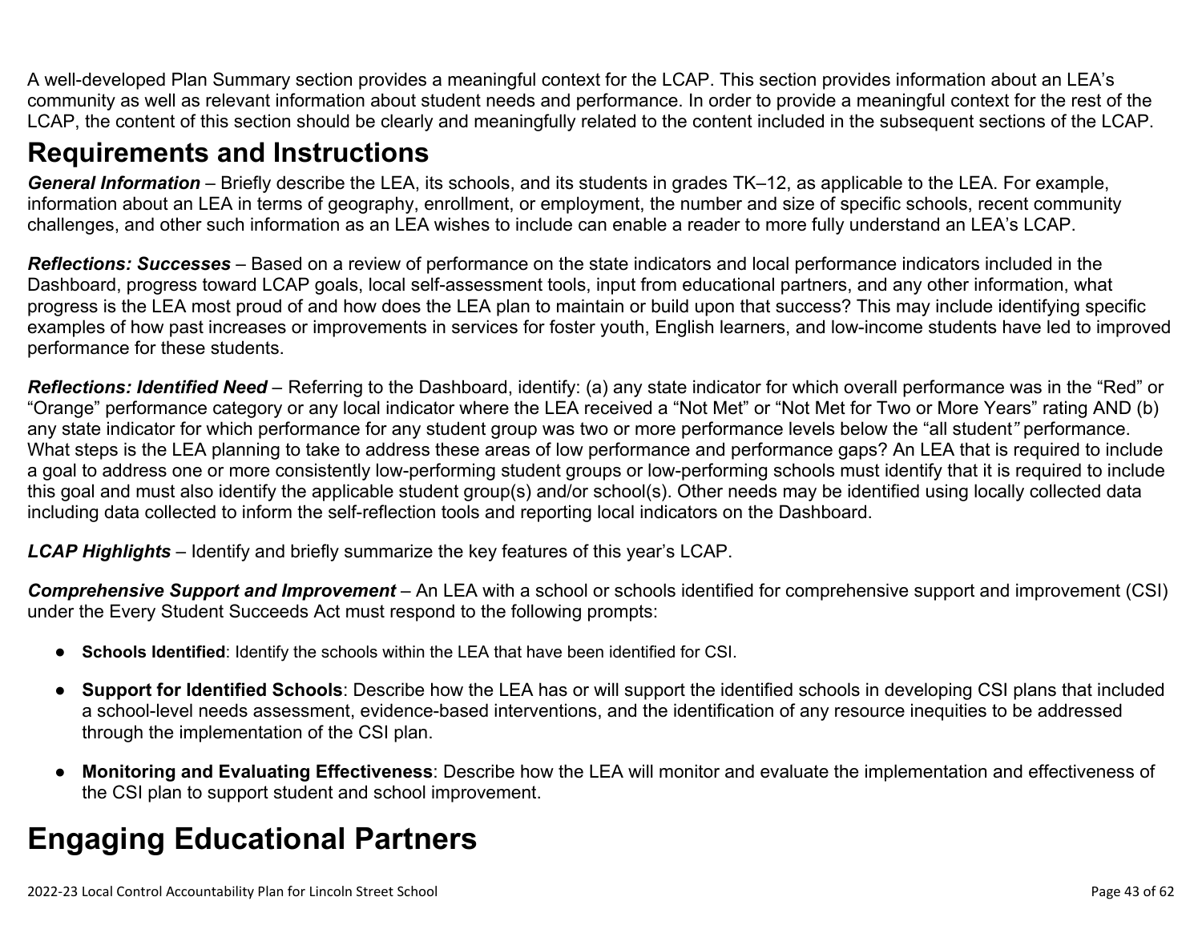A well-developed Plan Summary section provides a meaningful context for the LCAP. This section provides information about an LEA's community as well as relevant information about student needs and performance. In order to provide a meaningful context for the rest of the LCAP, the content of this section should be clearly and meaningfully related to the content included in the subsequent sections of the LCAP.

## Requirements and Instructions

***General Information*** – Briefly describe the LEA, its schools, and its students in grades TK–12, as applicable to the LEA. For example, information about an LEA in terms of geography, enrollment, or employment, the number and size of specific schools, recent community challenges, and other such information as an LEA wishes to include can enable a reader to more fully understand an LEA's LCAP.

***Reflections: Successes*** – Based on a review of performance on the state indicators and local performance indicators included in the Dashboard, progress toward LCAP goals, local self-assessment tools, input from educational partners, and any other information, what progress is the LEA most proud of and how does the LEA plan to maintain or build upon that success? This may include identifying specific examples of how past increases or improvements in services for foster youth, English learners, and low-income students have led to improved performance for these students.

***Reflections: Identified Need*** – Referring to the Dashboard, identify: (a) any state indicator for which overall performance was in the "Red" or "Orange" performance category or any local indicator where the LEA received a "Not Met" or "Not Met for Two or More Years" rating AND (b) any state indicator for which performance for any student group was two or more performance levels below the "all student" performance. What steps is the LEA planning to take to address these areas of low performance and performance gaps? An LEA that is required to include a goal to address one or more consistently low-performing student groups or low-performing schools must identify that it is required to include this goal and must also identify the applicable student group(s) and/or school(s). Other needs may be identified using locally collected data including data collected to inform the self-reflection tools and reporting local indicators on the Dashboard.

***LCAP Highlights*** – Identify and briefly summarize the key features of this year's LCAP.

***Comprehensive Support and Improvement*** – An LEA with a school or schools identified for comprehensive support and improvement (CSI) under the Every Student Succeeds Act must respond to the following prompts:

- **Schools Identified**: Identify the schools within the LEA that have been identified for CSI.
- **Support for Identified Schools**: Describe how the LEA has or will support the identified schools in developing CSI plans that included a school-level needs assessment, evidence-based interventions, and the identification of any resource inequities to be addressed through the implementation of the CSI plan.
- **Monitoring and Evaluating Effectiveness**: Describe how the LEA will monitor and evaluate the implementation and effectiveness of the CSI plan to support student and school improvement.

# Engaging Educational Partners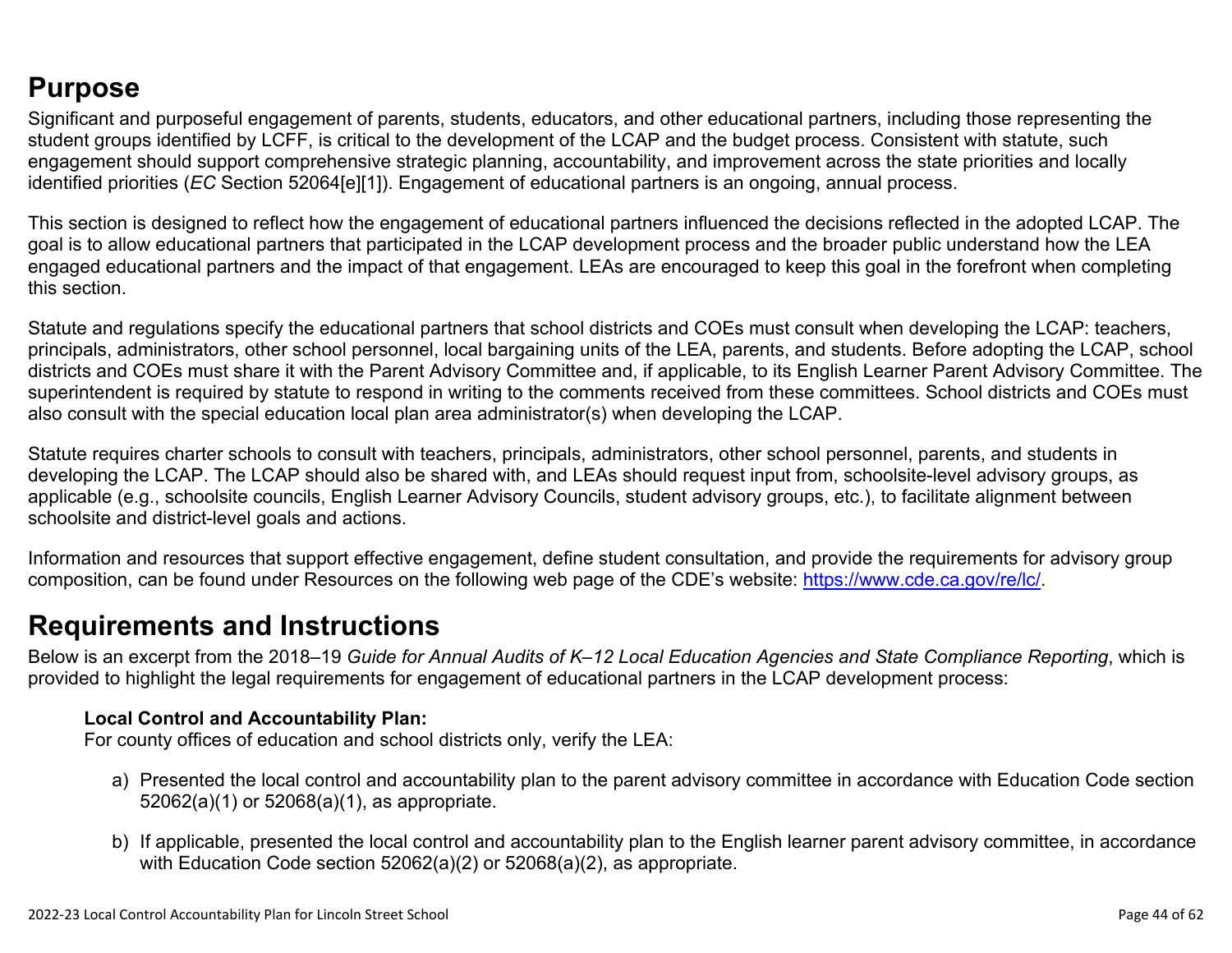## Purpose

Significant and purposeful engagement of parents, students, educators, and other educational partners, including those representing the student groups identified by LCFF, is critical to the development of the LCAP and the budget process. Consistent with statute, such engagement should support comprehensive strategic planning, accountability, and improvement across the state priorities and locally identified priorities (*EC* Section 52064[e][1]). Engagement of educational partners is an ongoing, annual process.

This section is designed to reflect how the engagement of educational partners influenced the decisions reflected in the adopted LCAP. The goal is to allow educational partners that participated in the LCAP development process and the broader public understand how the LEA engaged educational partners and the impact of that engagement. LEAs are encouraged to keep this goal in the forefront when completing this section.

Statute and regulations specify the educational partners that school districts and COEs must consult when developing the LCAP: teachers, principals, administrators, other school personnel, local bargaining units of the LEA, parents, and students. Before adopting the LCAP, school districts and COEs must share it with the Parent Advisory Committee and, if applicable, to its English Learner Parent Advisory Committee. The superintendent is required by statute to respond in writing to the comments received from these committees. School districts and COEs must also consult with the special education local plan area administrator(s) when developing the LCAP.

Statute requires charter schools to consult with teachers, principals, administrators, other school personnel, parents, and students in developing the LCAP. The LCAP should also be shared with, and LEAs should request input from, schoolsite-level advisory groups, as applicable (e.g., schoolsite councils, English Learner Advisory Councils, student advisory groups, etc.), to facilitate alignment between schoolsite and district-level goals and actions.

Information and resources that support effective engagement, define student consultation, and provide the requirements for advisory group composition, can be found under Resources on the following web page of the CDE's website: https://www.cde.ca.gov/re/lc/.

## Requirements and Instructions

Below is an excerpt from the 2018–19 *Guide for Annual Audits of K–12 Local Education Agencies and State Compliance Reporting*, which is provided to highlight the legal requirements for engagement of educational partners in the LCAP development process:

> **Local Control and Accountability Plan:**
> For county offices of education and school districts only, verify the LEA:
>
> a) Presented the local control and accountability plan to the parent advisory committee in accordance with Education Code section 52062(a)(1) or 52068(a)(1), as appropriate.
>
> b) If applicable, presented the local control and accountability plan to the English learner parent advisory committee, in accordance with Education Code section 52062(a)(2) or 52068(a)(2), as appropriate.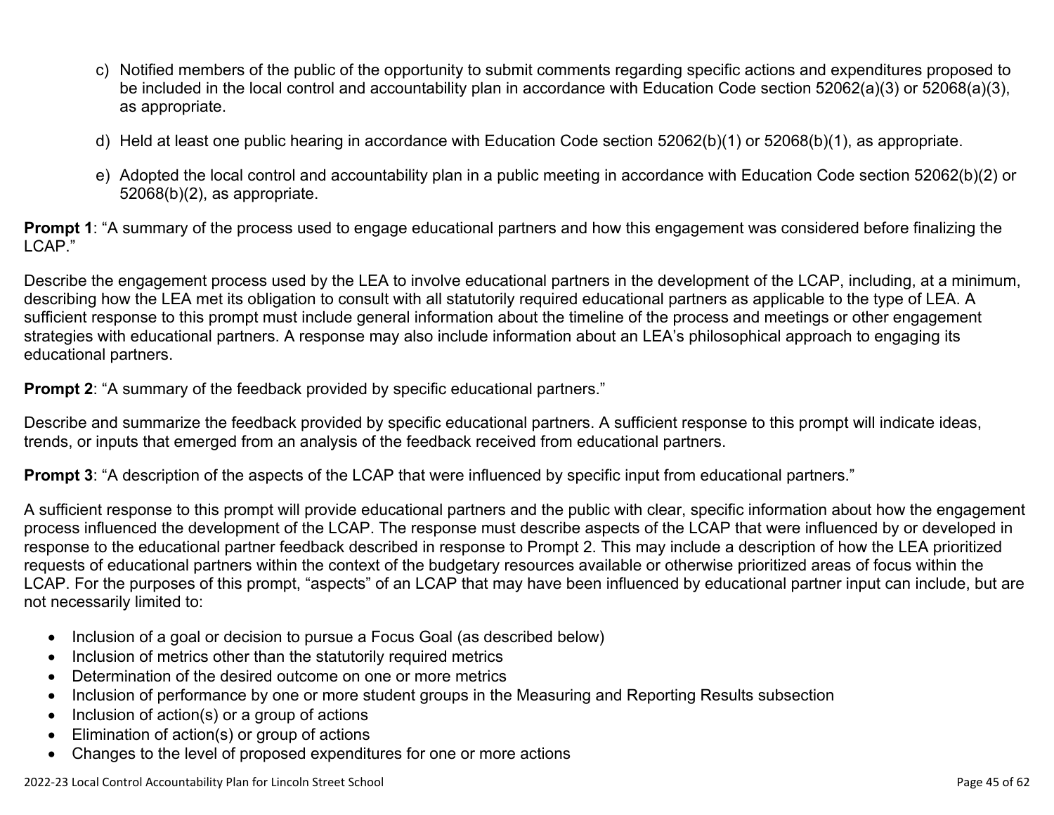c) Notified members of the public of the opportunity to submit comments regarding specific actions and expenditures proposed to be included in the local control and accountability plan in accordance with Education Code section 52062(a)(3) or 52068(a)(3), as appropriate.

d) Held at least one public hearing in accordance with Education Code section 52062(b)(1) or 52068(b)(1), as appropriate.

e) Adopted the local control and accountability plan in a public meeting in accordance with Education Code section 52062(b)(2) or 52068(b)(2), as appropriate.

**Prompt 1**: "A summary of the process used to engage educational partners and how this engagement was considered before finalizing the LCAP."

Describe the engagement process used by the LEA to involve educational partners in the development of the LCAP, including, at a minimum, describing how the LEA met its obligation to consult with all statutorily required educational partners as applicable to the type of LEA. A sufficient response to this prompt must include general information about the timeline of the process and meetings or other engagement strategies with educational partners. A response may also include information about an LEA's philosophical approach to engaging its educational partners.

**Prompt 2**: "A summary of the feedback provided by specific educational partners."

Describe and summarize the feedback provided by specific educational partners. A sufficient response to this prompt will indicate ideas, trends, or inputs that emerged from an analysis of the feedback received from educational partners.

**Prompt 3**: "A description of the aspects of the LCAP that were influenced by specific input from educational partners."

A sufficient response to this prompt will provide educational partners and the public with clear, specific information about how the engagement process influenced the development of the LCAP. The response must describe aspects of the LCAP that were influenced by or developed in response to the educational partner feedback described in response to Prompt 2. This may include a description of how the LEA prioritized requests of educational partners within the context of the budgetary resources available or otherwise prioritized areas of focus within the LCAP. For the purposes of this prompt, "aspects" of an LCAP that may have been influenced by educational partner input can include, but are not necessarily limited to:

- Inclusion of a goal or decision to pursue a Focus Goal (as described below)
- Inclusion of metrics other than the statutorily required metrics
- Determination of the desired outcome on one or more metrics
- Inclusion of performance by one or more student groups in the Measuring and Reporting Results subsection
- Inclusion of action(s) or a group of actions
- Elimination of action(s) or group of actions
- Changes to the level of proposed expenditures for one or more actions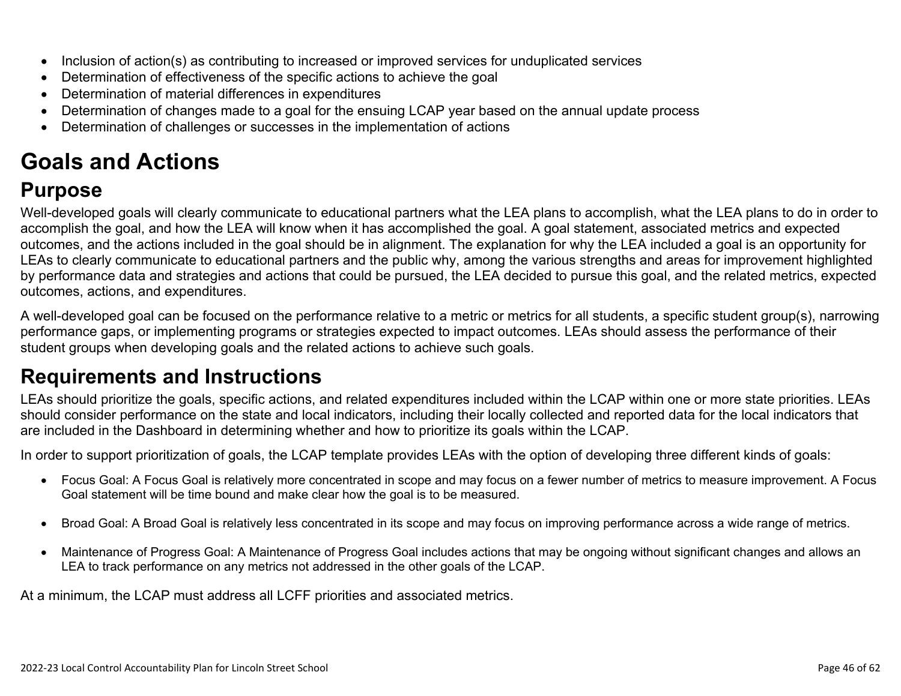- Inclusion of action(s) as contributing to increased or improved services for unduplicated services
- Determination of effectiveness of the specific actions to achieve the goal
- Determination of material differences in expenditures
- Determination of changes made to a goal for the ensuing LCAP year based on the annual update process
- Determination of challenges or successes in the implementation of actions

# Goals and Actions

## Purpose

Well-developed goals will clearly communicate to educational partners what the LEA plans to accomplish, what the LEA plans to do in order to accomplish the goal, and how the LEA will know when it has accomplished the goal. A goal statement, associated metrics and expected outcomes, and the actions included in the goal should be in alignment. The explanation for why the LEA included a goal is an opportunity for LEAs to clearly communicate to educational partners and the public why, among the various strengths and areas for improvement highlighted by performance data and strategies and actions that could be pursued, the LEA decided to pursue this goal, and the related metrics, expected outcomes, actions, and expenditures.

A well-developed goal can be focused on the performance relative to a metric or metrics for all students, a specific student group(s), narrowing performance gaps, or implementing programs or strategies expected to impact outcomes. LEAs should assess the performance of their student groups when developing goals and the related actions to achieve such goals.

## Requirements and Instructions

LEAs should prioritize the goals, specific actions, and related expenditures included within the LCAP within one or more state priorities. LEAs should consider performance on the state and local indicators, including their locally collected and reported data for the local indicators that are included in the Dashboard in determining whether and how to prioritize its goals within the LCAP.

In order to support prioritization of goals, the LCAP template provides LEAs with the option of developing three different kinds of goals:

- Focus Goal: A Focus Goal is relatively more concentrated in scope and may focus on a fewer number of metrics to measure improvement. A Focus Goal statement will be time bound and make clear how the goal is to be measured.

- Broad Goal: A Broad Goal is relatively less concentrated in its scope and may focus on improving performance across a wide range of metrics.

- Maintenance of Progress Goal: A Maintenance of Progress Goal includes actions that may be ongoing without significant changes and allows an LEA to track performance on any metrics not addressed in the other goals of the LCAP.

At a minimum, the LCAP must address all LCFF priorities and associated metrics.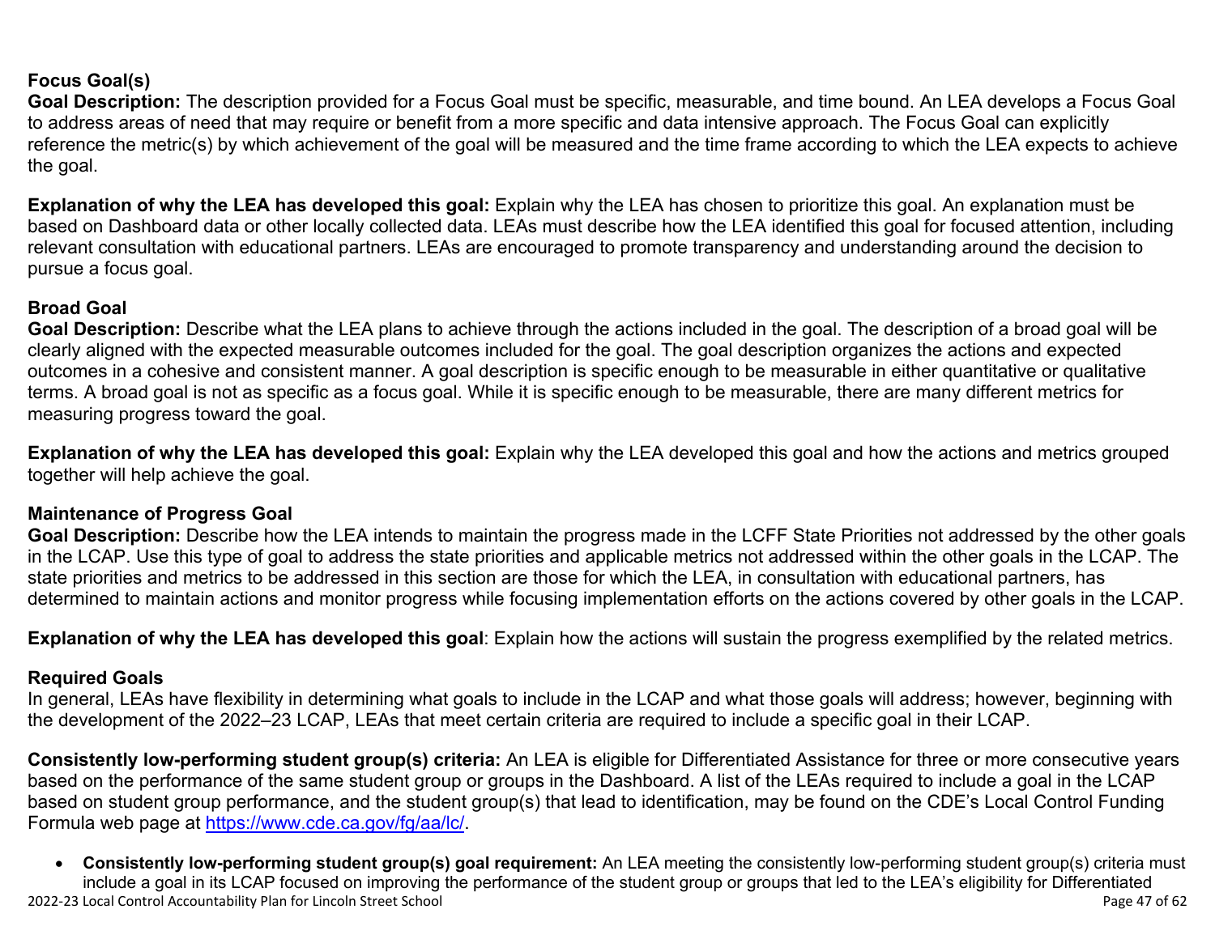### Focus Goal(s)

**Goal Description:** The description provided for a Focus Goal must be specific, measurable, and time bound. An LEA develops a Focus Goal to address areas of need that may require or benefit from a more specific and data intensive approach. The Focus Goal can explicitly reference the metric(s) by which achievement of the goal will be measured and the time frame according to which the LEA expects to achieve the goal.

**Explanation of why the LEA has developed this goal:** Explain why the LEA has chosen to prioritize this goal. An explanation must be based on Dashboard data or other locally collected data. LEAs must describe how the LEA identified this goal for focused attention, including relevant consultation with educational partners. LEAs are encouraged to promote transparency and understanding around the decision to pursue a focus goal.

### Broad Goal

**Goal Description:** Describe what the LEA plans to achieve through the actions included in the goal. The description of a broad goal will be clearly aligned with the expected measurable outcomes included for the goal. The goal description organizes the actions and expected outcomes in a cohesive and consistent manner. A goal description is specific enough to be measurable in either quantitative or qualitative terms. A broad goal is not as specific as a focus goal. While it is specific enough to be measurable, there are many different metrics for measuring progress toward the goal.

**Explanation of why the LEA has developed this goal:** Explain why the LEA developed this goal and how the actions and metrics grouped together will help achieve the goal.

### Maintenance of Progress Goal

**Goal Description:** Describe how the LEA intends to maintain the progress made in the LCFF State Priorities not addressed by the other goals in the LCAP. Use this type of goal to address the state priorities and applicable metrics not addressed within the other goals in the LCAP. The state priorities and metrics to be addressed in this section are those for which the LEA, in consultation with educational partners, has determined to maintain actions and monitor progress while focusing implementation efforts on the actions covered by other goals in the LCAP.

**Explanation of why the LEA has developed this goal**: Explain how the actions will sustain the progress exemplified by the related metrics.

### Required Goals

In general, LEAs have flexibility in determining what goals to include in the LCAP and what those goals will address; however, beginning with the development of the 2022–23 LCAP, LEAs that meet certain criteria are required to include a specific goal in their LCAP.

**Consistently low-performing student group(s) criteria:** An LEA is eligible for Differentiated Assistance for three or more consecutive years based on the performance of the same student group or groups in the Dashboard. A list of the LEAs required to include a goal in the LCAP based on student group performance, and the student group(s) that lead to identification, may be found on the CDE's Local Control Funding Formula web page at [https://www.cde.ca.gov/fg/aa/lc/](https://www.cde.ca.gov/fg/aa/lc/).

- **Consistently low-performing student group(s) goal requirement:** An LEA meeting the consistently low-performing student group(s) criteria must include a goal in its LCAP focused on improving the performance of the student group or groups that led to the LEA's eligibility for Differentiated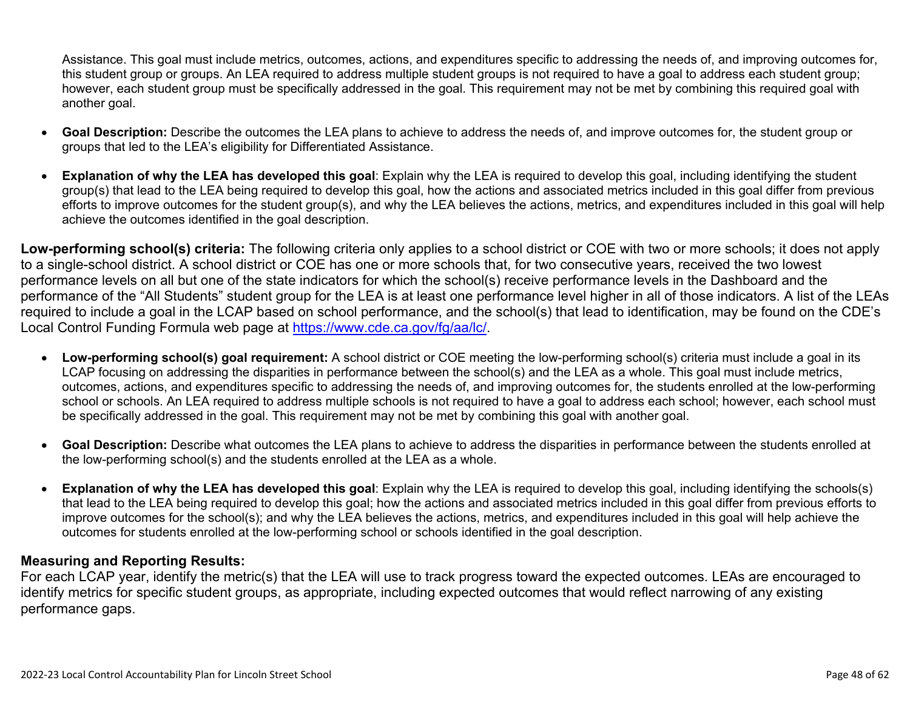Assistance. This goal must include metrics, outcomes, actions, and expenditures specific to addressing the needs of, and improving outcomes for, this student group or groups. An LEA required to address multiple student groups is not required to have a goal to address each student group; however, each student group must be specifically addressed in the goal. This requirement may not be met by combining this required goal with another goal.

- **Goal Description:** Describe the outcomes the LEA plans to achieve to address the needs of, and improve outcomes for, the student group or groups that led to the LEA's eligibility for Differentiated Assistance.
- **Explanation of why the LEA has developed this goal**: Explain why the LEA is required to develop this goal, including identifying the student group(s) that lead to the LEA being required to develop this goal, how the actions and associated metrics included in this goal differ from previous efforts to improve outcomes for the student group(s), and why the LEA believes the actions, metrics, and expenditures included in this goal will help achieve the outcomes identified in the goal description.

**Low-performing school(s) criteria:** The following criteria only applies to a school district or COE with two or more schools; it does not apply to a single-school district. A school district or COE has one or more schools that, for two consecutive years, received the two lowest performance levels on all but one of the state indicators for which the school(s) receive performance levels in the Dashboard and the performance of the "All Students" student group for the LEA is at least one performance level higher in all of those indicators. A list of the LEAs required to include a goal in the LCAP based on school performance, and the school(s) that lead to identification, may be found on the CDE's Local Control Funding Formula web page at [https://www.cde.ca.gov/fg/aa/lc/](https://www.cde.ca.gov/fg/aa/lc/).

- **Low-performing school(s) goal requirement:** A school district or COE meeting the low-performing school(s) criteria must include a goal in its LCAP focusing on addressing the disparities in performance between the school(s) and the LEA as a whole. This goal must include metrics, outcomes, actions, and expenditures specific to addressing the needs of, and improving outcomes for, the students enrolled at the low-performing school or schools. An LEA required to address multiple schools is not required to have a goal to address each school; however, each school must be specifically addressed in the goal. This requirement may not be met by combining this goal with another goal.
- **Goal Description:** Describe what outcomes the LEA plans to achieve to address the disparities in performance between the students enrolled at the low-performing school(s) and the students enrolled at the LEA as a whole.
- **Explanation of why the LEA has developed this goal**: Explain why the LEA is required to develop this goal, including identifying the schools(s) that lead to the LEA being required to develop this goal; how the actions and associated metrics included in this goal differ from previous efforts to improve outcomes for the school(s); and why the LEA believes the actions, metrics, and expenditures included in this goal will help achieve the outcomes for students enrolled at the low-performing school or schools identified in the goal description.

### Measuring and Reporting Results:

For each LCAP year, identify the metric(s) that the LEA will use to track progress toward the expected outcomes. LEAs are encouraged to identify metrics for specific student groups, as appropriate, including expected outcomes that would reflect narrowing of any existing performance gaps.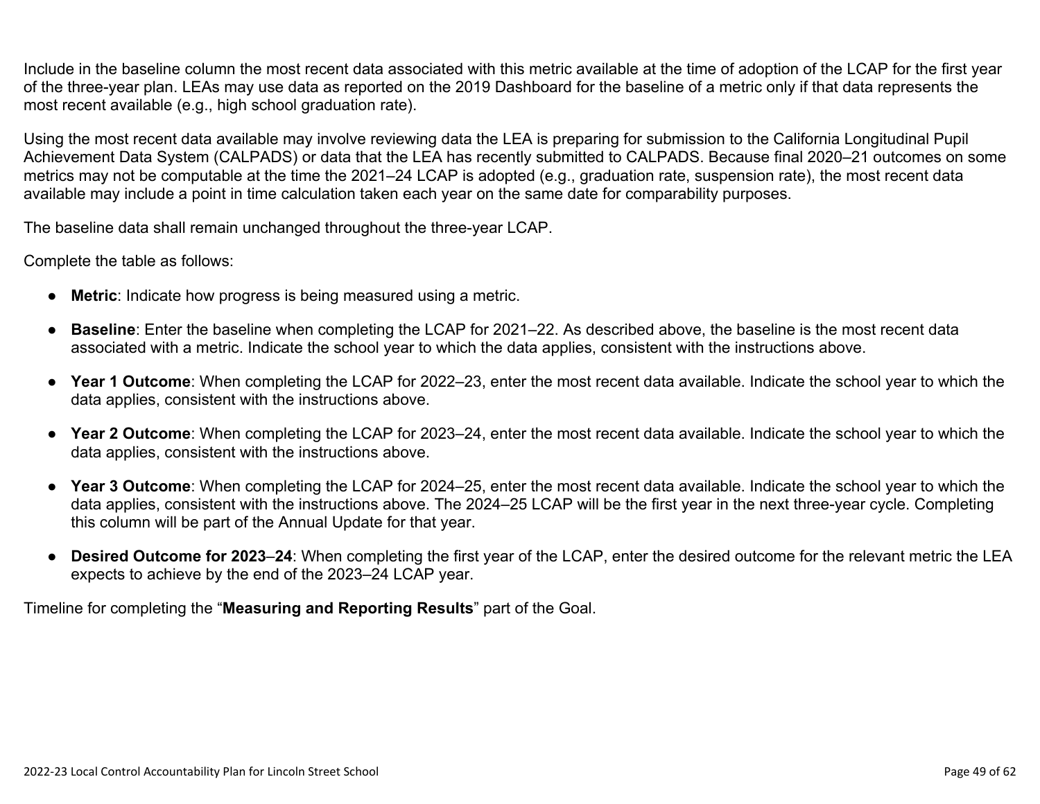Include in the baseline column the most recent data associated with this metric available at the time of adoption of the LCAP for the first year of the three-year plan. LEAs may use data as reported on the 2019 Dashboard for the baseline of a metric only if that data represents the most recent available (e.g., high school graduation rate).

Using the most recent data available may involve reviewing data the LEA is preparing for submission to the California Longitudinal Pupil Achievement Data System (CALPADS) or data that the LEA has recently submitted to CALPADS. Because final 2020–21 outcomes on some metrics may not be computable at the time the 2021–24 LCAP is adopted (e.g., graduation rate, suspension rate), the most recent data available may include a point in time calculation taken each year on the same date for comparability purposes.

The baseline data shall remain unchanged throughout the three-year LCAP.

Complete the table as follows:

- **Metric**: Indicate how progress is being measured using a metric.
- **Baseline**: Enter the baseline when completing the LCAP for 2021–22. As described above, the baseline is the most recent data associated with a metric. Indicate the school year to which the data applies, consistent with the instructions above.
- **Year 1 Outcome**: When completing the LCAP for 2022–23, enter the most recent data available. Indicate the school year to which the data applies, consistent with the instructions above.
- **Year 2 Outcome**: When completing the LCAP for 2023–24, enter the most recent data available. Indicate the school year to which the data applies, consistent with the instructions above.
- **Year 3 Outcome**: When completing the LCAP for 2024–25, enter the most recent data available. Indicate the school year to which the data applies, consistent with the instructions above. The 2024–25 LCAP will be the first year in the next three-year cycle. Completing this column will be part of the Annual Update for that year.
- **Desired Outcome for 2023–24**: When completing the first year of the LCAP, enter the desired outcome for the relevant metric the LEA expects to achieve by the end of the 2023–24 LCAP year.

Timeline for completing the "**Measuring and Reporting Results**" part of the Goal.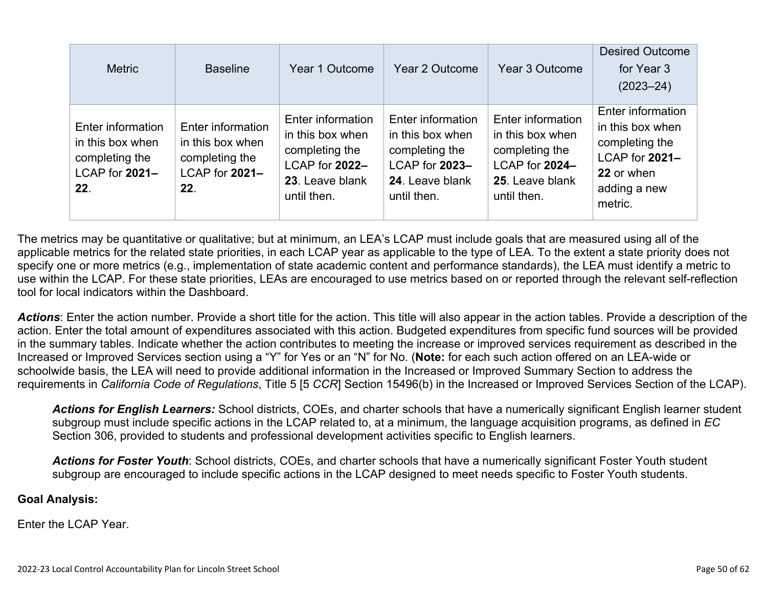| Metric | Baseline | Year 1 Outcome | Year 2 Outcome | Year 3 Outcome | Desired Outcome for Year 3 (2023–24) |
|---|---|---|---|---|---|
| Enter information in this box when completing the LCAP for **2021–22**. | Enter information in this box when completing the LCAP for **2021–22**. | Enter information in this box when completing the LCAP for **2022–23**. Leave blank until then. | Enter information in this box when completing the LCAP for **2023–24**. Leave blank until then. | Enter information in this box when completing the LCAP for **2024–25**. Leave blank until then. | Enter information in this box when completing the LCAP for **2021–22** or when adding a new metric. |

The metrics may be quantitative or qualitative; but at minimum, an LEA's LCAP must include goals that are measured using all of the applicable metrics for the related state priorities, in each LCAP year as applicable to the type of LEA. To the extent a state priority does not specify one or more metrics (e.g., implementation of state academic content and performance standards), the LEA must identify a metric to use within the LCAP. For these state priorities, LEAs are encouraged to use metrics based on or reported through the relevant self-reflection tool for local indicators within the Dashboard.

***Actions***: Enter the action number. Provide a short title for the action. This title will also appear in the action tables. Provide a description of the action. Enter the total amount of expenditures associated with this action. Budgeted expenditures from specific fund sources will be provided in the summary tables. Indicate whether the action contributes to meeting the increase or improved services requirement as described in the Increased or Improved Services section using a "Y" for Yes or an "N" for No. (**Note:** for each such action offered on an LEA-wide or schoolwide basis, the LEA will need to provide additional information in the Increased or Improved Summary Section to address the requirements in *California Code of Regulations*, Title 5 [5 *CCR*] Section 15496(b) in the Increased or Improved Services Section of the LCAP).

> ***Actions for English Learners:*** School districts, COEs, and charter schools that have a numerically significant English learner student subgroup must include specific actions in the LCAP related to, at a minimum, the language acquisition programs, as defined in *EC* Section 306, provided to students and professional development activities specific to English learners.
>
> ***Actions for Foster Youth***: School districts, COEs, and charter schools that have a numerically significant Foster Youth student subgroup are encouraged to include specific actions in the LCAP designed to meet needs specific to Foster Youth students.

**Goal Analysis:**

Enter the LCAP Year.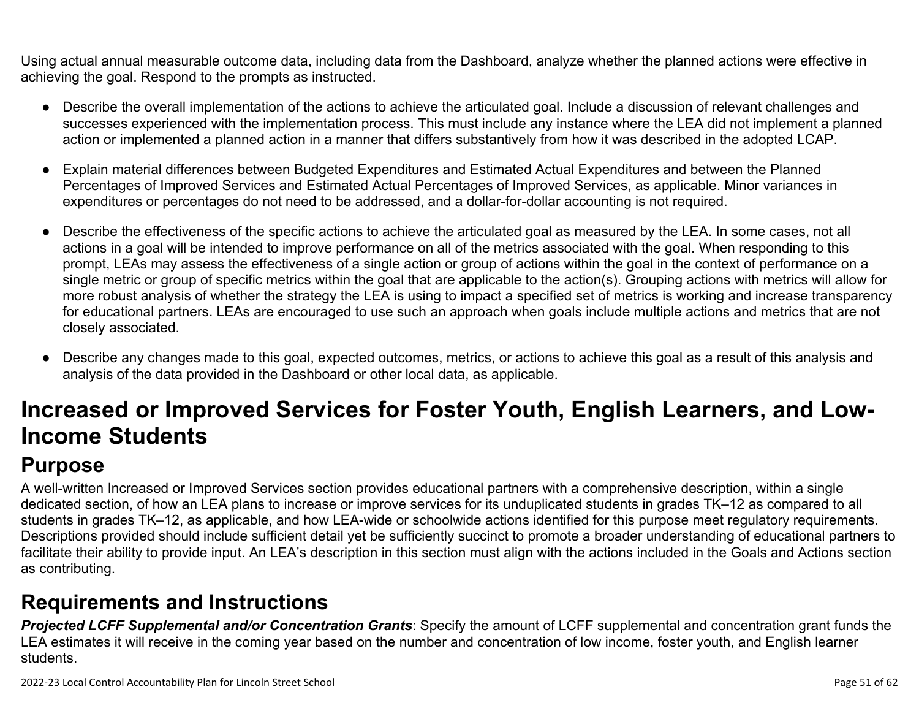Using actual annual measurable outcome data, including data from the Dashboard, analyze whether the planned actions were effective in achieving the goal. Respond to the prompts as instructed.

- Describe the overall implementation of the actions to achieve the articulated goal. Include a discussion of relevant challenges and successes experienced with the implementation process. This must include any instance where the LEA did not implement a planned action or implemented a planned action in a manner that differs substantively from how it was described in the adopted LCAP.
- Explain material differences between Budgeted Expenditures and Estimated Actual Expenditures and between the Planned Percentages of Improved Services and Estimated Actual Percentages of Improved Services, as applicable. Minor variances in expenditures or percentages do not need to be addressed, and a dollar-for-dollar accounting is not required.
- Describe the effectiveness of the specific actions to achieve the articulated goal as measured by the LEA. In some cases, not all actions in a goal will be intended to improve performance on all of the metrics associated with the goal. When responding to this prompt, LEAs may assess the effectiveness of a single action or group of actions within the goal in the context of performance on a single metric or group of specific metrics within the goal that are applicable to the action(s). Grouping actions with metrics will allow for more robust analysis of whether the strategy the LEA is using to impact a specified set of metrics is working and increase transparency for educational partners. LEAs are encouraged to use such an approach when goals include multiple actions and metrics that are not closely associated.
- Describe any changes made to this goal, expected outcomes, metrics, or actions to achieve this goal as a result of this analysis and analysis of the data provided in the Dashboard or other local data, as applicable.

# Increased or Improved Services for Foster Youth, English Learners, and Low-Income Students

## Purpose

A well-written Increased or Improved Services section provides educational partners with a comprehensive description, within a single dedicated section, of how an LEA plans to increase or improve services for its unduplicated students in grades TK–12 as compared to all students in grades TK–12, as applicable, and how LEA-wide or schoolwide actions identified for this purpose meet regulatory requirements. Descriptions provided should include sufficient detail yet be sufficiently succinct to promote a broader understanding of educational partners to facilitate their ability to provide input. An LEA's description in this section must align with the actions included in the Goals and Actions section as contributing.

## Requirements and Instructions

***Projected LCFF Supplemental and/or Concentration Grants***: Specify the amount of LCFF supplemental and concentration grant funds the LEA estimates it will receive in the coming year based on the number and concentration of low income, foster youth, and English learner students.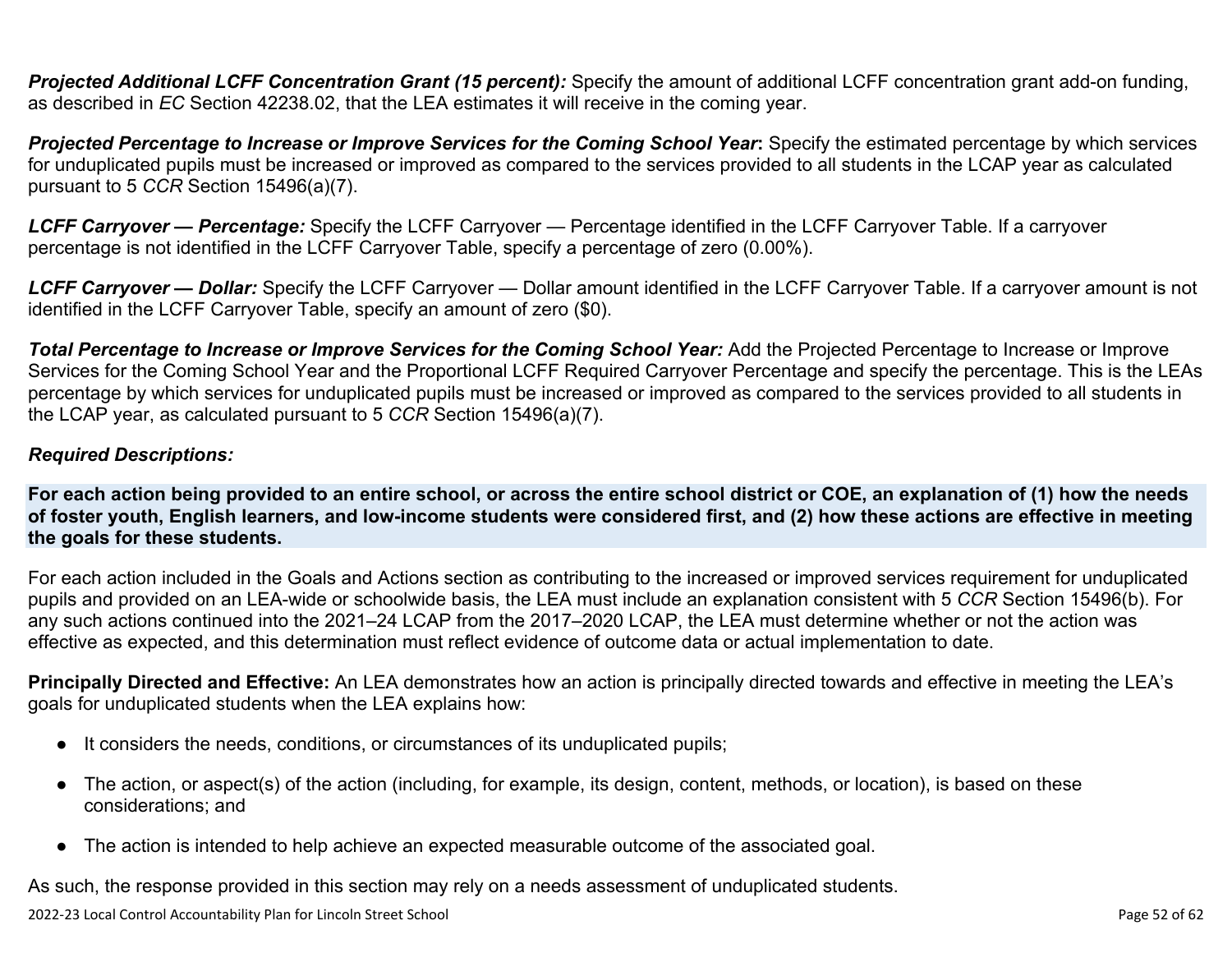***Projected Additional LCFF Concentration Grant (15 percent):*** Specify the amount of additional LCFF concentration grant add-on funding, as described in *EC* Section 42238.02, that the LEA estimates it will receive in the coming year.

***Projected Percentage to Increase or Improve Services for the Coming School Year*:** Specify the estimated percentage by which services for unduplicated pupils must be increased or improved as compared to the services provided to all students in the LCAP year as calculated pursuant to 5 *CCR* Section 15496(a)(7).

***LCFF Carryover — Percentage:*** Specify the LCFF Carryover — Percentage identified in the LCFF Carryover Table. If a carryover percentage is not identified in the LCFF Carryover Table, specify a percentage of zero (0.00%).

***LCFF Carryover — Dollar:*** Specify the LCFF Carryover — Dollar amount identified in the LCFF Carryover Table. If a carryover amount is not identified in the LCFF Carryover Table, specify an amount of zero ($0).

***Total Percentage to Increase or Improve Services for the Coming School Year:*** Add the Projected Percentage to Increase or Improve Services for the Coming School Year and the Proportional LCFF Required Carryover Percentage and specify the percentage. This is the LEAs percentage by which services for unduplicated pupils must be increased or improved as compared to the services provided to all students in the LCAP year, as calculated pursuant to 5 *CCR* Section 15496(a)(7).

***Required Descriptions:***

**For each action being provided to an entire school, or across the entire school district or COE, an explanation of (1) how the needs of foster youth, English learners, and low-income students were considered first, and (2) how these actions are effective in meeting the goals for these students.**

For each action included in the Goals and Actions section as contributing to the increased or improved services requirement for unduplicated pupils and provided on an LEA-wide or schoolwide basis, the LEA must include an explanation consistent with 5 *CCR* Section 15496(b). For any such actions continued into the 2021–24 LCAP from the 2017–2020 LCAP, the LEA must determine whether or not the action was effective as expected, and this determination must reflect evidence of outcome data or actual implementation to date.

**Principally Directed and Effective:** An LEA demonstrates how an action is principally directed towards and effective in meeting the LEA's goals for unduplicated students when the LEA explains how:

- It considers the needs, conditions, or circumstances of its unduplicated pupils;
- The action, or aspect(s) of the action (including, for example, its design, content, methods, or location), is based on these considerations; and
- The action is intended to help achieve an expected measurable outcome of the associated goal.

As such, the response provided in this section may rely on a needs assessment of unduplicated students.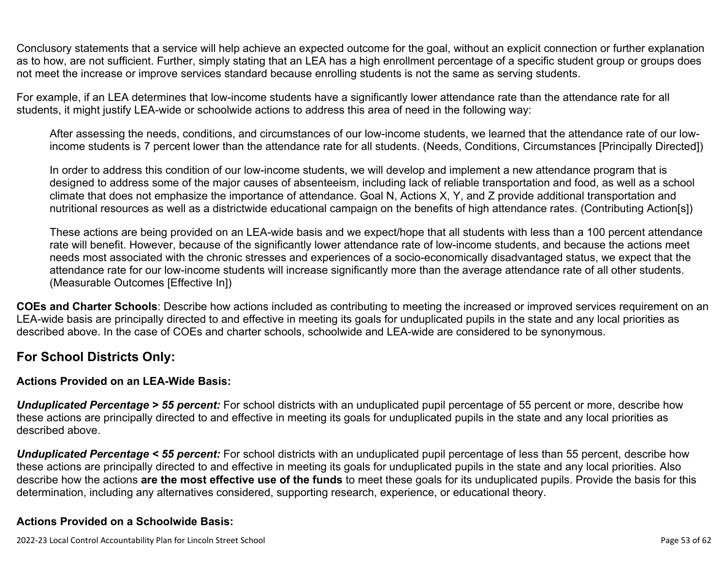Conclusory statements that a service will help achieve an expected outcome for the goal, without an explicit connection or further explanation as to how, are not sufficient. Further, simply stating that an LEA has a high enrollment percentage of a specific student group or groups does not meet the increase or improve services standard because enrolling students is not the same as serving students.

For example, if an LEA determines that low-income students have a significantly lower attendance rate than the attendance rate for all students, it might justify LEA-wide or schoolwide actions to address this area of need in the following way:

> After assessing the needs, conditions, and circumstances of our low-income students, we learned that the attendance rate of our low-income students is 7 percent lower than the attendance rate for all students. (Needs, Conditions, Circumstances [Principally Directed])
>
> In order to address this condition of our low-income students, we will develop and implement a new attendance program that is designed to address some of the major causes of absenteeism, including lack of reliable transportation and food, as well as a school climate that does not emphasize the importance of attendance. Goal N, Actions X, Y, and Z provide additional transportation and nutritional resources as well as a districtwide educational campaign on the benefits of high attendance rates. (Contributing Action[s])
>
> These actions are being provided on an LEA-wide basis and we expect/hope that all students with less than a 100 percent attendance rate will benefit. However, because of the significantly lower attendance rate of low-income students, and because the actions meet needs most associated with the chronic stresses and experiences of a socio-economically disadvantaged status, we expect that the attendance rate for our low-income students will increase significantly more than the average attendance rate of all other students. (Measurable Outcomes [Effective In])

**COEs and Charter Schools**: Describe how actions included as contributing to meeting the increased or improved services requirement on an LEA-wide basis are principally directed to and effective in meeting its goals for unduplicated pupils in the state and any local priorities as described above. In the case of COEs and charter schools, schoolwide and LEA-wide are considered to be synonymous.

## For School Districts Only:

### Actions Provided on an LEA-Wide Basis:

***Unduplicated Percentage > 55 percent:*** For school districts with an unduplicated pupil percentage of 55 percent or more, describe how these actions are principally directed to and effective in meeting its goals for unduplicated pupils in the state and any local priorities as described above.

***Unduplicated Percentage < 55 percent:*** For school districts with an unduplicated pupil percentage of less than 55 percent, describe how these actions are principally directed to and effective in meeting its goals for unduplicated pupils in the state and any local priorities. Also describe how the actions **are the most effective use of the funds** to meet these goals for its unduplicated pupils. Provide the basis for this determination, including any alternatives considered, supporting research, experience, or educational theory.

### Actions Provided on a Schoolwide Basis: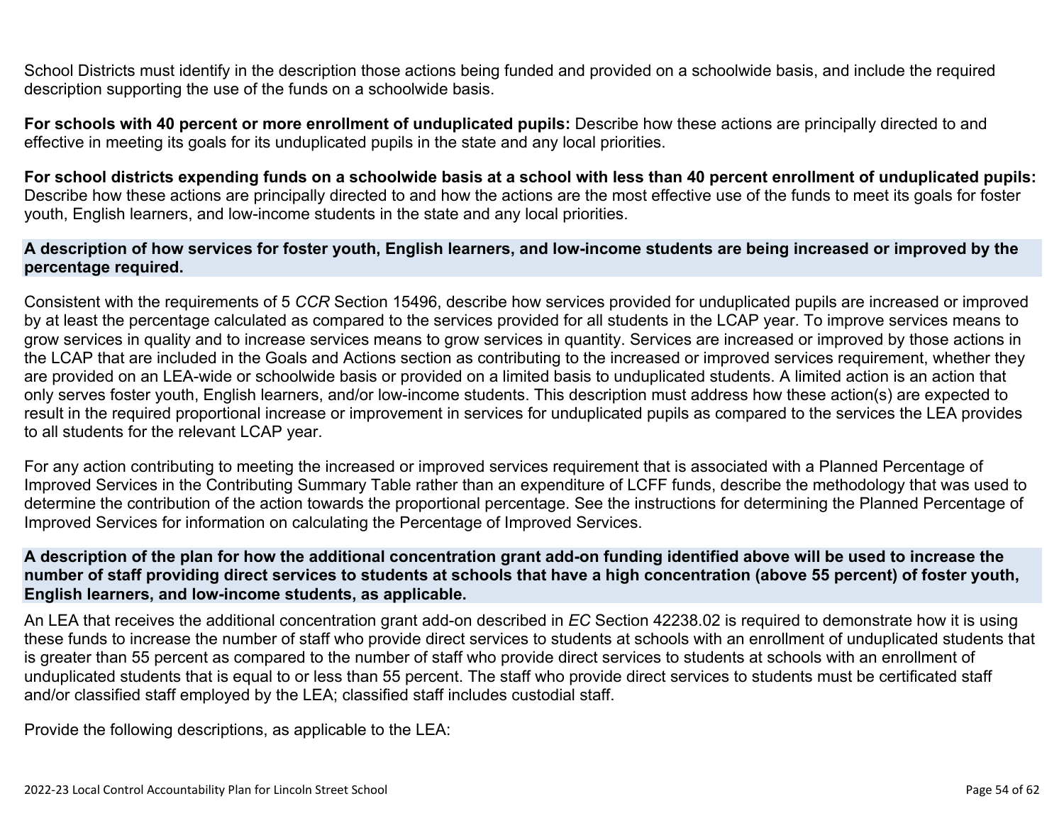School Districts must identify in the description those actions being funded and provided on a schoolwide basis, and include the required description supporting the use of the funds on a schoolwide basis.

**For schools with 40 percent or more enrollment of unduplicated pupils:** Describe how these actions are principally directed to and effective in meeting its goals for its unduplicated pupils in the state and any local priorities.

**For school districts expending funds on a schoolwide basis at a school with less than 40 percent enrollment of unduplicated pupils:** Describe how these actions are principally directed to and how the actions are the most effective use of the funds to meet its goals for foster youth, English learners, and low-income students in the state and any local priorities.

### A description of how services for foster youth, English learners, and low-income students are being increased or improved by the percentage required.

Consistent with the requirements of 5 *CCR* Section 15496, describe how services provided for unduplicated pupils are increased or improved by at least the percentage calculated as compared to the services provided for all students in the LCAP year. To improve services means to grow services in quality and to increase services means to grow services in quantity. Services are increased or improved by those actions in the LCAP that are included in the Goals and Actions section as contributing to the increased or improved services requirement, whether they are provided on an LEA-wide or schoolwide basis or provided on a limited basis to unduplicated students. A limited action is an action that only serves foster youth, English learners, and/or low-income students. This description must address how these action(s) are expected to result in the required proportional increase or improvement in services for unduplicated pupils as compared to the services the LEA provides to all students for the relevant LCAP year.

For any action contributing to meeting the increased or improved services requirement that is associated with a Planned Percentage of Improved Services in the Contributing Summary Table rather than an expenditure of LCFF funds, describe the methodology that was used to determine the contribution of the action towards the proportional percentage. See the instructions for determining the Planned Percentage of Improved Services for information on calculating the Percentage of Improved Services.

### A description of the plan for how the additional concentration grant add-on funding identified above will be used to increase the number of staff providing direct services to students at schools that have a high concentration (above 55 percent) of foster youth, English learners, and low-income students, as applicable.

An LEA that receives the additional concentration grant add-on described in *EC* Section 42238.02 is required to demonstrate how it is using these funds to increase the number of staff who provide direct services to students at schools with an enrollment of unduplicated students that is greater than 55 percent as compared to the number of staff who provide direct services to students at schools with an enrollment of unduplicated students that is equal to or less than 55 percent. The staff who provide direct services to students must be certificated staff and/or classified staff employed by the LEA; classified staff includes custodial staff.

Provide the following descriptions, as applicable to the LEA: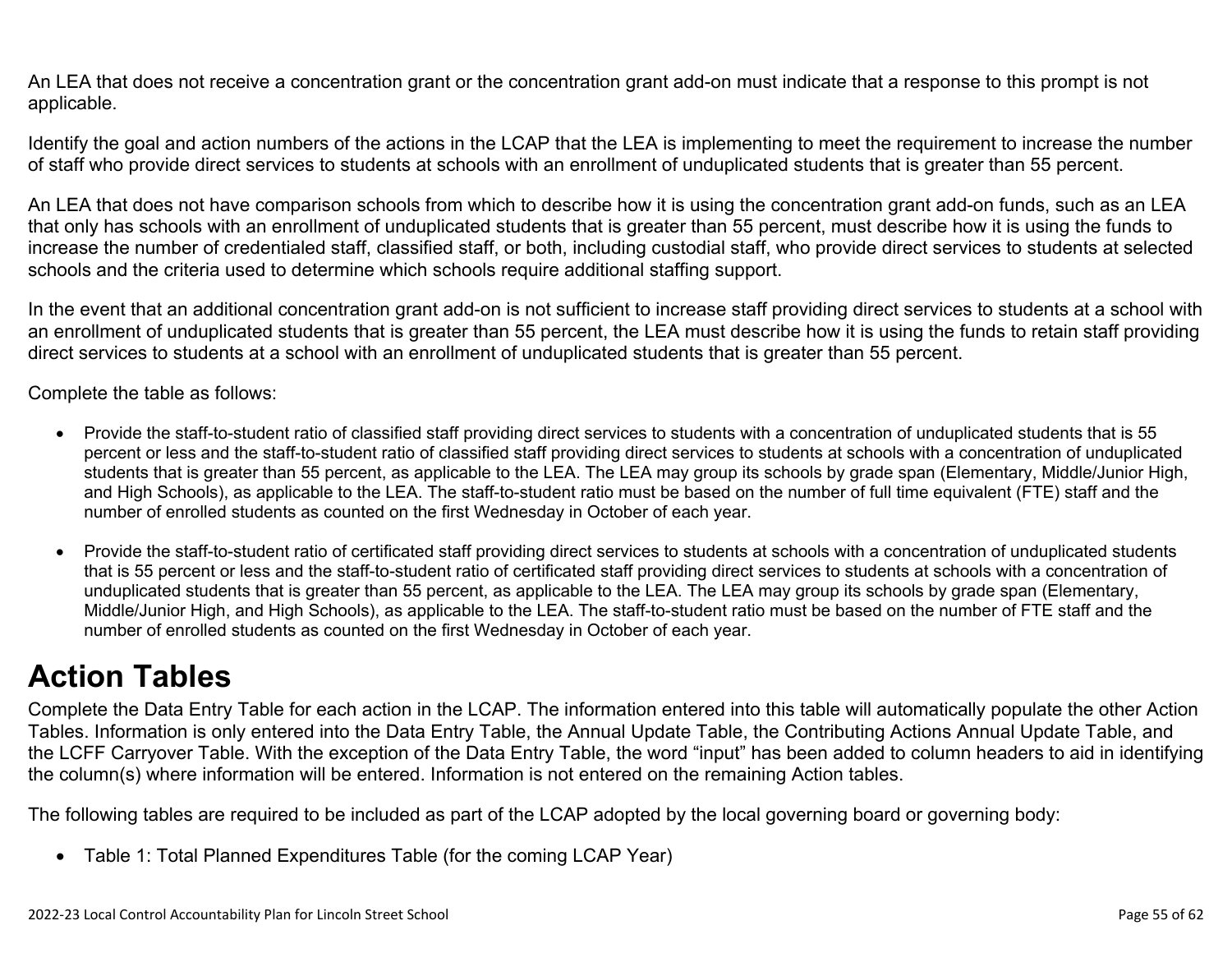An LEA that does not receive a concentration grant or the concentration grant add-on must indicate that a response to this prompt is not applicable.

Identify the goal and action numbers of the actions in the LCAP that the LEA is implementing to meet the requirement to increase the number of staff who provide direct services to students at schools with an enrollment of unduplicated students that is greater than 55 percent.

An LEA that does not have comparison schools from which to describe how it is using the concentration grant add-on funds, such as an LEA that only has schools with an enrollment of unduplicated students that is greater than 55 percent, must describe how it is using the funds to increase the number of credentialed staff, classified staff, or both, including custodial staff, who provide direct services to students at selected schools and the criteria used to determine which schools require additional staffing support.

In the event that an additional concentration grant add-on is not sufficient to increase staff providing direct services to students at a school with an enrollment of unduplicated students that is greater than 55 percent, the LEA must describe how it is using the funds to retain staff providing direct services to students at a school with an enrollment of unduplicated students that is greater than 55 percent.

Complete the table as follows:

- Provide the staff-to-student ratio of classified staff providing direct services to students with a concentration of unduplicated students that is 55 percent or less and the staff-to-student ratio of classified staff providing direct services to students at schools with a concentration of unduplicated students that is greater than 55 percent, as applicable to the LEA. The LEA may group its schools by grade span (Elementary, Middle/Junior High, and High Schools), as applicable to the LEA. The staff-to-student ratio must be based on the number of full time equivalent (FTE) staff and the number of enrolled students as counted on the first Wednesday in October of each year.

- Provide the staff-to-student ratio of certificated staff providing direct services to students at schools with a concentration of unduplicated students that is 55 percent or less and the staff-to-student ratio of certificated staff providing direct services to students at schools with a concentration of unduplicated students that is greater than 55 percent, as applicable to the LEA. The LEA may group its schools by grade span (Elementary, Middle/Junior High, and High Schools), as applicable to the LEA. The staff-to-student ratio must be based on the number of FTE staff and the number of enrolled students as counted on the first Wednesday in October of each year.

# Action Tables

Complete the Data Entry Table for each action in the LCAP. The information entered into this table will automatically populate the other Action Tables. Information is only entered into the Data Entry Table, the Annual Update Table, the Contributing Actions Annual Update Table, and the LCFF Carryover Table. With the exception of the Data Entry Table, the word "input" has been added to column headers to aid in identifying the column(s) where information will be entered. Information is not entered on the remaining Action tables.

The following tables are required to be included as part of the LCAP adopted by the local governing board or governing body:

- Table 1: Total Planned Expenditures Table (for the coming LCAP Year)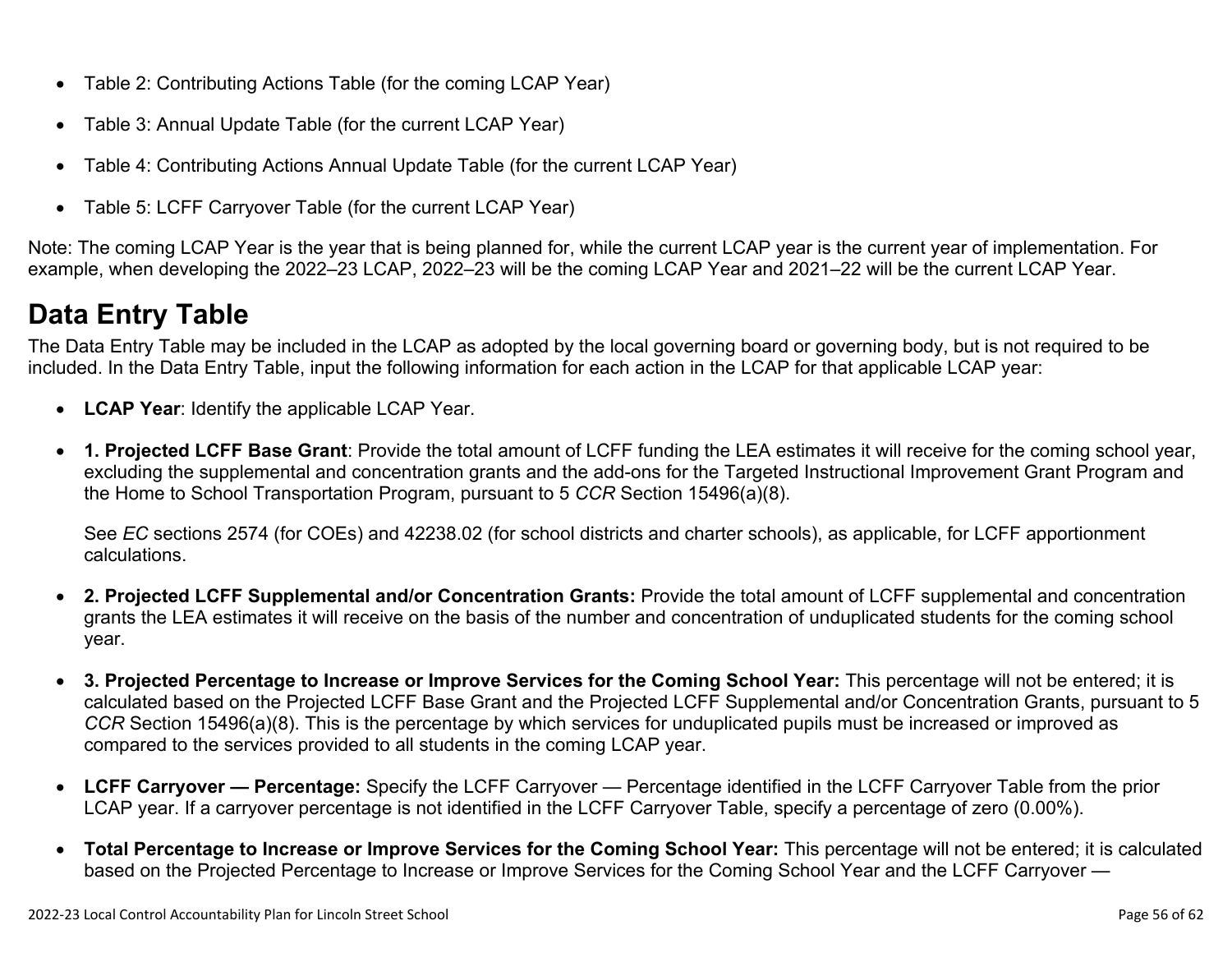- Table 2: Contributing Actions Table (for the coming LCAP Year)
- Table 3: Annual Update Table (for the current LCAP Year)
- Table 4: Contributing Actions Annual Update Table (for the current LCAP Year)
- Table 5: LCFF Carryover Table (for the current LCAP Year)

Note: The coming LCAP Year is the year that is being planned for, while the current LCAP year is the current year of implementation. For example, when developing the 2022–23 LCAP, 2022–23 will be the coming LCAP Year and 2021–22 will be the current LCAP Year.

# Data Entry Table

The Data Entry Table may be included in the LCAP as adopted by the local governing board or governing body, but is not required to be included. In the Data Entry Table, input the following information for each action in the LCAP for that applicable LCAP year:

- **LCAP Year**: Identify the applicable LCAP Year.
- **1. Projected LCFF Base Grant**: Provide the total amount of LCFF funding the LEA estimates it will receive for the coming school year, excluding the supplemental and concentration grants and the add-ons for the Targeted Instructional Improvement Grant Program and the Home to School Transportation Program, pursuant to 5 *CCR* Section 15496(a)(8).

  See *EC* sections 2574 (for COEs) and 42238.02 (for school districts and charter schools), as applicable, for LCFF apportionment calculations.

- **2. Projected LCFF Supplemental and/or Concentration Grants:** Provide the total amount of LCFF supplemental and concentration grants the LEA estimates it will receive on the basis of the number and concentration of unduplicated students for the coming school year.
- **3. Projected Percentage to Increase or Improve Services for the Coming School Year:** This percentage will not be entered; it is calculated based on the Projected LCFF Base Grant and the Projected LCFF Supplemental and/or Concentration Grants, pursuant to 5 *CCR* Section 15496(a)(8). This is the percentage by which services for unduplicated pupils must be increased or improved as compared to the services provided to all students in the coming LCAP year.
- **LCFF Carryover — Percentage:** Specify the LCFF Carryover — Percentage identified in the LCFF Carryover Table from the prior LCAP year. If a carryover percentage is not identified in the LCFF Carryover Table, specify a percentage of zero (0.00%).
- **Total Percentage to Increase or Improve Services for the Coming School Year:** This percentage will not be entered; it is calculated based on the Projected Percentage to Increase or Improve Services for the Coming School Year and the LCFF Carryover —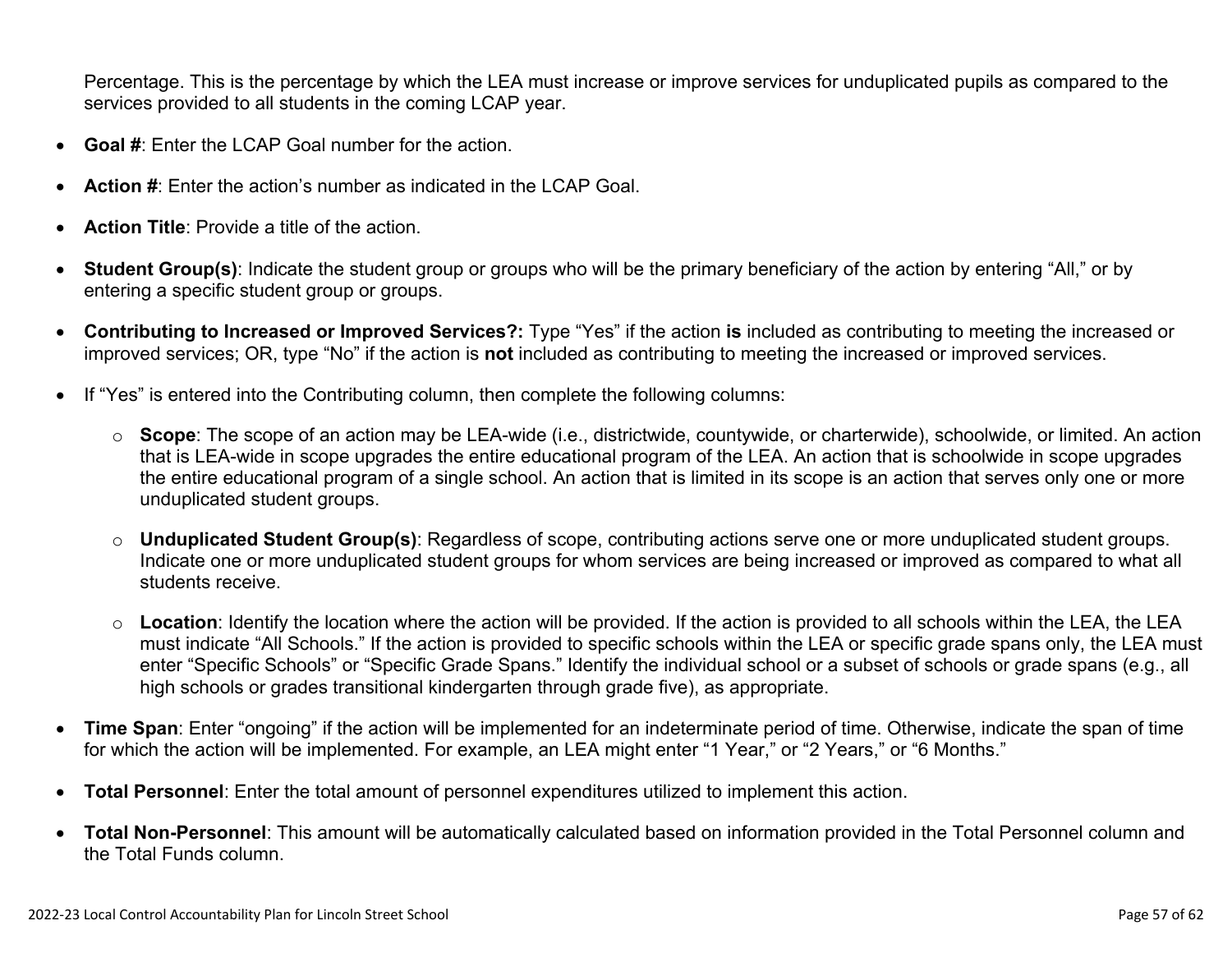Percentage. This is the percentage by which the LEA must increase or improve services for unduplicated pupils as compared to the services provided to all students in the coming LCAP year.

- **Goal #**: Enter the LCAP Goal number for the action.
- **Action #**: Enter the action's number as indicated in the LCAP Goal.
- **Action Title**: Provide a title of the action.
- **Student Group(s)**: Indicate the student group or groups who will be the primary beneficiary of the action by entering "All," or by entering a specific student group or groups.
- **Contributing to Increased or Improved Services?:** Type "Yes" if the action **is** included as contributing to meeting the increased or improved services; OR, type "No" if the action is **not** included as contributing to meeting the increased or improved services.
- If "Yes" is entered into the Contributing column, then complete the following columns:
  - **Scope**: The scope of an action may be LEA-wide (i.e., districtwide, countywide, or charterwide), schoolwide, or limited. An action that is LEA-wide in scope upgrades the entire educational program of the LEA. An action that is schoolwide in scope upgrades the entire educational program of a single school. An action that is limited in its scope is an action that serves only one or more unduplicated student groups.
  - **Unduplicated Student Group(s)**: Regardless of scope, contributing actions serve one or more unduplicated student groups. Indicate one or more unduplicated student groups for whom services are being increased or improved as compared to what all students receive.
  - **Location**: Identify the location where the action will be provided. If the action is provided to all schools within the LEA, the LEA must indicate "All Schools." If the action is provided to specific schools within the LEA or specific grade spans only, the LEA must enter "Specific Schools" or "Specific Grade Spans." Identify the individual school or a subset of schools or grade spans (e.g., all high schools or grades transitional kindergarten through grade five), as appropriate.
- **Time Span**: Enter "ongoing" if the action will be implemented for an indeterminate period of time. Otherwise, indicate the span of time for which the action will be implemented. For example, an LEA might enter "1 Year," or "2 Years," or "6 Months."
- **Total Personnel**: Enter the total amount of personnel expenditures utilized to implement this action.
- **Total Non-Personnel**: This amount will be automatically calculated based on information provided in the Total Personnel column and the Total Funds column.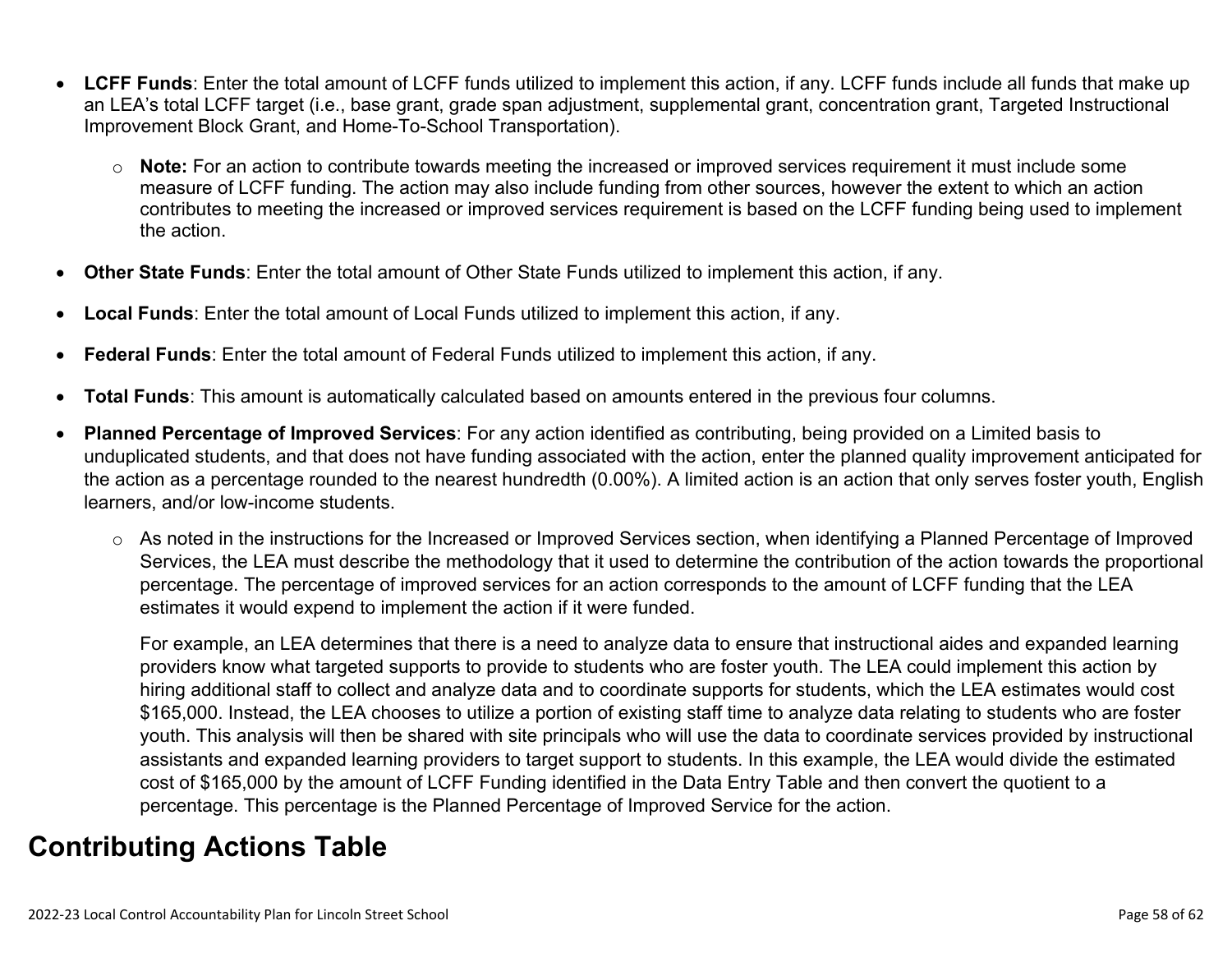- **LCFF Funds**: Enter the total amount of LCFF funds utilized to implement this action, if any. LCFF funds include all funds that make up an LEA's total LCFF target (i.e., base grant, grade span adjustment, supplemental grant, concentration grant, Targeted Instructional Improvement Block Grant, and Home-To-School Transportation).
  - **Note:** For an action to contribute towards meeting the increased or improved services requirement it must include some measure of LCFF funding. The action may also include funding from other sources, however the extent to which an action contributes to meeting the increased or improved services requirement is based on the LCFF funding being used to implement the action.
- **Other State Funds**: Enter the total amount of Other State Funds utilized to implement this action, if any.
- **Local Funds**: Enter the total amount of Local Funds utilized to implement this action, if any.
- **Federal Funds**: Enter the total amount of Federal Funds utilized to implement this action, if any.
- **Total Funds**: This amount is automatically calculated based on amounts entered in the previous four columns.
- **Planned Percentage of Improved Services**: For any action identified as contributing, being provided on a Limited basis to unduplicated students, and that does not have funding associated with the action, enter the planned quality improvement anticipated for the action as a percentage rounded to the nearest hundredth (0.00%). A limited action is an action that only serves foster youth, English learners, and/or low-income students.
  - As noted in the instructions for the Increased or Improved Services section, when identifying a Planned Percentage of Improved Services, the LEA must describe the methodology that it used to determine the contribution of the action towards the proportional percentage. The percentage of improved services for an action corresponds to the amount of LCFF funding that the LEA estimates it would expend to implement the action if it were funded.

    For example, an LEA determines that there is a need to analyze data to ensure that instructional aides and expanded learning providers know what targeted supports to provide to students who are foster youth. The LEA could implement this action by hiring additional staff to collect and analyze data and to coordinate supports for students, which the LEA estimates would cost $165,000. Instead, the LEA chooses to utilize a portion of existing staff time to analyze data relating to students who are foster youth. This analysis will then be shared with site principals who will use the data to coordinate services provided by instructional assistants and expanded learning providers to target support to students. In this example, the LEA would divide the estimated cost of $165,000 by the amount of LCFF Funding identified in the Data Entry Table and then convert the quotient to a percentage. This percentage is the Planned Percentage of Improved Service for the action.

# Contributing Actions Table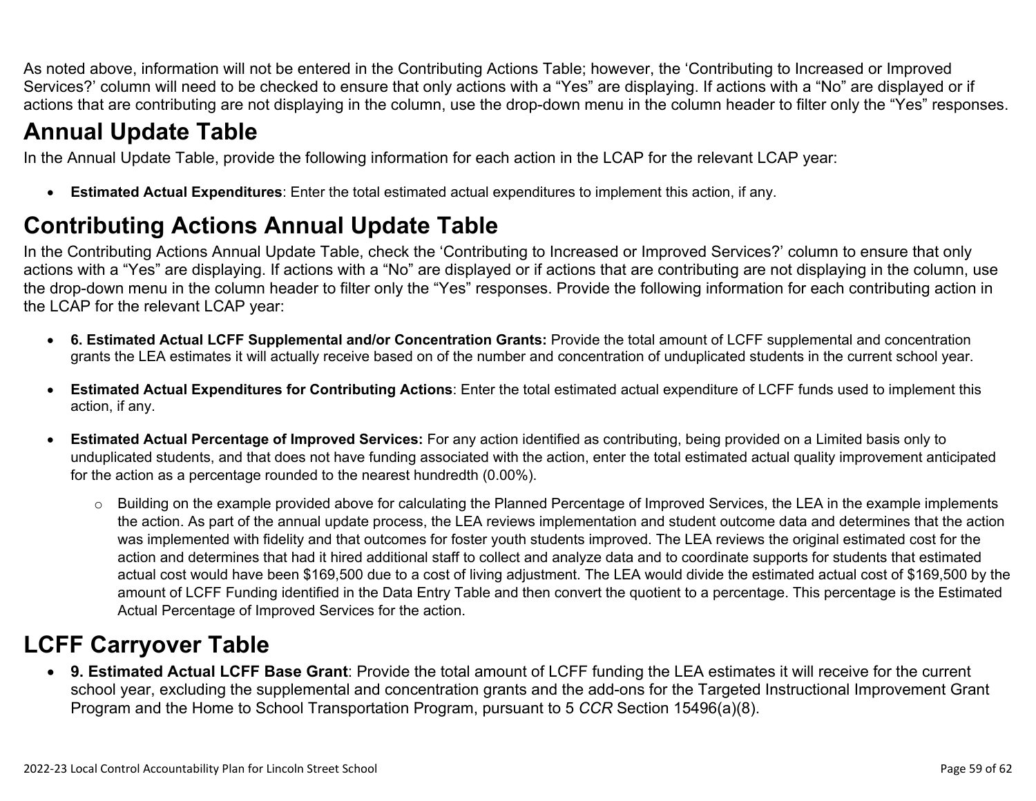As noted above, information will not be entered in the Contributing Actions Table; however, the 'Contributing to Increased or Improved Services?' column will need to be checked to ensure that only actions with a "Yes" are displaying. If actions with a "No" are displayed or if actions that are contributing are not displaying in the column, use the drop-down menu in the column header to filter only the "Yes" responses.

# Annual Update Table

In the Annual Update Table, provide the following information for each action in the LCAP for the relevant LCAP year:

- **Estimated Actual Expenditures**: Enter the total estimated actual expenditures to implement this action, if any.

# Contributing Actions Annual Update Table

In the Contributing Actions Annual Update Table, check the 'Contributing to Increased or Improved Services?' column to ensure that only actions with a "Yes" are displaying. If actions with a "No" are displayed or if actions that are contributing are not displaying in the column, use the drop-down menu in the column header to filter only the "Yes" responses. Provide the following information for each contributing action in the LCAP for the relevant LCAP year:

- **6. Estimated Actual LCFF Supplemental and/or Concentration Grants:** Provide the total amount of LCFF supplemental and concentration grants the LEA estimates it will actually receive based on of the number and concentration of unduplicated students in the current school year.
- **Estimated Actual Expenditures for Contributing Actions**: Enter the total estimated actual expenditure of LCFF funds used to implement this action, if any.
- **Estimated Actual Percentage of Improved Services:** For any action identified as contributing, being provided on a Limited basis only to unduplicated students, and that does not have funding associated with the action, enter the total estimated actual quality improvement anticipated for the action as a percentage rounded to the nearest hundredth (0.00%).
  - Building on the example provided above for calculating the Planned Percentage of Improved Services, the LEA in the example implements the action. As part of the annual update process, the LEA reviews implementation and student outcome data and determines that the action was implemented with fidelity and that outcomes for foster youth students improved. The LEA reviews the original estimated cost for the action and determines that had it hired additional staff to collect and analyze data and to coordinate supports for students that estimated actual cost would have been $169,500 due to a cost of living adjustment. The LEA would divide the estimated actual cost of $169,500 by the amount of LCFF Funding identified in the Data Entry Table and then convert the quotient to a percentage. This percentage is the Estimated Actual Percentage of Improved Services for the action.

# LCFF Carryover Table

- **9. Estimated Actual LCFF Base Grant**: Provide the total amount of LCFF funding the LEA estimates it will receive for the current school year, excluding the supplemental and concentration grants and the add-ons for the Targeted Instructional Improvement Grant Program and the Home to School Transportation Program, pursuant to 5 *CCR* Section 15496(a)(8).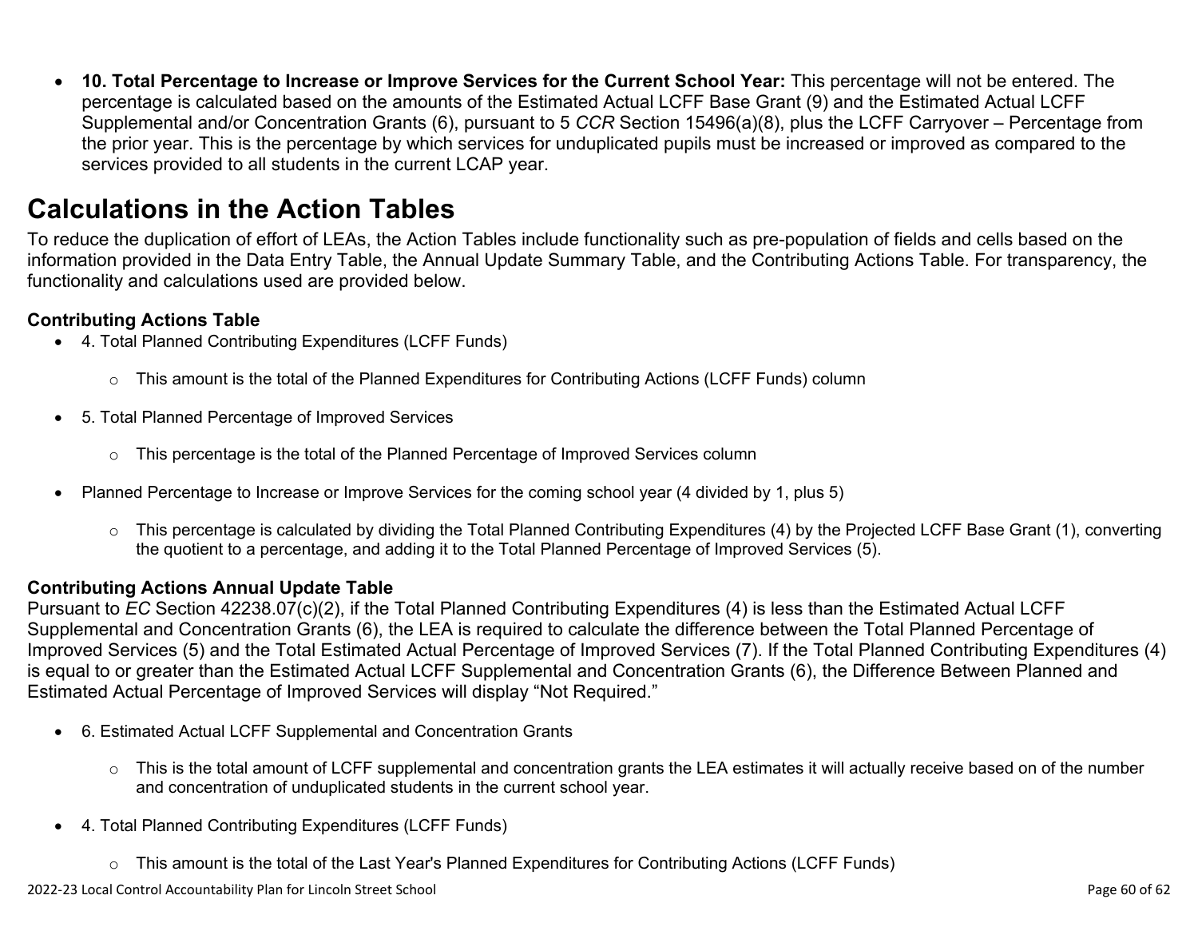- **10. Total Percentage to Increase or Improve Services for the Current School Year:** This percentage will not be entered. The percentage is calculated based on the amounts of the Estimated Actual LCFF Base Grant (9) and the Estimated Actual LCFF Supplemental and/or Concentration Grants (6), pursuant to 5 *CCR* Section 15496(a)(8), plus the LCFF Carryover – Percentage from the prior year. This is the percentage by which services for unduplicated pupils must be increased or improved as compared to the services provided to all students in the current LCAP year.

# Calculations in the Action Tables

To reduce the duplication of effort of LEAs, the Action Tables include functionality such as pre-population of fields and cells based on the information provided in the Data Entry Table, the Annual Update Summary Table, and the Contributing Actions Table. For transparency, the functionality and calculations used are provided below.

### Contributing Actions Table

- 4. Total Planned Contributing Expenditures (LCFF Funds)
  - This amount is the total of the Planned Expenditures for Contributing Actions (LCFF Funds) column
- 5. Total Planned Percentage of Improved Services
  - This percentage is the total of the Planned Percentage of Improved Services column
- Planned Percentage to Increase or Improve Services for the coming school year (4 divided by 1, plus 5)
  - This percentage is calculated by dividing the Total Planned Contributing Expenditures (4) by the Projected LCFF Base Grant (1), converting the quotient to a percentage, and adding it to the Total Planned Percentage of Improved Services (5).

### Contributing Actions Annual Update Table

Pursuant to *EC* Section 42238.07(c)(2), if the Total Planned Contributing Expenditures (4) is less than the Estimated Actual LCFF Supplemental and Concentration Grants (6), the LEA is required to calculate the difference between the Total Planned Percentage of Improved Services (5) and the Total Estimated Actual Percentage of Improved Services (7). If the Total Planned Contributing Expenditures (4) is equal to or greater than the Estimated Actual LCFF Supplemental and Concentration Grants (6), the Difference Between Planned and Estimated Actual Percentage of Improved Services will display "Not Required."

- 6. Estimated Actual LCFF Supplemental and Concentration Grants
  - This is the total amount of LCFF supplemental and concentration grants the LEA estimates it will actually receive based on of the number and concentration of unduplicated students in the current school year.
- 4. Total Planned Contributing Expenditures (LCFF Funds)
  - This amount is the total of the Last Year's Planned Expenditures for Contributing Actions (LCFF Funds)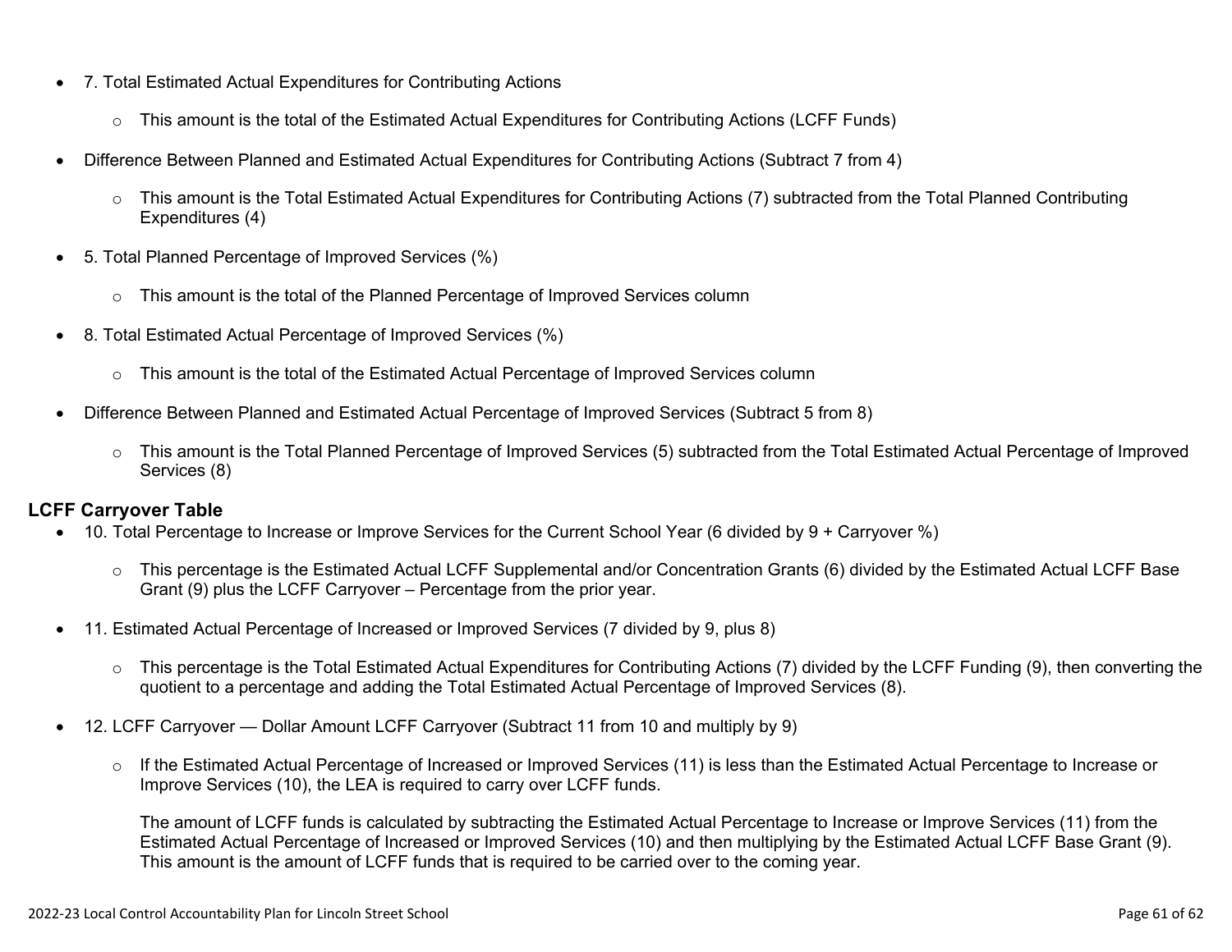- 7. Total Estimated Actual Expenditures for Contributing Actions
    - This amount is the total of the Estimated Actual Expenditures for Contributing Actions (LCFF Funds)
- Difference Between Planned and Estimated Actual Expenditures for Contributing Actions (Subtract 7 from 4)
    - This amount is the Total Estimated Actual Expenditures for Contributing Actions (7) subtracted from the Total Planned Contributing Expenditures (4)
- 5. Total Planned Percentage of Improved Services (%)
    - This amount is the total of the Planned Percentage of Improved Services column
- 8. Total Estimated Actual Percentage of Improved Services (%)
    - This amount is the total of the Estimated Actual Percentage of Improved Services column
- Difference Between Planned and Estimated Actual Percentage of Improved Services (Subtract 5 from 8)
    - This amount is the Total Planned Percentage of Improved Services (5) subtracted from the Total Estimated Actual Percentage of Improved Services (8)

**LCFF Carryover Table**

- 10. Total Percentage to Increase or Improve Services for the Current School Year (6 divided by 9 + Carryover %)
    - This percentage is the Estimated Actual LCFF Supplemental and/or Concentration Grants (6) divided by the Estimated Actual LCFF Base Grant (9) plus the LCFF Carryover – Percentage from the prior year.
- 11. Estimated Actual Percentage of Increased or Improved Services (7 divided by 9, plus 8)
    - This percentage is the Total Estimated Actual Expenditures for Contributing Actions (7) divided by the LCFF Funding (9), then converting the quotient to a percentage and adding the Total Estimated Actual Percentage of Improved Services (8).
- 12. LCFF Carryover — Dollar Amount LCFF Carryover (Subtract 11 from 10 and multiply by 9)
    - If the Estimated Actual Percentage of Increased or Improved Services (11) is less than the Estimated Actual Percentage to Increase or Improve Services (10), the LEA is required to carry over LCFF funds.

      The amount of LCFF funds is calculated by subtracting the Estimated Actual Percentage to Increase or Improve Services (11) from the Estimated Actual Percentage of Increased or Improved Services (10) and then multiplying by the Estimated Actual LCFF Base Grant (9). This amount is the amount of LCFF funds that is required to be carried over to the coming year.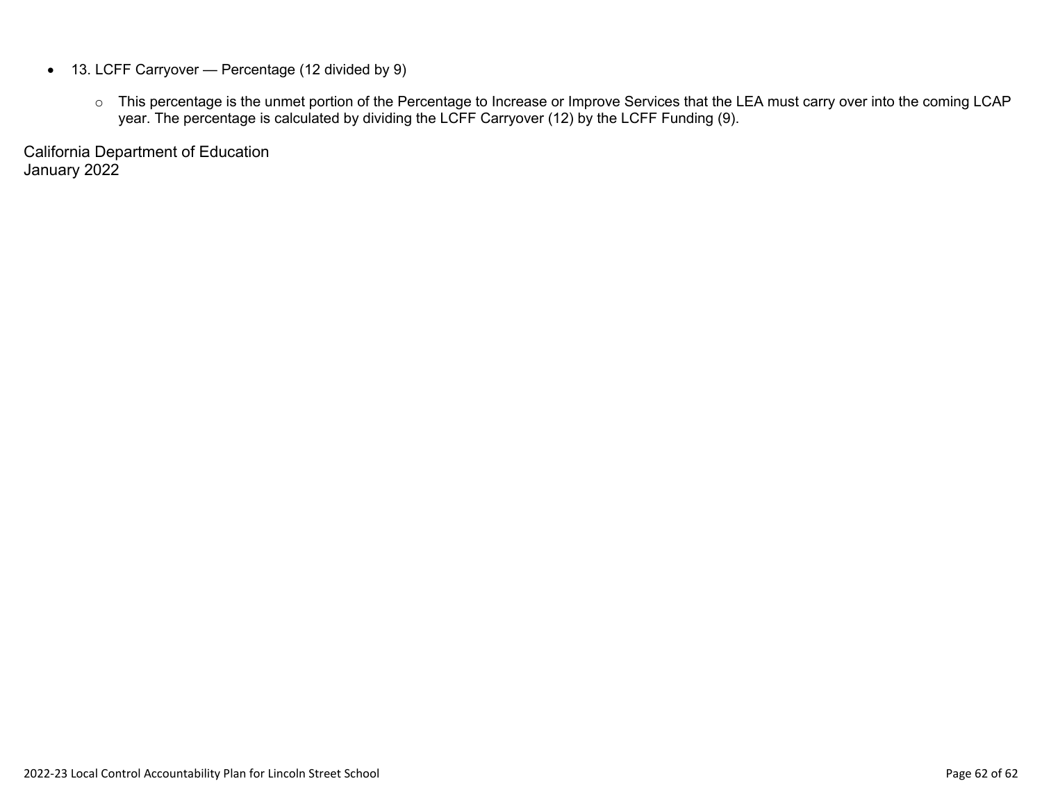- 13. LCFF Carryover — Percentage (12 divided by 9)
  - This percentage is the unmet portion of the Percentage to Increase or Improve Services that the LEA must carry over into the coming LCAP year. The percentage is calculated by dividing the LCFF Carryover (12) by the LCFF Funding (9).

California Department of Education
January 2022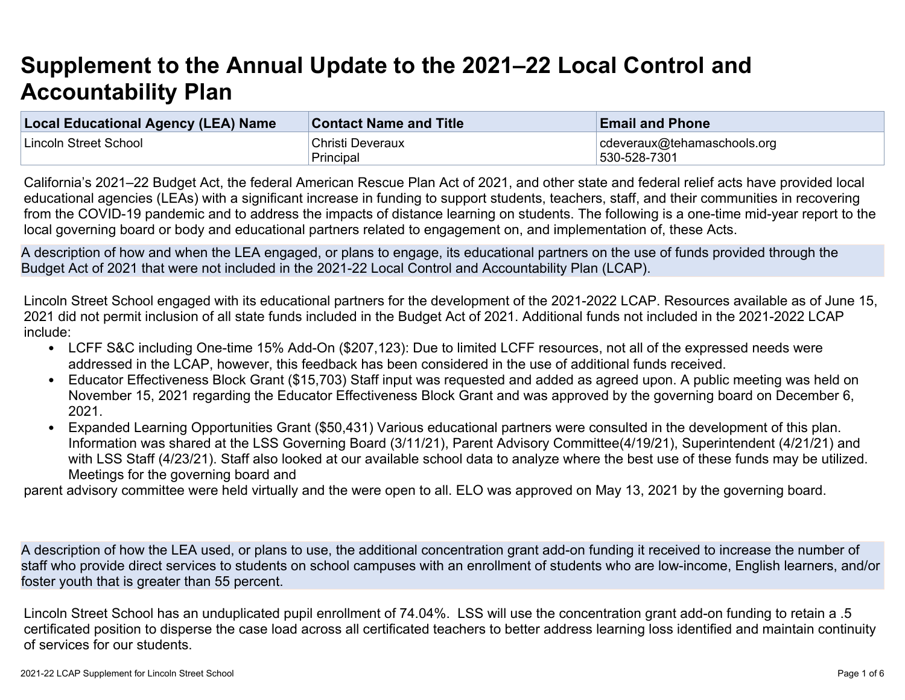# Supplement to the Annual Update to the 2021–22 Local Control and Accountability Plan

| Local Educational Agency (LEA) Name | Contact Name and Title | Email and Phone |
|---|---|---|
| Lincoln Street School | Christi Deveraux<br>Principal | cdeveraux@tehamaschools.org<br>530-528-7301 |

California's 2021–22 Budget Act, the federal American Rescue Plan Act of 2021, and other state and federal relief acts have provided local educational agencies (LEAs) with a significant increase in funding to support students, teachers, staff, and their communities in recovering from the COVID-19 pandemic and to address the impacts of distance learning on students. The following is a one-time mid-year report to the local governing board or body and educational partners related to engagement on, and implementation of, these Acts.

**A description of how and when the LEA engaged, or plans to engage, its educational partners on the use of funds provided through the Budget Act of 2021 that were not included in the 2021-22 Local Control and Accountability Plan (LCAP).**

Lincoln Street School engaged with its educational partners for the development of the 2021-2022 LCAP. Resources available as of June 15, 2021 did not permit inclusion of all state funds included in the Budget Act of 2021. Additional funds not included in the 2021-2022 LCAP include:

- LCFF S&C including One-time 15% Add-On ($207,123): Due to limited LCFF resources, not all of the expressed needs were addressed in the LCAP, however, this feedback has been considered in the use of additional funds received.
- Educator Effectiveness Block Grant ($15,703) Staff input was requested and added as agreed upon. A public meeting was held on November 15, 2021 regarding the Educator Effectiveness Block Grant and was approved by the governing board on December 6, 2021.
- Expanded Learning Opportunities Grant ($50,431) Various educational partners were consulted in the development of this plan. Information was shared at the LSS Governing Board (3/11/21), Parent Advisory Committee(4/19/21), Superintendent (4/21/21) and with LSS Staff (4/23/21). Staff also looked at our available school data to analyze where the best use of these funds may be utilized. Meetings for the governing board and

parent advisory committee were held virtually and the were open to all. ELO was approved on May 13, 2021 by the governing board.

**A description of how the LEA used, or plans to use, the additional concentration grant add-on funding it received to increase the number of staff who provide direct services to students on school campuses with an enrollment of students who are low-income, English learners, and/or foster youth that is greater than 55 percent.**

Lincoln Street School has an unduplicated pupil enrollment of 74.04%. LSS will use the concentration grant add-on funding to retain a .5 certificated position to disperse the case load across all certificated teachers to better address learning loss identified and maintain continuity of services for our students.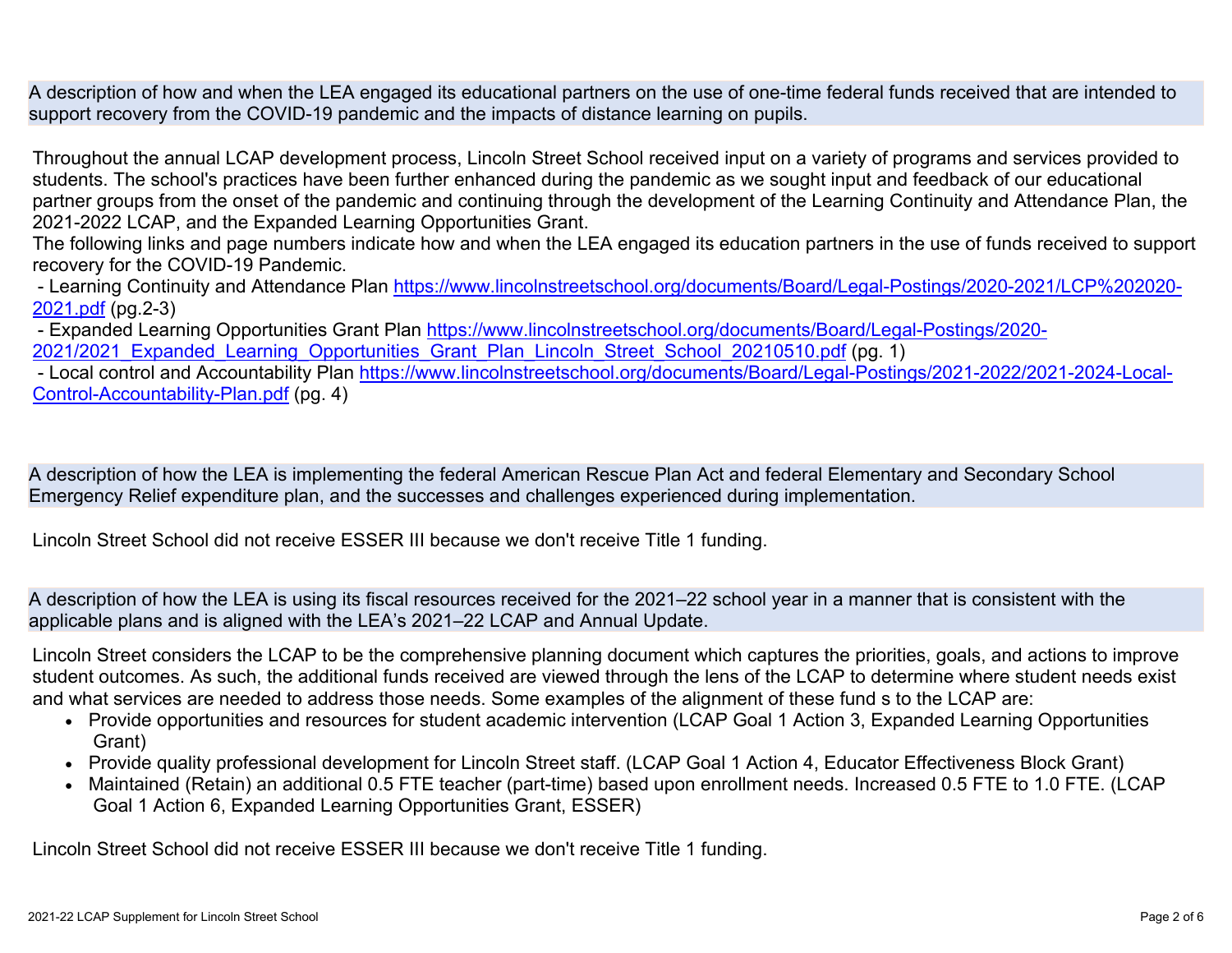A description of how and when the LEA engaged its educational partners on the use of one-time federal funds received that are intended to support recovery from the COVID-19 pandemic and the impacts of distance learning on pupils.

Throughout the annual LCAP development process, Lincoln Street School received input on a variety of programs and services provided to students. The school's practices have been further enhanced during the pandemic as we sought input and feedback of our educational partner groups from the onset of the pandemic and continuing through the development of the Learning Continuity and Attendance Plan, the 2021-2022 LCAP, and the Expanded Learning Opportunities Grant.
The following links and page numbers indicate how and when the LEA engaged its education partners in the use of funds received to support recovery for the COVID-19 Pandemic.
 - Learning Continuity and Attendance Plan [https://www.lincolnstreetschool.org/documents/Board/Legal-Postings/2020-2021/LCP%202020-2021.pdf](https://www.lincolnstreetschool.org/documents/Board/Legal-Postings/2020-2021/LCP%202020-2021.pdf) (pg.2-3)
 - Expanded Learning Opportunities Grant Plan [https://www.lincolnstreetschool.org/documents/Board/Legal-Postings/2020-2021/2021_Expanded_Learning_Opportunities_Grant_Plan_Lincoln_Street_School_20210510.pdf](https://www.lincolnstreetschool.org/documents/Board/Legal-Postings/2020-2021/2021_Expanded_Learning_Opportunities_Grant_Plan_Lincoln_Street_School_20210510.pdf) (pg. 1)
 - Local control and Accountability Plan [https://www.lincolnstreetschool.org/documents/Board/Legal-Postings/2021-2022/2021-2024-Local-Control-Accountability-Plan.pdf](https://www.lincolnstreetschool.org/documents/Board/Legal-Postings/2021-2022/2021-2024-Local-Control-Accountability-Plan.pdf) (pg. 4)

A description of how the LEA is implementing the federal American Rescue Plan Act and federal Elementary and Secondary School Emergency Relief expenditure plan, and the successes and challenges experienced during implementation.

Lincoln Street School did not receive ESSER III because we don't receive Title 1 funding.

A description of how the LEA is using its fiscal resources received for the 2021–22 school year in a manner that is consistent with the applicable plans and is aligned with the LEA's 2021–22 LCAP and Annual Update.

Lincoln Street considers the LCAP to be the comprehensive planning document which captures the priorities, goals, and actions to improve student outcomes. As such, the additional funds received are viewed through the lens of the LCAP to determine where student needs exist and what services are needed to address those needs. Some examples of the alignment of these fund s to the LCAP are:

- Provide opportunities and resources for student academic intervention (LCAP Goal 1 Action 3, Expanded Learning Opportunities Grant)
- Provide quality professional development for Lincoln Street staff. (LCAP Goal 1 Action 4, Educator Effectiveness Block Grant)
- Maintained (Retain) an additional 0.5 FTE teacher (part-time) based upon enrollment needs. Increased 0.5 FTE to 1.0 FTE. (LCAP Goal 1 Action 6, Expanded Learning Opportunities Grant, ESSER)

Lincoln Street School did not receive ESSER III because we don't receive Title 1 funding.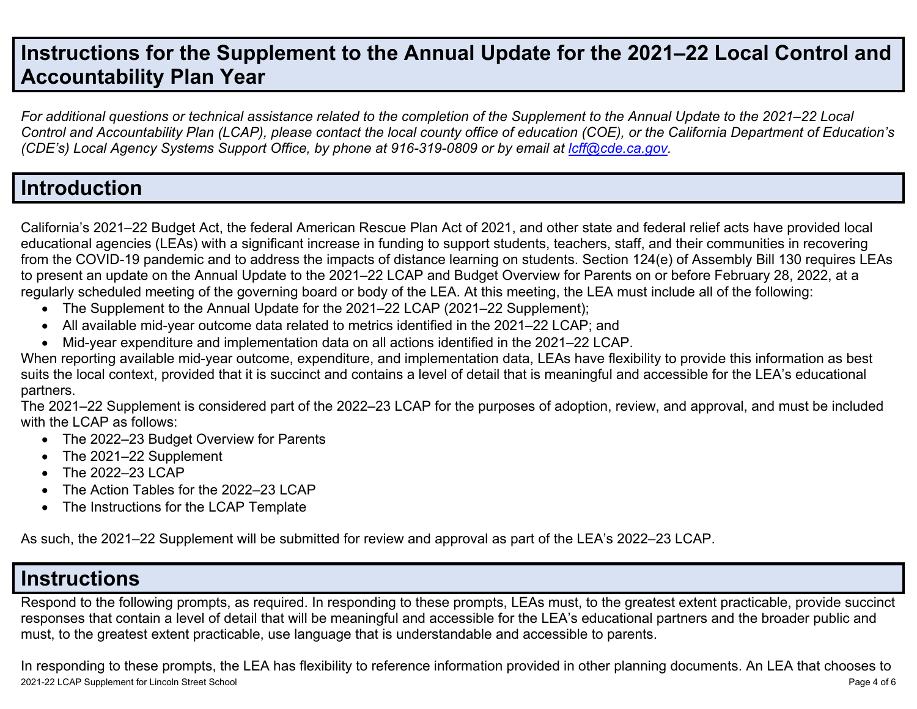# Instructions for the Supplement to the Annual Update for the 2021–22 Local Control and Accountability Plan Year

*For additional questions or technical assistance related to the completion of the Supplement to the Annual Update to the 2021–22 Local Control and Accountability Plan (LCAP), please contact the local county office of education (COE), or the California Department of Education's (CDE's) Local Agency Systems Support Office, by phone at 916-319-0809 or by email at [lcff@cde.ca.gov](mailto:lcff@cde.ca.gov).*

# Introduction

California's 2021–22 Budget Act, the federal American Rescue Plan Act of 2021, and other state and federal relief acts have provided local educational agencies (LEAs) with a significant increase in funding to support students, teachers, staff, and their communities in recovering from the COVID-19 pandemic and to address the impacts of distance learning on students. Section 124(e) of Assembly Bill 130 requires LEAs to present an update on the Annual Update to the 2021–22 LCAP and Budget Overview for Parents on or before February 28, 2022, at a regularly scheduled meeting of the governing board or body of the LEA. At this meeting, the LEA must include all of the following:

- The Supplement to the Annual Update for the 2021–22 LCAP (2021–22 Supplement);
- All available mid-year outcome data related to metrics identified in the 2021–22 LCAP; and
- Mid-year expenditure and implementation data on all actions identified in the 2021–22 LCAP.

When reporting available mid-year outcome, expenditure, and implementation data, LEAs have flexibility to provide this information as best suits the local context, provided that it is succinct and contains a level of detail that is meaningful and accessible for the LEA's educational partners.

The 2021–22 Supplement is considered part of the 2022–23 LCAP for the purposes of adoption, review, and approval, and must be included with the LCAP as follows:

- The 2022–23 Budget Overview for Parents
- The 2021–22 Supplement
- The 2022–23 LCAP
- The Action Tables for the 2022–23 LCAP
- The Instructions for the LCAP Template

As such, the 2021–22 Supplement will be submitted for review and approval as part of the LEA's 2022–23 LCAP.

# Instructions

Respond to the following prompts, as required. In responding to these prompts, LEAs must, to the greatest extent practicable, provide succinct responses that contain a level of detail that will be meaningful and accessible for the LEA's educational partners and the broader public and must, to the greatest extent practicable, use language that is understandable and accessible to parents.

In responding to these prompts, the LEA has flexibility to reference information provided in other planning documents. An LEA that chooses to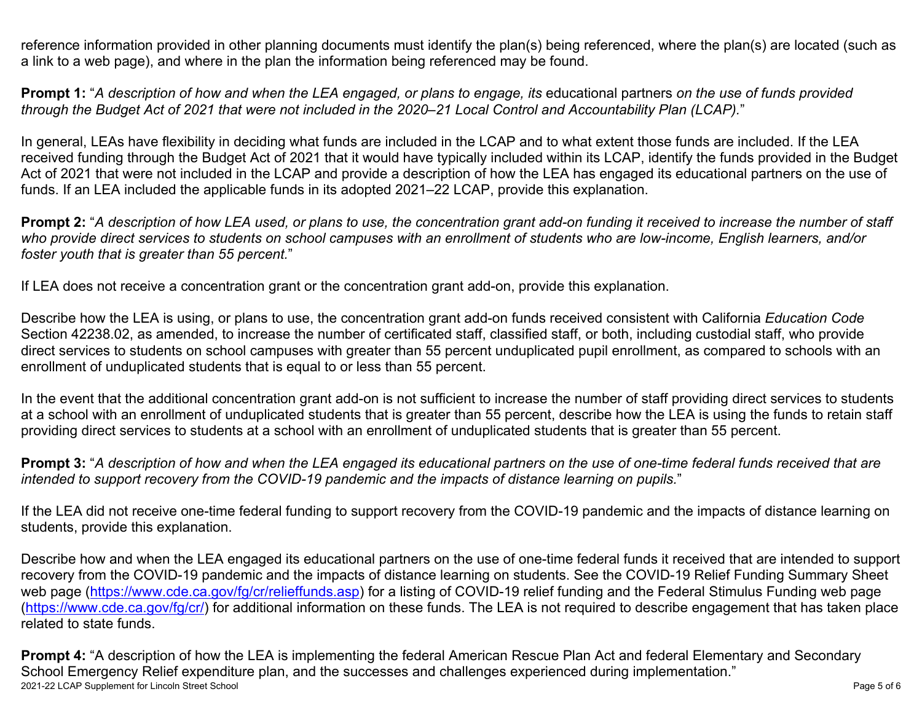reference information provided in other planning documents must identify the plan(s) being referenced, where the plan(s) are located (such as a link to a web page), and where in the plan the information being referenced may be found.

**Prompt 1:** "*A description of how and when the LEA engaged, or plans to engage, its* educational partners *on the use of funds provided through the Budget Act of 2021 that were not included in the 2020–21 Local Control and Accountability Plan (LCAP).*"

In general, LEAs have flexibility in deciding what funds are included in the LCAP and to what extent those funds are included. If the LEA received funding through the Budget Act of 2021 that it would have typically included within its LCAP, identify the funds provided in the Budget Act of 2021 that were not included in the LCAP and provide a description of how the LEA has engaged its educational partners on the use of funds. If an LEA included the applicable funds in its adopted 2021–22 LCAP, provide this explanation.

**Prompt 2:** "*A description of how LEA used, or plans to use, the concentration grant add-on funding it received to increase the number of staff who provide direct services to students on school campuses with an enrollment of students who are low-income, English learners, and/or foster youth that is greater than 55 percent.*"

If LEA does not receive a concentration grant or the concentration grant add-on, provide this explanation.

Describe how the LEA is using, or plans to use, the concentration grant add-on funds received consistent with California *Education Code* Section 42238.02, as amended, to increase the number of certificated staff, classified staff, or both, including custodial staff, who provide direct services to students on school campuses with greater than 55 percent unduplicated pupil enrollment, as compared to schools with an enrollment of unduplicated students that is equal to or less than 55 percent.

In the event that the additional concentration grant add-on is not sufficient to increase the number of staff providing direct services to students at a school with an enrollment of unduplicated students that is greater than 55 percent, describe how the LEA is using the funds to retain staff providing direct services to students at a school with an enrollment of unduplicated students that is greater than 55 percent.

**Prompt 3:** "*A description of how and when the LEA engaged its educational partners on the use of one-time federal funds received that are intended to support recovery from the COVID-19 pandemic and the impacts of distance learning on pupils.*"

If the LEA did not receive one-time federal funding to support recovery from the COVID-19 pandemic and the impacts of distance learning on students, provide this explanation.

Describe how and when the LEA engaged its educational partners on the use of one-time federal funds it received that are intended to support recovery from the COVID-19 pandemic and the impacts of distance learning on students. See the COVID-19 Relief Funding Summary Sheet web page ([https://www.cde.ca.gov/fg/cr/relieffunds.asp](https://www.cde.ca.gov/fg/cr/relieffunds.asp)) for a listing of COVID-19 relief funding and the Federal Stimulus Funding web page ([https://www.cde.ca.gov/fg/cr/](https://www.cde.ca.gov/fg/cr/)) for additional information on these funds. The LEA is not required to describe engagement that has taken place related to state funds.

**Prompt 4:** "A description of how the LEA is implementing the federal American Rescue Plan Act and federal Elementary and Secondary School Emergency Relief expenditure plan, and the successes and challenges experienced during implementation."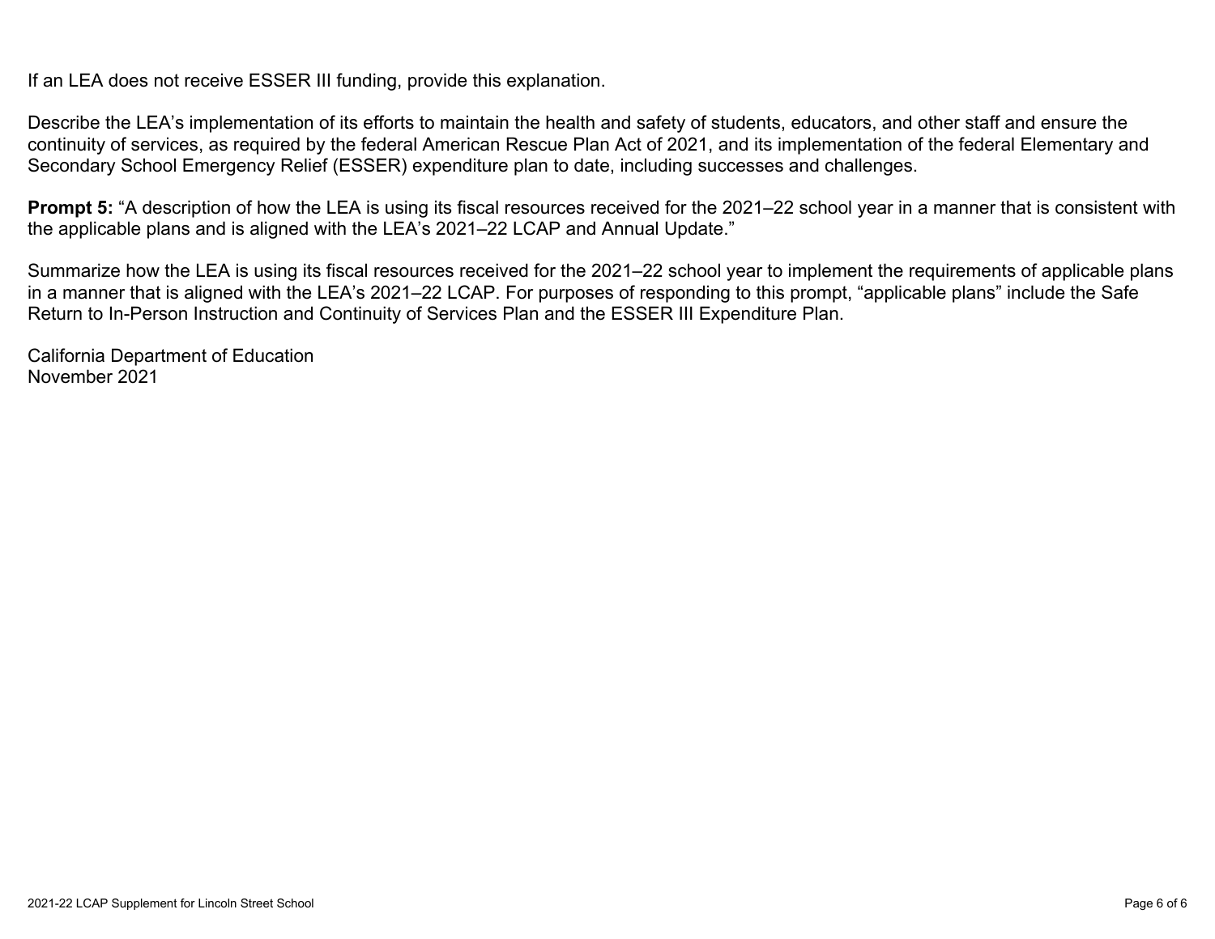If an LEA does not receive ESSER III funding, provide this explanation.

Describe the LEA's implementation of its efforts to maintain the health and safety of students, educators, and other staff and ensure the continuity of services, as required by the federal American Rescue Plan Act of 2021, and its implementation of the federal Elementary and Secondary School Emergency Relief (ESSER) expenditure plan to date, including successes and challenges.

**Prompt 5:** "A description of how the LEA is using its fiscal resources received for the 2021–22 school year in a manner that is consistent with the applicable plans and is aligned with the LEA's 2021–22 LCAP and Annual Update."

Summarize how the LEA is using its fiscal resources received for the 2021–22 school year to implement the requirements of applicable plans in a manner that is aligned with the LEA's 2021–22 LCAP. For purposes of responding to this prompt, "applicable plans" include the Safe Return to In-Person Instruction and Continuity of Services Plan and the ESSER III Expenditure Plan.

California Department of Education
November 2021